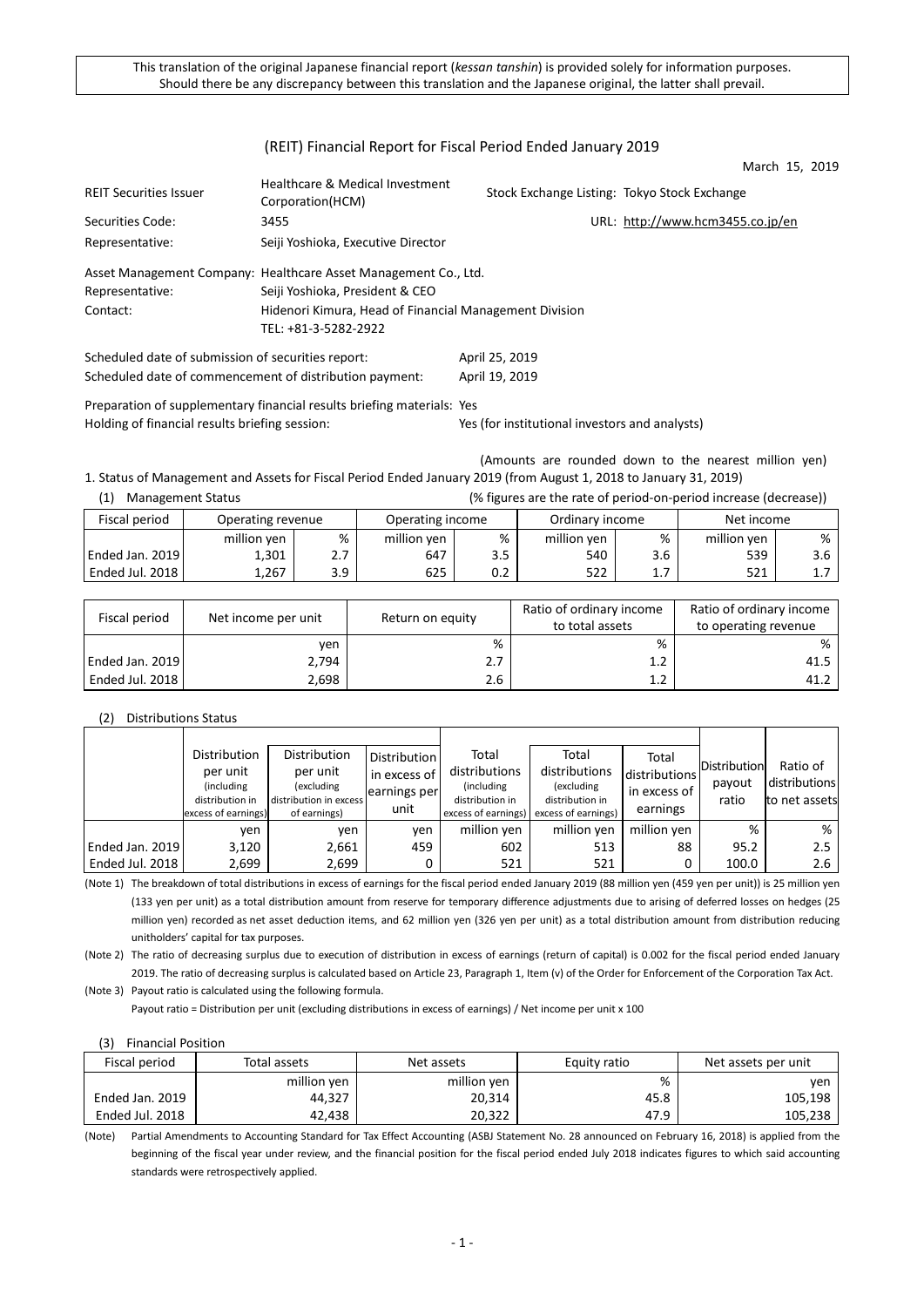This translation of the original Japanese financial report (*kessan tanshin*) is provided solely for information purposes. Should there be any discrepancy between this translation and the Japanese original, the latter shall prevail.

# (REIT) Financial Report for Fiscal Period Ended January 2019

March 15, 2019

| | | | |
|---|---|---|---|
| REIT Securities Issuer | Healthcare & Medical Investment Corporation(HCM) | Stock Exchange Listing: Tokyo Stock Exchange | |
| Securities Code: | 3455 | URL: http://www.hcm3455.co.jp/en | |
| Representative: | Seiji Yoshioka, Executive Director | | |

Asset Management Company: Healthcare Asset Management Co., Ltd.
Representative: Seiji Yoshioka, President & CEO
Contact: Hidenori Kimura, Head of Financial Management Division
TEL: +81-3-5282-2922

Scheduled date of submission of securities report: April 25, 2019
Scheduled date of commencement of distribution payment: April 19, 2019

Preparation of supplementary financial results briefing materials: Yes
Holding of financial results briefing session: Yes (for institutional investors and analysts)

(Amounts are rounded down to the nearest million yen)

## 1. Status of Management and Assets for Fiscal Period Ended January 2019 (from August 1, 2018 to January 31, 2019)

### (1) Management Status

(% figures are the rate of period-on-period increase (decrease))

| Fiscal period | Operating revenue | | Operating income | | Ordinary income | | Net income | |
|---|---|---|---|---|---|---|---|---|
| | million yen | % | million yen | % | million yen | % | million yen | % |
| Ended Jan. 2019 | 1,301 | 2.7 | 647 | 3.5 | 540 | 3.6 | 539 | 3.6 |
| Ended Jul. 2018 | 1,267 | 3.9 | 625 | 0.2 | 522 | 1.7 | 521 | 1.7 |

| Fiscal period | Net income per unit | Return on equity | Ratio of ordinary income to total assets | Ratio of ordinary income to operating revenue |
|---|---|---|---|---|
| | yen | % | % | % |
| Ended Jan. 2019 | 2,794 | 2.7 | 1.2 | 41.5 |
| Ended Jul. 2018 | 2,698 | 2.6 | 1.2 | 41.2 |

### (2) Distributions Status

| | Distribution per unit (including distribution in excess of earnings) | Distribution per unit (excluding distribution in excess of earnings) | Distribution in excess of earnings per unit | Total distributions (including distribution in excess of earnings) | Total distributions (excluding distribution in excess of earnings) | Total distributions in excess of earnings | Distribution payout ratio | Ratio of distributions to net assets |
|---|---|---|---|---|---|---|---|---|
| | yen | yen | yen | million yen | million yen | million yen | % | % |
| Ended Jan. 2019 | 3,120 | 2,661 | 459 | 602 | 513 | 88 | 95.2 | 2.5 |
| Ended Jul. 2018 | 2,699 | 2,699 | 0 | 521 | 521 | 0 | 100.0 | 2.6 |

(Note 1) The breakdown of total distributions in excess of earnings for the fiscal period ended January 2019 (88 million yen (459 yen per unit)) is 25 million yen (133 yen per unit) as a total distribution amount from reserve for temporary difference adjustments due to arising of deferred losses on hedges (25 million yen) recorded as net asset deduction items, and 62 million yen (326 yen per unit) as a total distribution amount from distribution reducing unitholders' capital for tax purposes.

(Note 2) The ratio of decreasing surplus due to execution of distribution in excess of earnings (return of capital) is 0.002 for the fiscal period ended January 2019. The ratio of decreasing surplus is calculated based on Article 23, Paragraph 1, Item (v) of the Order for Enforcement of the Corporation Tax Act.

(Note 3) Payout ratio is calculated using the following formula.
Payout ratio = Distribution per unit (excluding distributions in excess of earnings) / Net income per unit x 100

### (3) Financial Position

| Fiscal period | Total assets | Net assets | Equity ratio | Net assets per unit |
|---|---|---|---|---|
| | million yen | million yen | % | yen |
| Ended Jan. 2019 | 44,327 | 20,314 | 45.8 | 105,198 |
| Ended Jul. 2018 | 42,438 | 20,322 | 47.9 | 105,238 |

(Note) Partial Amendments to Accounting Standard for Tax Effect Accounting (ASBJ Statement No. 28 announced on February 16, 2018) is applied from the beginning of the fiscal year under review, and the financial position for the fiscal period ended July 2018 indicates figures to which said accounting standards were retrospectively applied.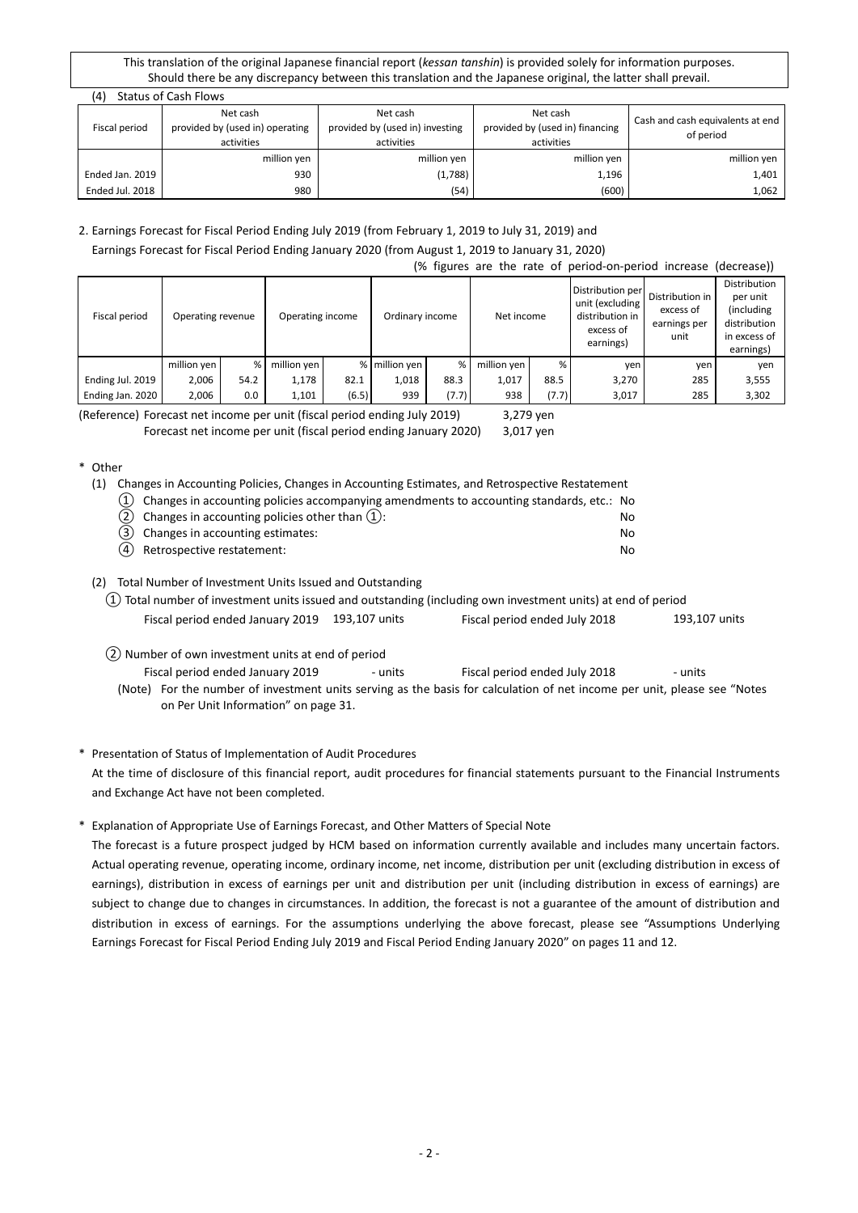This translation of the original Japanese financial report (*kessan tanshin*) is provided solely for information purposes. Should there be any discrepancy between this translation and the Japanese original, the latter shall prevail.

(4) Status of Cash Flows

| Fiscal period | Net cash provided by (used in) operating activities | Net cash provided by (used in) investing activities | Net cash provided by (used in) financing activities | Cash and cash equivalents at end of period |
|---|---|---|---|---|
| | million yen | million yen | million yen | million yen |
| Ended Jan. 2019 | 930 | (1,788) | 1,196 | 1,401 |
| Ended Jul. 2018 | 980 | (54) | (600) | 1,062 |

2. Earnings Forecast for Fiscal Period Ending July 2019 (from February 1, 2019 to July 31, 2019) and Earnings Forecast for Fiscal Period Ending January 2020 (from August 1, 2019 to January 31, 2020)

(% figures are the rate of period-on-period increase (decrease))

| Fiscal period | Operating revenue | | Operating income | | Ordinary income | | Net income | | Distribution per unit (excluding distribution in excess of earnings) | Distribution in excess of earnings per unit | Distribution per unit (including distribution in excess of earnings) |
|---|---|---|---|---|---|---|---|---|---|---|---|
| | million yen | % | million yen | % | million yen | % | million yen | % | yen | yen | yen |
| Ending Jul. 2019 | 2,006 | 54.2 | 1,178 | 82.1 | 1,018 | 88.3 | 1,017 | 88.5 | 3,270 | 285 | 3,555 |
| Ending Jan. 2020 | 2,006 | 0.0 | 1,101 | (6.5) | 939 | (7.7) | 938 | (7.7) | 3,017 | 285 | 3,302 |

(Reference) Forecast net income per unit (fiscal period ending July 2019) 3,279 yen
Forecast net income per unit (fiscal period ending January 2020) 3,017 yen

\* Other

(1) Changes in Accounting Policies, Changes in Accounting Estimates, and Retrospective Restatement

① Changes in accounting policies accompanying amendments to accounting standards, etc.: No
② Changes in accounting policies other than ①: No
③ Changes in accounting estimates: No
④ Retrospective restatement: No

(2) Total Number of Investment Units Issued and Outstanding

① Total number of investment units issued and outstanding (including own investment units) at end of period

Fiscal period ended January 2019 193,107 units Fiscal period ended July 2018 193,107 units

② Number of own investment units at end of period

Fiscal period ended January 2019 - units Fiscal period ended July 2018 - units

(Note) For the number of investment units serving as the basis for calculation of net income per unit, please see "Notes on Per Unit Information" on page 31.

\* Presentation of Status of Implementation of Audit Procedures

At the time of disclosure of this financial report, audit procedures for financial statements pursuant to the Financial Instruments and Exchange Act have not been completed.

\* Explanation of Appropriate Use of Earnings Forecast, and Other Matters of Special Note

The forecast is a future prospect judged by HCM based on information currently available and includes many uncertain factors. Actual operating revenue, operating income, ordinary income, net income, distribution per unit (excluding distribution in excess of earnings), distribution in excess of earnings per unit and distribution per unit (including distribution in excess of earnings) are subject to change due to changes in circumstances. In addition, the forecast is not a guarantee of the amount of distribution and distribution in excess of earnings. For the assumptions underlying the above forecast, please see "Assumptions Underlying Earnings Forecast for Fiscal Period Ending July 2019 and Fiscal Period Ending January 2020" on pages 11 and 12.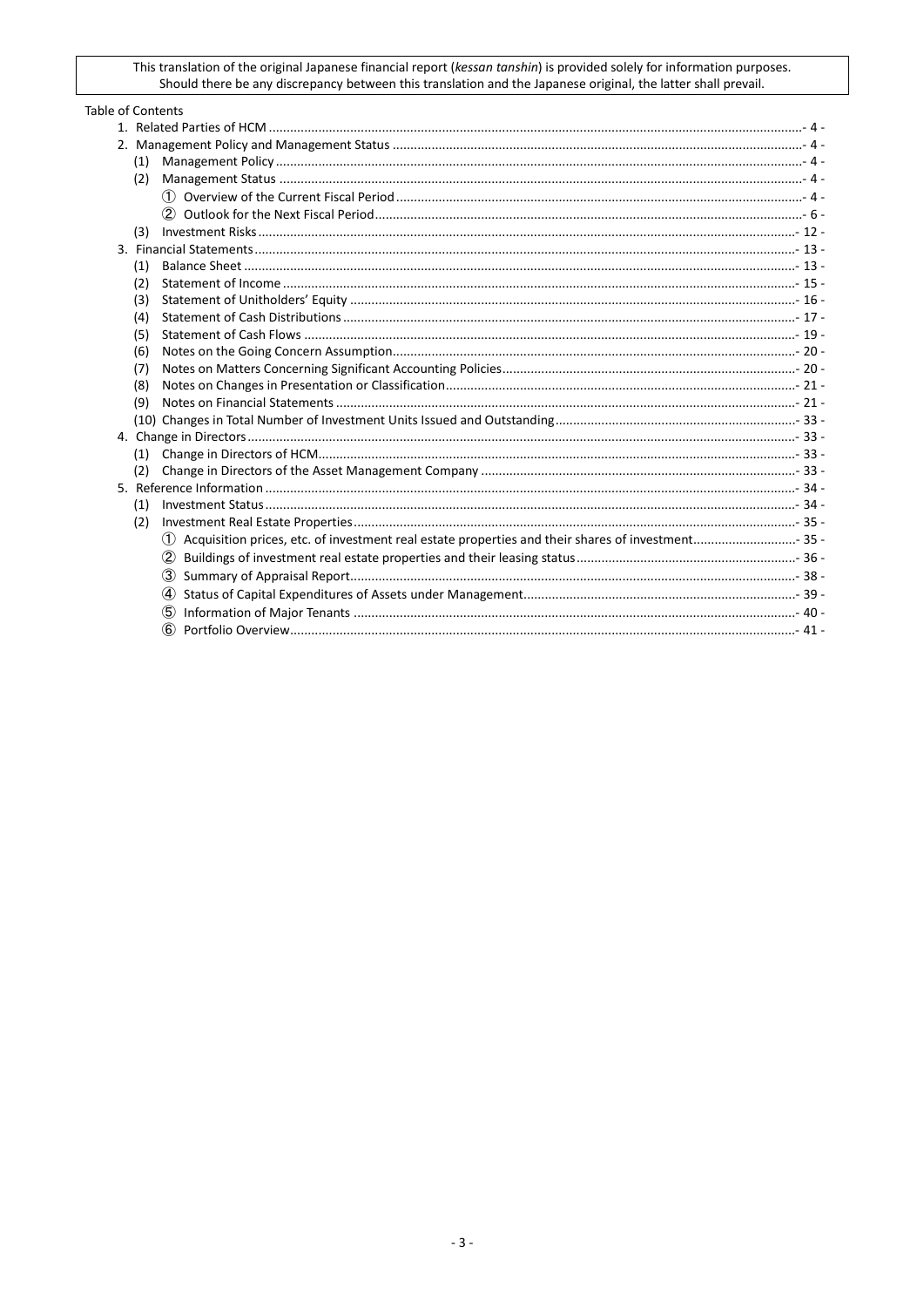This translation of the original Japanese financial report (*kessan tanshin*) is provided solely for information purposes. Should there be any discrepancy between this translation and the Japanese original, the latter shall prevail.

Table of Contents

1. Related Parties of HCM ........................................ - 4 -
2. Management Policy and Management Status ........................................ - 4 -
   (1) Management Policy ........................................ - 4 -
   (2) Management Status ........................................ - 4 -
      ① Overview of the Current Fiscal Period ........................................ - 4 -
      ② Outlook for the Next Fiscal Period ........................................ - 6 -
   (3) Investment Risks ........................................ - 12 -
3. Financial Statements ........................................ - 13 -
   (1) Balance Sheet ........................................ - 13 -
   (2) Statement of Income ........................................ - 15 -
   (3) Statement of Unitholders' Equity ........................................ - 16 -
   (4) Statement of Cash Distributions ........................................ - 17 -
   (5) Statement of Cash Flows ........................................ - 19 -
   (6) Notes on the Going Concern Assumption ........................................ - 20 -
   (7) Notes on Matters Concerning Significant Accounting Policies ........................................ - 20 -
   (8) Notes on Changes in Presentation or Classification ........................................ - 21 -
   (9) Notes on Financial Statements ........................................ - 21 -
   (10) Changes in Total Number of Investment Units Issued and Outstanding ........................................ - 33 -
4. Change in Directors ........................................ - 33 -
   (1) Change in Directors of HCM ........................................ - 33 -
   (2) Change in Directors of the Asset Management Company ........................................ - 33 -
5. Reference Information ........................................ - 34 -
   (1) Investment Status ........................................ - 34 -
   (2) Investment Real Estate Properties ........................................ - 35 -
      ① Acquisition prices, etc. of investment real estate properties and their shares of investment ........................................ - 35 -
      ② Buildings of investment real estate properties and their leasing status ........................................ - 36 -
      ③ Summary of Appraisal Report ........................................ - 38 -
      ④ Status of Capital Expenditures of Assets under Management ........................................ - 39 -
      ⑤ Information of Major Tenants ........................................ - 40 -
      ⑥ Portfolio Overview ........................................ - 41 -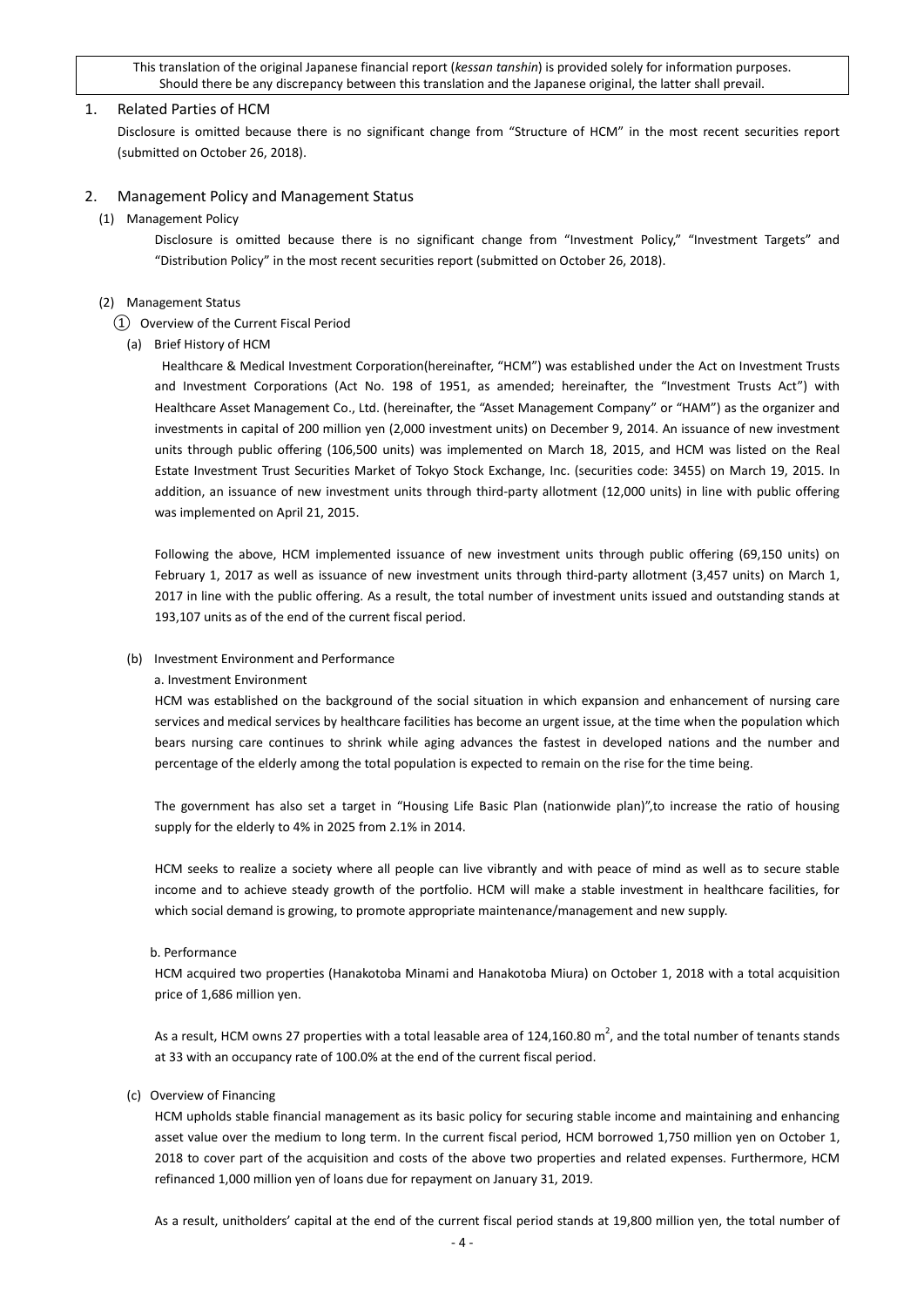This translation of the original Japanese financial report (*kessan tanshin*) is provided solely for information purposes. Should there be any discrepancy between this translation and the Japanese original, the latter shall prevail.

## 1. Related Parties of HCM

Disclosure is omitted because there is no significant change from "Structure of HCM" in the most recent securities report (submitted on October 26, 2018).

## 2. Management Policy and Management Status

### (1) Management Policy

Disclosure is omitted because there is no significant change from "Investment Policy," "Investment Targets" and "Distribution Policy" in the most recent securities report (submitted on October 26, 2018).

### (2) Management Status

① Overview of the Current Fiscal Period

(a) Brief History of HCM

Healthcare & Medical Investment Corporation(hereinafter, "HCM") was established under the Act on Investment Trusts and Investment Corporations (Act No. 198 of 1951, as amended; hereinafter, the "Investment Trusts Act") with Healthcare Asset Management Co., Ltd. (hereinafter, the "Asset Management Company" or "HAM") as the organizer and investments in capital of 200 million yen (2,000 investment units) on December 9, 2014. An issuance of new investment units through public offering (106,500 units) was implemented on March 18, 2015, and HCM was listed on the Real Estate Investment Trust Securities Market of Tokyo Stock Exchange, Inc. (securities code: 3455) on March 19, 2015. In addition, an issuance of new investment units through third-party allotment (12,000 units) in line with public offering was implemented on April 21, 2015.

Following the above, HCM implemented issuance of new investment units through public offering (69,150 units) on February 1, 2017 as well as issuance of new investment units through third-party allotment (3,457 units) on March 1, 2017 in line with the public offering. As a result, the total number of investment units issued and outstanding stands at 193,107 units as of the end of the current fiscal period.

(b) Investment Environment and Performance

a. Investment Environment

HCM was established on the background of the social situation in which expansion and enhancement of nursing care services and medical services by healthcare facilities has become an urgent issue, at the time when the population which bears nursing care continues to shrink while aging advances the fastest in developed nations and the number and percentage of the elderly among the total population is expected to remain on the rise for the time being.

The government has also set a target in "Housing Life Basic Plan (nationwide plan)",to increase the ratio of housing supply for the elderly to 4% in 2025 from 2.1% in 2014.

HCM seeks to realize a society where all people can live vibrantly and with peace of mind as well as to secure stable income and to achieve steady growth of the portfolio. HCM will make a stable investment in healthcare facilities, for which social demand is growing, to promote appropriate maintenance/management and new supply.

b. Performance

HCM acquired two properties (Hanakotoba Minami and Hanakotoba Miura) on October 1, 2018 with a total acquisition price of 1,686 million yen.

As a result, HCM owns 27 properties with a total leasable area of 124,160.80 $m^2$, and the total number of tenants stands at 33 with an occupancy rate of 100.0% at the end of the current fiscal period.

(c) Overview of Financing

HCM upholds stable financial management as its basic policy for securing stable income and maintaining and enhancing asset value over the medium to long term. In the current fiscal period, HCM borrowed 1,750 million yen on October 1, 2018 to cover part of the acquisition and costs of the above two properties and related expenses. Furthermore, HCM refinanced 1,000 million yen of loans due for repayment on January 31, 2019.

As a result, unitholders' capital at the end of the current fiscal period stands at 19,800 million yen, the total number of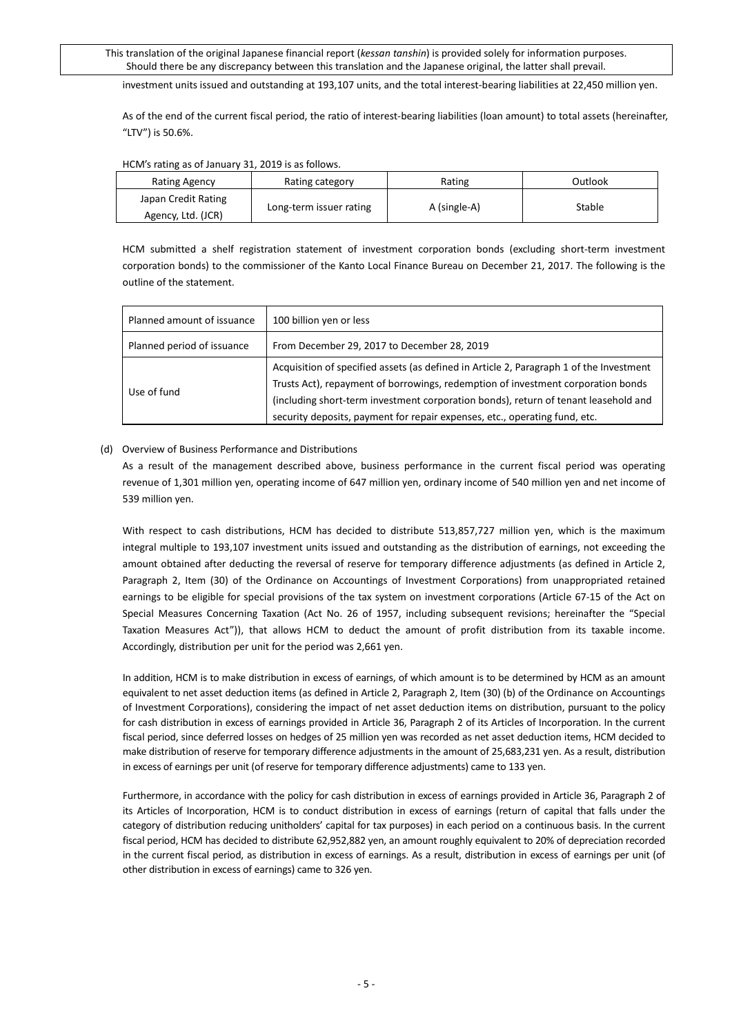investment units issued and outstanding at 193,107 units, and the total interest-bearing liabilities at 22,450 million yen.

As of the end of the current fiscal period, the ratio of interest-bearing liabilities (loan amount) to total assets (hereinafter, "LTV") is 50.6%.

HCM's rating as of January 31, 2019 is as follows.

| Rating Agency | Rating category | Rating | Outlook |
|---|---|---|---|
| Japan Credit Rating Agency, Ltd. (JCR) | Long-term issuer rating | A (single-A) | Stable |

HCM submitted a shelf registration statement of investment corporation bonds (excluding short-term investment corporation bonds) to the commissioner of the Kanto Local Finance Bureau on December 21, 2017. The following is the outline of the statement.

| Planned amount of issuance | 100 billion yen or less |
|---|---|
| Planned period of issuance | From December 29, 2017 to December 28, 2019 |
| Use of fund | Acquisition of specified assets (as defined in Article 2, Paragraph 1 of the Investment Trusts Act), repayment of borrowings, redemption of investment corporation bonds (including short-term investment corporation bonds), return of tenant leasehold and security deposits, payment for repair expenses, etc., operating fund, etc. |

(d) Overview of Business Performance and Distributions

As a result of the management described above, business performance in the current fiscal period was operating revenue of 1,301 million yen, operating income of 647 million yen, ordinary income of 540 million yen and net income of 539 million yen.

With respect to cash distributions, HCM has decided to distribute 513,857,727 million yen, which is the maximum integral multiple to 193,107 investment units issued and outstanding as the distribution of earnings, not exceeding the amount obtained after deducting the reversal of reserve for temporary difference adjustments (as defined in Article 2, Paragraph 2, Item (30) of the Ordinance on Accountings of Investment Corporations) from unappropriated retained earnings to be eligible for special provisions of the tax system on investment corporations (Article 67-15 of the Act on Special Measures Concerning Taxation (Act No. 26 of 1957, including subsequent revisions; hereinafter the "Special Taxation Measures Act")), that allows HCM to deduct the amount of profit distribution from its taxable income. Accordingly, distribution per unit for the period was 2,661 yen.

In addition, HCM is to make distribution in excess of earnings, of which amount is to be determined by HCM as an amount equivalent to net asset deduction items (as defined in Article 2, Paragraph 2, Item (30) (b) of the Ordinance on Accountings of Investment Corporations), considering the impact of net asset deduction items on distribution, pursuant to the policy for cash distribution in excess of earnings provided in Article 36, Paragraph 2 of its Articles of Incorporation. In the current fiscal period, since deferred losses on hedges of 25 million yen was recorded as net asset deduction items, HCM decided to make distribution of reserve for temporary difference adjustments in the amount of 25,683,231 yen. As a result, distribution in excess of earnings per unit (of reserve for temporary difference adjustments) came to 133 yen.

Furthermore, in accordance with the policy for cash distribution in excess of earnings provided in Article 36, Paragraph 2 of its Articles of Incorporation, HCM is to conduct distribution in excess of earnings (return of capital that falls under the category of distribution reducing unitholders' capital for tax purposes) in each period on a continuous basis. In the current fiscal period, HCM has decided to distribute 62,952,882 yen, an amount roughly equivalent to 20% of depreciation recorded in the current fiscal period, as distribution in excess of earnings. As a result, distribution in excess of earnings per unit (of other distribution in excess of earnings) came to 326 yen.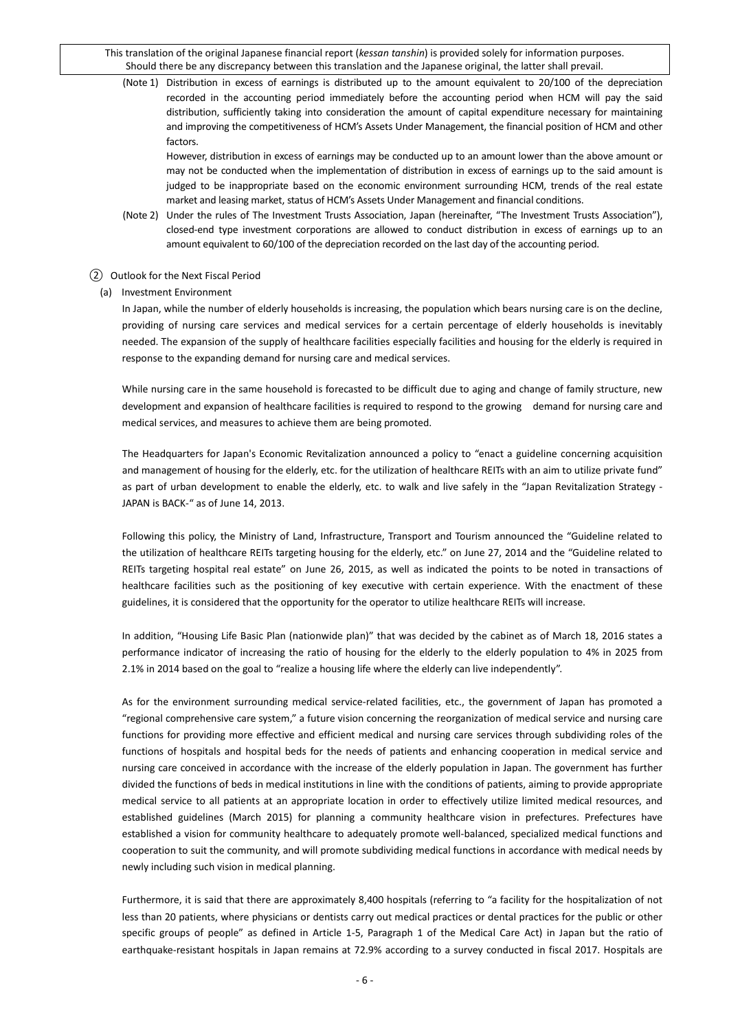(Note 1) Distribution in excess of earnings is distributed up to the amount equivalent to 20/100 of the depreciation recorded in the accounting period immediately before the accounting period when HCM will pay the said distribution, sufficiently taking into consideration the amount of capital expenditure necessary for maintaining and improving the competitiveness of HCM's Assets Under Management, the financial position of HCM and other factors.

However, distribution in excess of earnings may be conducted up to an amount lower than the above amount or may not be conducted when the implementation of distribution in excess of earnings up to the said amount is judged to be inappropriate based on the economic environment surrounding HCM, trends of the real estate market and leasing market, status of HCM's Assets Under Management and financial conditions.

(Note 2) Under the rules of The Investment Trusts Association, Japan (hereinafter, "The Investment Trusts Association"), closed-end type investment corporations are allowed to conduct distribution in excess of earnings up to an amount equivalent to 60/100 of the depreciation recorded on the last day of the accounting period.

② Outlook for the Next Fiscal Period

(a) Investment Environment

In Japan, while the number of elderly households is increasing, the population which bears nursing care is on the decline, providing of nursing care services and medical services for a certain percentage of elderly households is inevitably needed. The expansion of the supply of healthcare facilities especially facilities and housing for the elderly is required in response to the expanding demand for nursing care and medical services.

While nursing care in the same household is forecasted to be difficult due to aging and change of family structure, new development and expansion of healthcare facilities is required to respond to the growing demand for nursing care and medical services, and measures to achieve them are being promoted.

The Headquarters for Japan's Economic Revitalization announced a policy to "enact a guideline concerning acquisition and management of housing for the elderly, etc. for the utilization of healthcare REITs with an aim to utilize private fund" as part of urban development to enable the elderly, etc. to walk and live safely in the "Japan Revitalization Strategy - JAPAN is BACK-" as of June 14, 2013.

Following this policy, the Ministry of Land, Infrastructure, Transport and Tourism announced the "Guideline related to the utilization of healthcare REITs targeting housing for the elderly, etc." on June 27, 2014 and the "Guideline related to REITs targeting hospital real estate" on June 26, 2015, as well as indicated the points to be noted in transactions of healthcare facilities such as the positioning of key executive with certain experience. With the enactment of these guidelines, it is considered that the opportunity for the operator to utilize healthcare REITs will increase.

In addition, "Housing Life Basic Plan (nationwide plan)" that was decided by the cabinet as of March 18, 2016 states a performance indicator of increasing the ratio of housing for the elderly to the elderly population to 4% in 2025 from 2.1% in 2014 based on the goal to "realize a housing life where the elderly can live independently".

As for the environment surrounding medical service-related facilities, etc., the government of Japan has promoted a "regional comprehensive care system," a future vision concerning the reorganization of medical service and nursing care functions for providing more effective and efficient medical and nursing care services through subdividing roles of the functions of hospitals and hospital beds for the needs of patients and enhancing cooperation in medical service and nursing care conceived in accordance with the increase of the elderly population in Japan. The government has further divided the functions of beds in medical institutions in line with the conditions of patients, aiming to provide appropriate medical service to all patients at an appropriate location in order to effectively utilize limited medical resources, and established guidelines (March 2015) for planning a community healthcare vision in prefectures. Prefectures have established a vision for community healthcare to adequately promote well-balanced, specialized medical functions and cooperation to suit the community, and will promote subdividing medical functions in accordance with medical needs by newly including such vision in medical planning.

Furthermore, it is said that there are approximately 8,400 hospitals (referring to "a facility for the hospitalization of not less than 20 patients, where physicians or dentists carry out medical practices or dental practices for the public or other specific groups of people" as defined in Article 1-5, Paragraph 1 of the Medical Care Act) in Japan but the ratio of earthquake-resistant hospitals in Japan remains at 72.9% according to a survey conducted in fiscal 2017. Hospitals are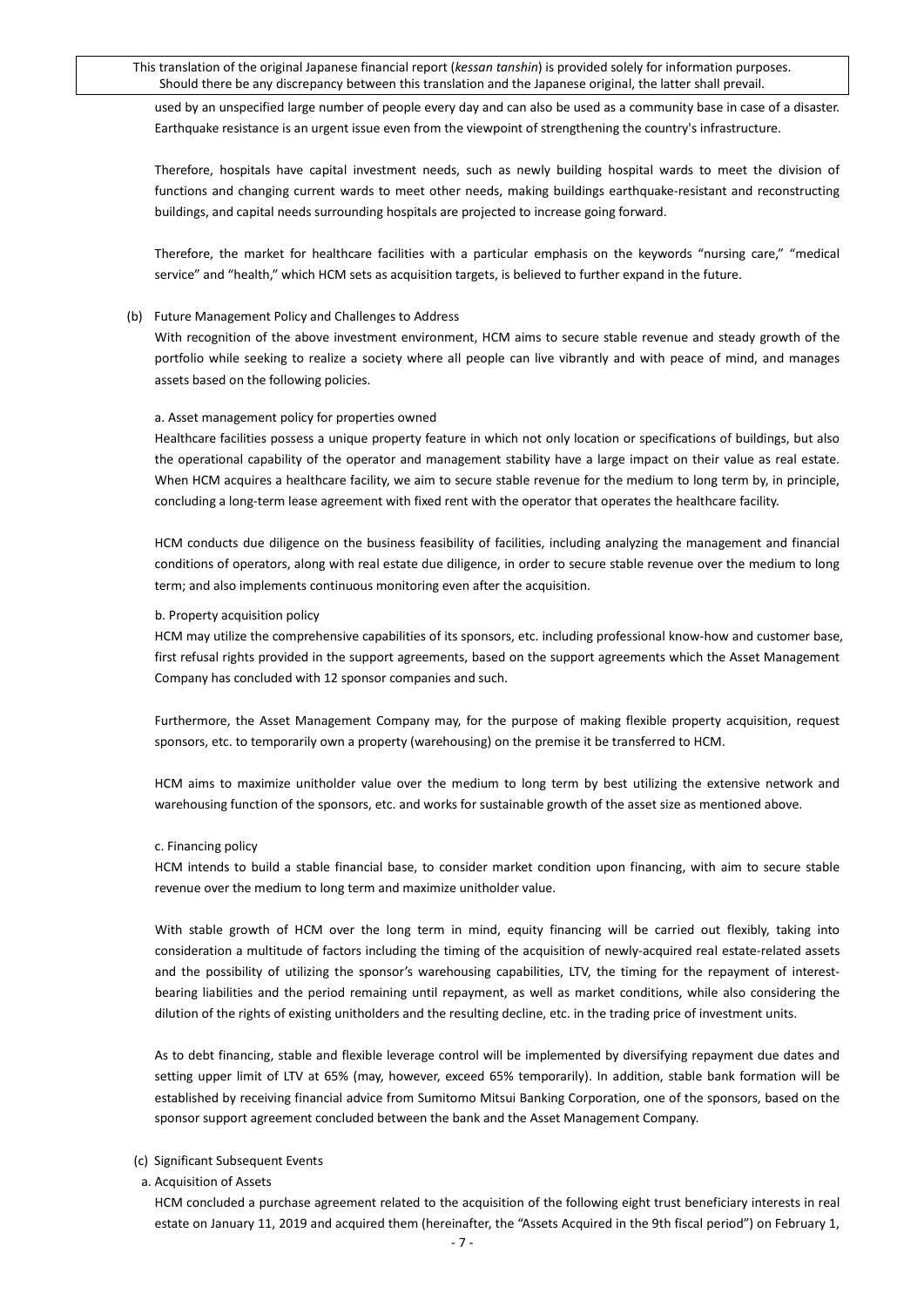used by an unspecified large number of people every day and can also be used as a community base in case of a disaster. Earthquake resistance is an urgent issue even from the viewpoint of strengthening the country's infrastructure.

Therefore, hospitals have capital investment needs, such as newly building hospital wards to meet the division of functions and changing current wards to meet other needs, making buildings earthquake-resistant and reconstructing buildings, and capital needs surrounding hospitals are projected to increase going forward.

Therefore, the market for healthcare facilities with a particular emphasis on the keywords "nursing care," "medical service" and "health," which HCM sets as acquisition targets, is believed to further expand in the future.

(b) Future Management Policy and Challenges to Address

With recognition of the above investment environment, HCM aims to secure stable revenue and steady growth of the portfolio while seeking to realize a society where all people can live vibrantly and with peace of mind, and manages assets based on the following policies.

a. Asset management policy for properties owned

Healthcare facilities possess a unique property feature in which not only location or specifications of buildings, but also the operational capability of the operator and management stability have a large impact on their value as real estate. When HCM acquires a healthcare facility, we aim to secure stable revenue for the medium to long term by, in principle, concluding a long-term lease agreement with fixed rent with the operator that operates the healthcare facility.

HCM conducts due diligence on the business feasibility of facilities, including analyzing the management and financial conditions of operators, along with real estate due diligence, in order to secure stable revenue over the medium to long term; and also implements continuous monitoring even after the acquisition.

b. Property acquisition policy

HCM may utilize the comprehensive capabilities of its sponsors, etc. including professional know-how and customer base, first refusal rights provided in the support agreements, based on the support agreements which the Asset Management Company has concluded with 12 sponsor companies and such.

Furthermore, the Asset Management Company may, for the purpose of making flexible property acquisition, request sponsors, etc. to temporarily own a property (warehousing) on the premise it be transferred to HCM.

HCM aims to maximize unitholder value over the medium to long term by best utilizing the extensive network and warehousing function of the sponsors, etc. and works for sustainable growth of the asset size as mentioned above.

c. Financing policy

HCM intends to build a stable financial base, to consider market condition upon financing, with aim to secure stable revenue over the medium to long term and maximize unitholder value.

With stable growth of HCM over the long term in mind, equity financing will be carried out flexibly, taking into consideration a multitude of factors including the timing of the acquisition of newly-acquired real estate-related assets and the possibility of utilizing the sponsor's warehousing capabilities, LTV, the timing for the repayment of interest-bearing liabilities and the period remaining until repayment, as well as market conditions, while also considering the dilution of the rights of existing unitholders and the resulting decline, etc. in the trading price of investment units.

As to debt financing, stable and flexible leverage control will be implemented by diversifying repayment due dates and setting upper limit of LTV at 65% (may, however, exceed 65% temporarily). In addition, stable bank formation will be established by receiving financial advice from Sumitomo Mitsui Banking Corporation, one of the sponsors, based on the sponsor support agreement concluded between the bank and the Asset Management Company.

(c) Significant Subsequent Events

a. Acquisition of Assets

HCM concluded a purchase agreement related to the acquisition of the following eight trust beneficiary interests in real estate on January 11, 2019 and acquired them (hereinafter, the "Assets Acquired in the 9th fiscal period") on February 1,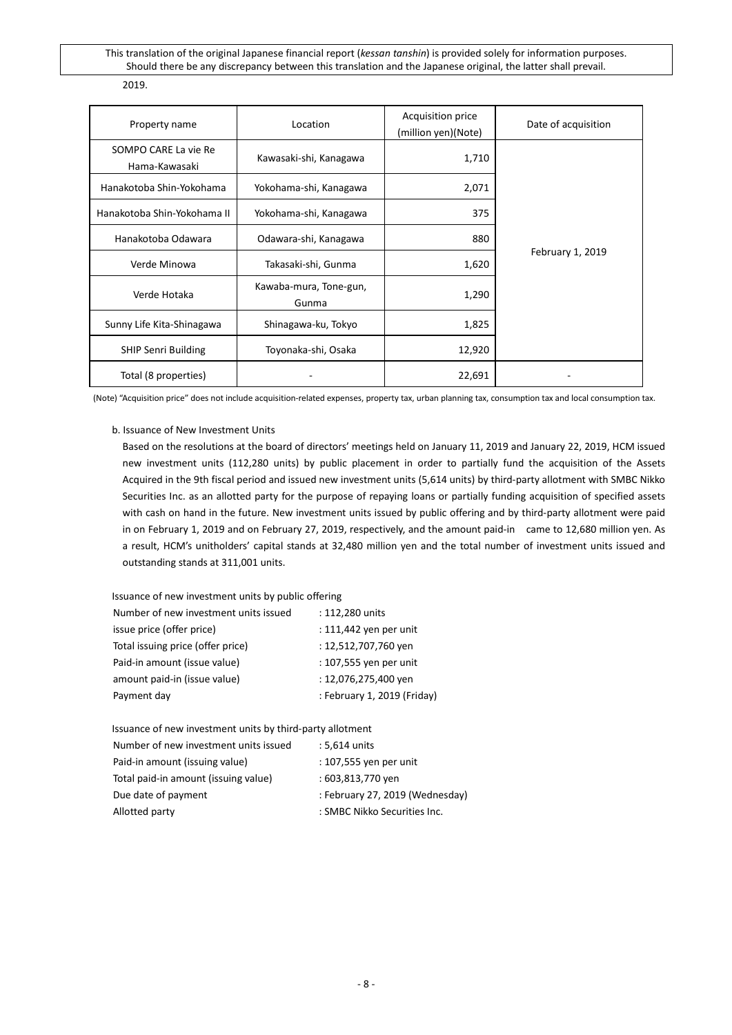2019.

| Property name | Location | Acquisition price (million yen)(Note) | Date of acquisition |
|---|---|---|---|
| SOMPO CARE La vie Re Hama-Kawasaki | Kawasaki-shi, Kanagawa | 1,710 | February 1, 2019 |
| Hanakotoba Shin-Yokohama | Yokohama-shi, Kanagawa | 2,071 | |
| Hanakotoba Shin-Yokohama II | Yokohama-shi, Kanagawa | 375 | |
| Hanakotoba Odawara | Odawara-shi, Kanagawa | 880 | |
| Verde Minowa | Takasaki-shi, Gunma | 1,620 | |
| Verde Hotaka | Kawaba-mura, Tone-gun, Gunma | 1,290 | |
| Sunny Life Kita-Shinagawa | Shinagawa-ku, Tokyo | 1,825 | |
| SHIP Senri Building | Toyonaka-shi, Osaka | 12,920 | |
| Total (8 properties) | - | 22,691 | - |

(Note) "Acquisition price" does not include acquisition-related expenses, property tax, urban planning tax, consumption tax and local consumption tax.

b. Issuance of New Investment Units

Based on the resolutions at the board of directors' meetings held on January 11, 2019 and January 22, 2019, HCM issued new investment units (112,280 units) by public placement in order to partially fund the acquisition of the Assets Acquired in the 9th fiscal period and issued new investment units (5,614 units) by third-party allotment with SMBC Nikko Securities Inc. as an allotted party for the purpose of repaying loans or partially funding acquisition of specified assets with cash on hand in the future. New investment units issued by public offering and by third-party allotment were paid in on February 1, 2019 and on February 27, 2019, respectively, and the amount paid-in came to 12,680 million yen. As a result, HCM's unitholders' capital stands at 32,480 million yen and the total number of investment units issued and outstanding stands at 311,001 units.

Issuance of new investment units by public offering

| | |
|---|---|
| Number of new investment units issued | : 112,280 units |
| issue price (offer price) | : 111,442 yen per unit |
| Total issuing price (offer price) | : 12,512,707,760 yen |
| Paid-in amount (issue value) | : 107,555 yen per unit |
| amount paid-in (issue value) | : 12,076,275,400 yen |
| Payment day | : February 1, 2019 (Friday) |

Issuance of new investment units by third-party allotment

| | |
|---|---|
| Number of new investment units issued | : 5,614 units |
| Paid-in amount (issuing value) | : 107,555 yen per unit |
| Total paid-in amount (issuing value) | : 603,813,770 yen |
| Due date of payment | : February 27, 2019 (Wednesday) |
| Allotted party | : SMBC Nikko Securities Inc. |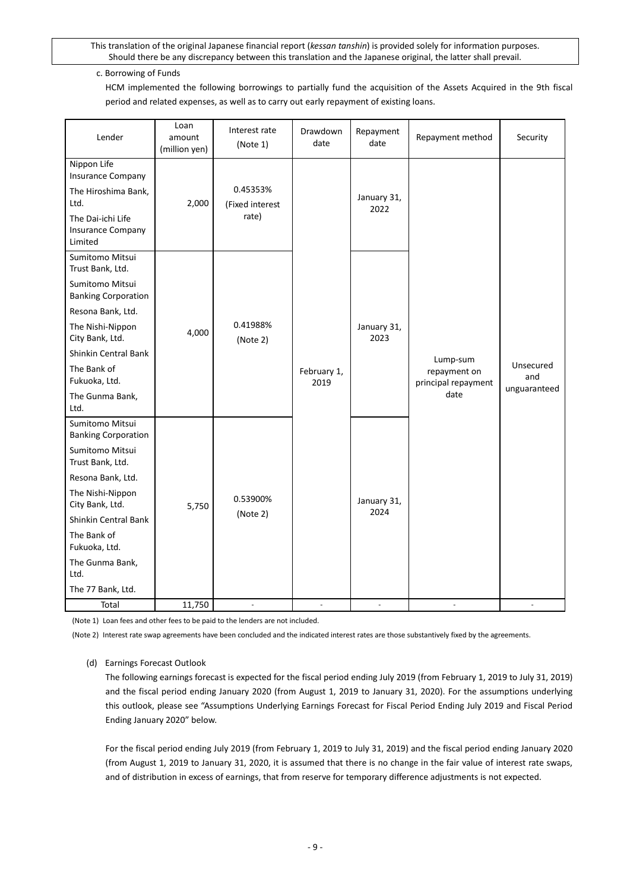This translation of the original Japanese financial report (*kessan tanshin*) is provided solely for information purposes. Should there be any discrepancy between this translation and the Japanese original, the latter shall prevail.

c. Borrowing of Funds

HCM implemented the following borrowings to partially fund the acquisition of the Assets Acquired in the 9th fiscal period and related expenses, as well as to carry out early repayment of existing loans.

| Lender | Loan amount (million yen) | Interest rate (Note 1) | Drawdown date | Repayment date | Repayment method | Security |
|---|---|---|---|---|---|---|
| Nippon Life Insurance Company<br>The Hiroshima Bank, Ltd.<br>The Dai-ichi Life Insurance Company Limited | 2,000 | 0.45353% (Fixed interest rate) | February 1, 2019 | January 31, 2022 | Lump-sum repayment on principal repayment date | Unsecured and unguaranteed |
| Sumitomo Mitsui Trust Bank, Ltd.<br>Sumitomo Mitsui Banking Corporation<br>Resona Bank, Ltd.<br>The Nishi-Nippon City Bank, Ltd.<br>Shinkin Central Bank<br>The Bank of Fukuoka, Ltd.<br>The Gunma Bank, Ltd. | 4,000 | 0.41988% (Note 2) | February 1, 2019 | January 31, 2023 | Lump-sum repayment on principal repayment date | Unsecured and unguaranteed |
| Sumitomo Mitsui Banking Corporation<br>Sumitomo Mitsui Trust Bank, Ltd.<br>Resona Bank, Ltd.<br>The Nishi-Nippon City Bank, Ltd.<br>Shinkin Central Bank<br>The Bank of Fukuoka, Ltd.<br>The Gunma Bank, Ltd.<br>The 77 Bank, Ltd. | 5,750 | 0.53900% (Note 2) | February 1, 2019 | January 31, 2024 | Lump-sum repayment on principal repayment date | Unsecured and unguaranteed |
| Total | 11,750 | - | - | - | - | - |

(Note 1) Loan fees and other fees to be paid to the lenders are not included.

(Note 2) Interest rate swap agreements have been concluded and the indicated interest rates are those substantively fixed by the agreements.

(d) Earnings Forecast Outlook

The following earnings forecast is expected for the fiscal period ending July 2019 (from February 1, 2019 to July 31, 2019) and the fiscal period ending January 2020 (from August 1, 2019 to January 31, 2020). For the assumptions underlying this outlook, please see "Assumptions Underlying Earnings Forecast for Fiscal Period Ending July 2019 and Fiscal Period Ending January 2020" below.

For the fiscal period ending July 2019 (from February 1, 2019 to July 31, 2019) and the fiscal period ending January 2020 (from August 1, 2019 to January 31, 2020, it is assumed that there is no change in the fair value of interest rate swaps, and of distribution in excess of earnings, that from reserve for temporary difference adjustments is not expected.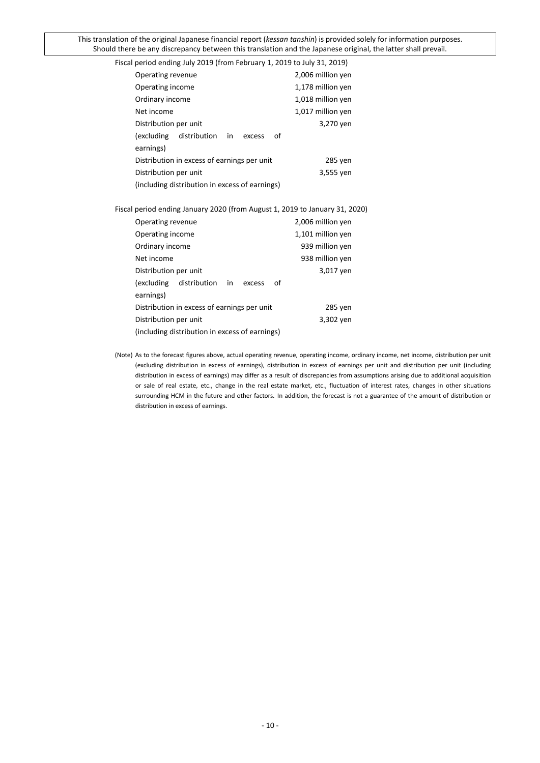This translation of the original Japanese financial report (*kessan tanshin*) is provided solely for information purposes. Should there be any discrepancy between this translation and the Japanese original, the latter shall prevail.

Fiscal period ending July 2019 (from February 1, 2019 to July 31, 2019)

| | |
|---|---|
| Operating revenue | 2,006 million yen |
| Operating income | 1,178 million yen |
| Ordinary income | 1,018 million yen |
| Net income | 1,017 million yen |
| Distribution per unit (excluding distribution in excess of earnings) | 3,270 yen |
| Distribution in excess of earnings per unit | 285 yen |
| Distribution per unit (including distribution in excess of earnings) | 3,555 yen |

Fiscal period ending January 2020 (from August 1, 2019 to January 31, 2020)

| | |
|---|---|
| Operating revenue | 2,006 million yen |
| Operating income | 1,101 million yen |
| Ordinary income | 939 million yen |
| Net income | 938 million yen |
| Distribution per unit (excluding distribution in excess of earnings) | 3,017 yen |
| Distribution in excess of earnings per unit | 285 yen |
| Distribution per unit (including distribution in excess of earnings) | 3,302 yen |

(Note) As to the forecast figures above, actual operating revenue, operating income, ordinary income, net income, distribution per unit (excluding distribution in excess of earnings), distribution in excess of earnings per unit and distribution per unit (including distribution in excess of earnings) may differ as a result of discrepancies from assumptions arising due to additional acquisition or sale of real estate, etc., change in the real estate market, etc., fluctuation of interest rates, changes in other situations surrounding HCM in the future and other factors. In addition, the forecast is not a guarantee of the amount of distribution or distribution in excess of earnings.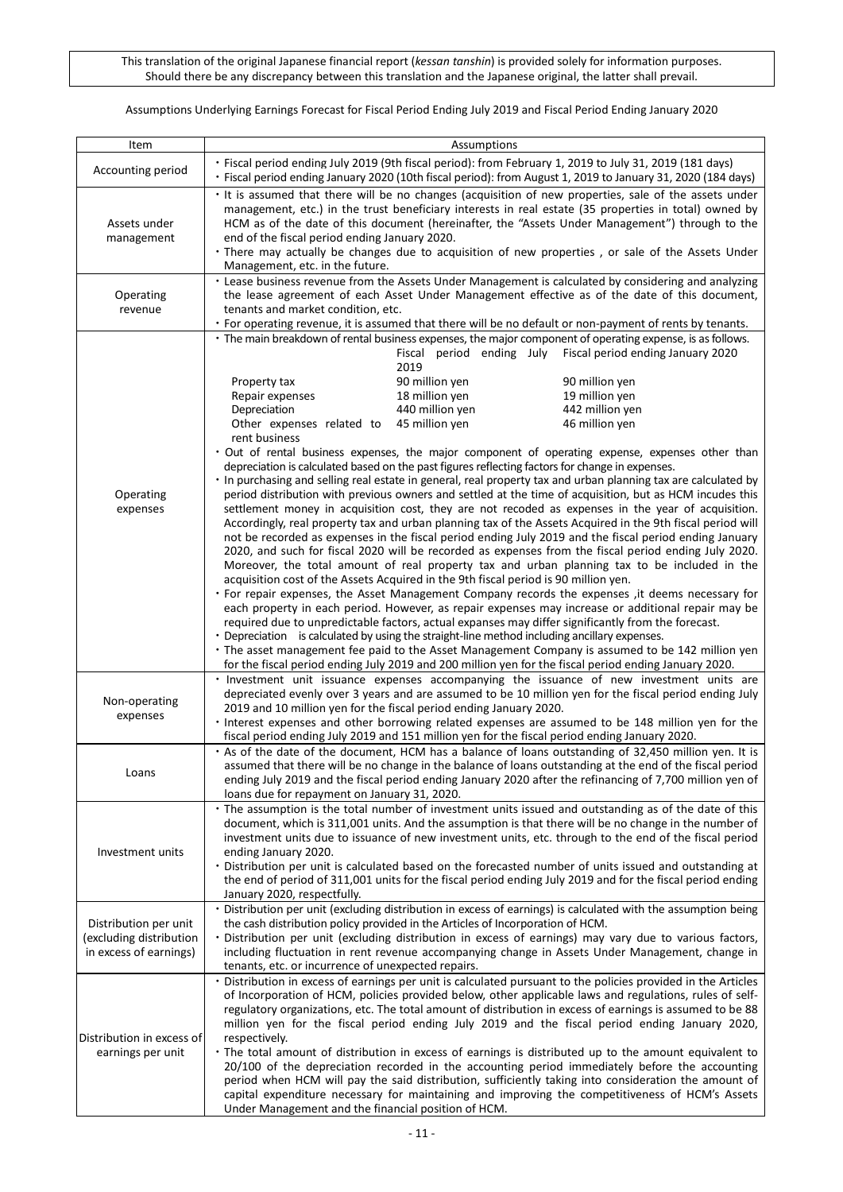This translation of the original Japanese financial report (*kessan tanshin*) is provided solely for information purposes. Should there be any discrepancy between this translation and the Japanese original, the latter shall prevail.

Assumptions Underlying Earnings Forecast for Fiscal Period Ending July 2019 and Fiscal Period Ending January 2020

| Item | Assumptions |
|---|---|
| Accounting period | ・Fiscal period ending July 2019 (9th fiscal period): from February 1, 2019 to July 31, 2019 (181 days)<br>・Fiscal period ending January 2020 (10th fiscal period): from August 1, 2019 to January 31, 2020 (184 days) |
| Assets under management | ・It is assumed that there will be no changes (acquisition of new properties, sale of the assets under management, etc.) in the trust beneficiary interests in real estate (35 properties in total) owned by HCM as of the date of this document (hereinafter, the "Assets Under Management") through to the end of the fiscal period ending January 2020.<br>・There may actually be changes due to acquisition of new properties , or sale of the Assets Under Management, etc. in the future. |
| Operating revenue | ・Lease business revenue from the Assets Under Management is calculated by considering and analyzing the lease agreement of each Asset Under Management effective as of the date of this document, tenants and market condition, etc.<br>・For operating revenue, it is assumed that there will be no default or non-payment of rents by tenants. |
| Operating expenses | ・The main breakdown of rental business expenses, the major component of operating expense, is as follows.<br><br>(Item / Fiscal period ending July 2019 / Fiscal period ending January 2020)<br>Property tax: 90 million yen / 90 million yen<br>Repair expenses: 18 million yen / 19 million yen<br>Depreciation: 440 million yen / 442 million yen<br>Other expenses related to rent business: 45 million yen / 46 million yen<br><br>・Out of rental business expenses, the major component of operating expense, expenses other than depreciation is calculated based on the past figures reflecting factors for change in expenses.<br>・In purchasing and selling real estate in general, real property tax and urban planning tax are calculated by period distribution with previous owners and settled at the time of acquisition, but as HCM includes this settlement money in acquisition cost, they are not recoded as expenses in the year of acquisition. Accordingly, real property tax and urban planning tax of the Assets Acquired in the 9th fiscal period will not be recorded as expenses in the fiscal period ending July 2019 and the fiscal period ending January 2020, and such for fiscal 2020 will be recorded as expenses from the fiscal period ending July 2020. Moreover, the total amount of real property tax and urban planning tax to be included in the acquisition cost of the Assets Acquired in the 9th fiscal period is 90 million yen.<br>・For repair expenses, the Asset Management Company records the expenses ,it deems necessary for each property in each period. However, as repair expenses may increase or additional repair may be required due to unpredictable factors, actual expanses may differ significantly from the forecast.<br>・Depreciation is calculated by using the straight-line method including ancillary expenses.<br>・The asset management fee paid to the Asset Management Company is assumed to be 142 million yen for the fiscal period ending July 2019 and 200 million yen for the fiscal period ending January 2020. |
| Non-operating expenses | ・Investment unit issuance expenses accompanying the issuance of new investment units are depreciated evenly over 3 years and are assumed to be 10 million yen for the fiscal period ending July 2019 and 10 million yen for the fiscal period ending January 2020.<br>・Interest expenses and other borrowing related expenses are assumed to be 148 million yen for the fiscal period ending July 2019 and 151 million yen for the fiscal period ending January 2020. |
| Loans | ・As of the date of the document, HCM has a balance of loans outstanding of 32,450 million yen. It is assumed that there will be no change in the balance of loans outstanding at the end of the fiscal period ending July 2019 and the fiscal period ending January 2020 after the refinancing of 7,700 million yen of loans due for repayment on January 31, 2020. |
| Investment units | ・The assumption is the total number of investment units issued and outstanding as of the date of this document, which is 311,001 units. And the assumption is that there will be no change in the number of investment units due to issuance of new investment units, etc. through to the end of the fiscal period ending January 2020.<br>・Distribution per unit is calculated based on the forecasted number of units issued and outstanding at the end of period of 311,001 units for the fiscal period ending July 2019 and for the fiscal period ending January 2020, respectfully. |
| Distribution per unit (excluding distribution in excess of earnings) | ・Distribution per unit (excluding distribution in excess of earnings) is calculated with the assumption being the cash distribution policy provided in the Articles of Incorporation of HCM.<br>・Distribution per unit (excluding distribution in excess of earnings) may vary due to various factors, including fluctuation in rent revenue accompanying change in Assets Under Management, change in tenants, etc. or incurrence of unexpected repairs. |
| Distribution in excess of earnings per unit | ・Distribution in excess of earnings per unit is calculated pursuant to the policies provided in the Articles of Incorporation of HCM, policies provided below, other applicable laws and regulations, rules of self-regulatory organizations, etc. The total amount of distribution in excess of earnings is assumed to be 88 million yen for the fiscal period ending July 2019 and the fiscal period ending January 2020, respectively.<br>・The total amount of distribution in excess of earnings is distributed up to the amount equivalent to 20/100 of the depreciation recorded in the accounting period immediately before the accounting period when HCM will pay the said distribution, sufficiently taking into consideration the amount of capital expenditure necessary for maintaining and improving the competitiveness of HCM's Assets Under Management and the financial position of HCM. |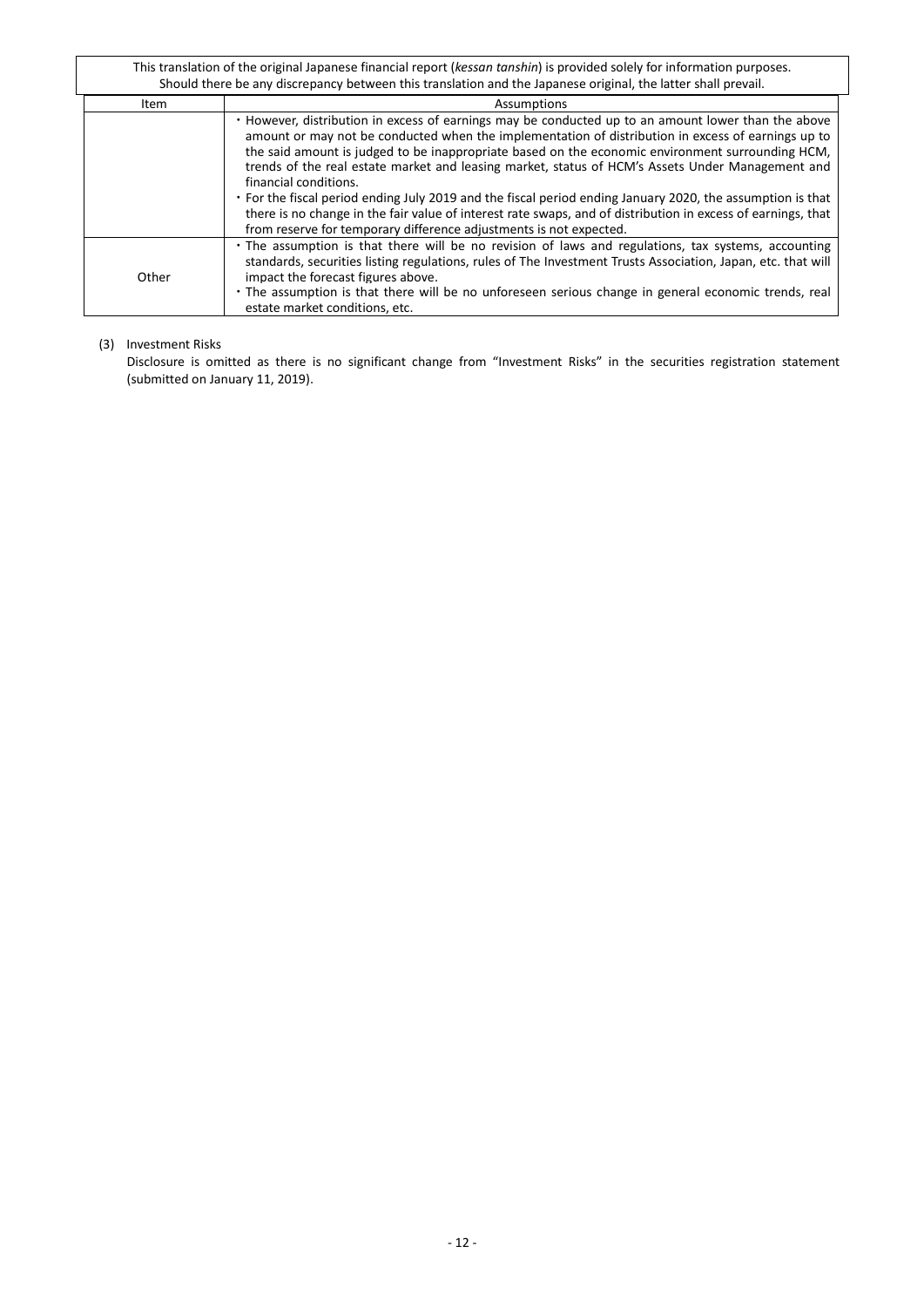| Item | Assumptions |
| --- | --- |
| | ・However, distribution in excess of earnings may be conducted up to an amount lower than the above amount or may not be conducted when the implementation of distribution in excess of earnings up to the said amount is judged to be inappropriate based on the economic environment surrounding HCM, trends of the real estate market and leasing market, status of HCM's Assets Under Management and financial conditions.<br>・For the fiscal period ending July 2019 and the fiscal period ending January 2020, the assumption is that there is no change in the fair value of interest rate swaps, and of distribution in excess of earnings, that from reserve for temporary difference adjustments is not expected. |
| Other | ・The assumption is that there will be no revision of laws and regulations, tax systems, accounting standards, securities listing regulations, rules of The Investment Trusts Association, Japan, etc. that will impact the forecast figures above.<br>・The assumption is that there will be no unforeseen serious change in general economic trends, real estate market conditions, etc. |

(3) Investment Risks

Disclosure is omitted as there is no significant change from "Investment Risks" in the securities registration statement (submitted on January 11, 2019).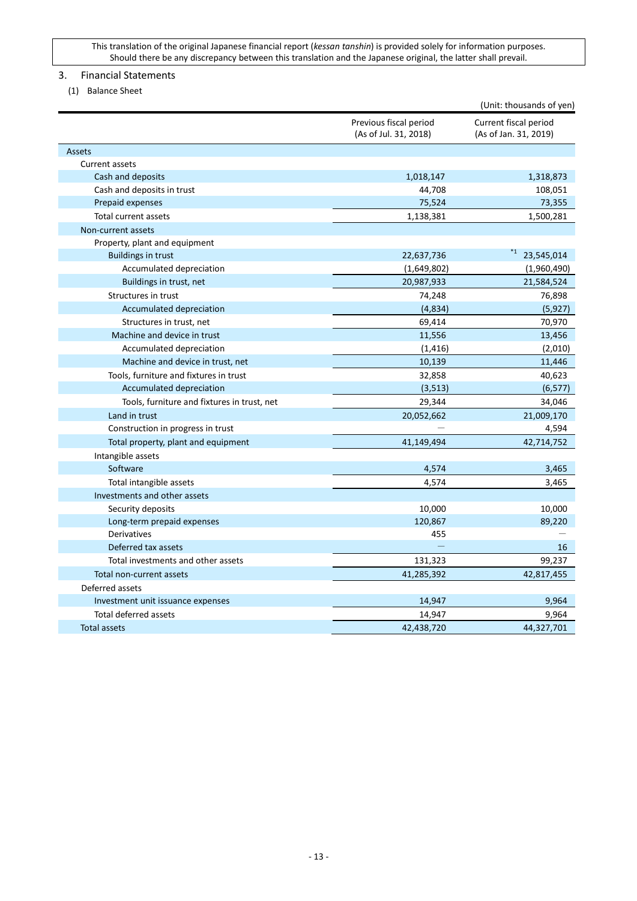This translation of the original Japanese financial report (*kessan tanshin*) is provided solely for information purposes. Should there be any discrepancy between this translation and the Japanese original, the latter shall prevail.

## 3. Financial Statements

### (1) Balance Sheet

(Unit: thousands of yen)

| | Previous fiscal period (As of Jul. 31, 2018) | Current fiscal period (As of Jan. 31, 2019) |
|---|---|---|
| Assets | | |
| Current assets | | |
| Cash and deposits | 1,018,147 | 1,318,873 |
| Cash and deposits in trust | 44,708 | 108,051 |
| Prepaid expenses | 75,524 | 73,355 |
| Total current assets | 1,138,381 | 1,500,281 |
| Non-current assets | | |
| Property, plant and equipment | | |
| Buildings in trust | 22,637,736 | *1 23,545,014 |
| Accumulated depreciation | (1,649,802) | (1,960,490) |
| Buildings in trust, net | 20,987,933 | 21,584,524 |
| Structures in trust | 74,248 | 76,898 |
| Accumulated depreciation | (4,834) | (5,927) |
| Structures in trust, net | 69,414 | 70,970 |
| Machine and device in trust | 11,556 | 13,456 |
| Accumulated depreciation | (1,416) | (2,010) |
| Machine and device in trust, net | 10,139 | 11,446 |
| Tools, furniture and fixtures in trust | 32,858 | 40,623 |
| Accumulated depreciation | (3,513) | (6,577) |
| Tools, furniture and fixtures in trust, net | 29,344 | 34,046 |
| Land in trust | 20,052,662 | 21,009,170 |
| Construction in progress in trust | — | 4,594 |
| Total property, plant and equipment | 41,149,494 | 42,714,752 |
| Intangible assets | | |
| Software | 4,574 | 3,465 |
| Total intangible assets | 4,574 | 3,465 |
| Investments and other assets | | |
| Security deposits | 10,000 | 10,000 |
| Long-term prepaid expenses | 120,867 | 89,220 |
| Derivatives | 455 | — |
| Deferred tax assets | — | 16 |
| Total investments and other assets | 131,323 | 99,237 |
| Total non-current assets | 41,285,392 | 42,817,455 |
| Deferred assets | | |
| Investment unit issuance expenses | 14,947 | 9,964 |
| Total deferred assets | 14,947 | 9,964 |
| Total assets | 42,438,720 | 44,327,701 |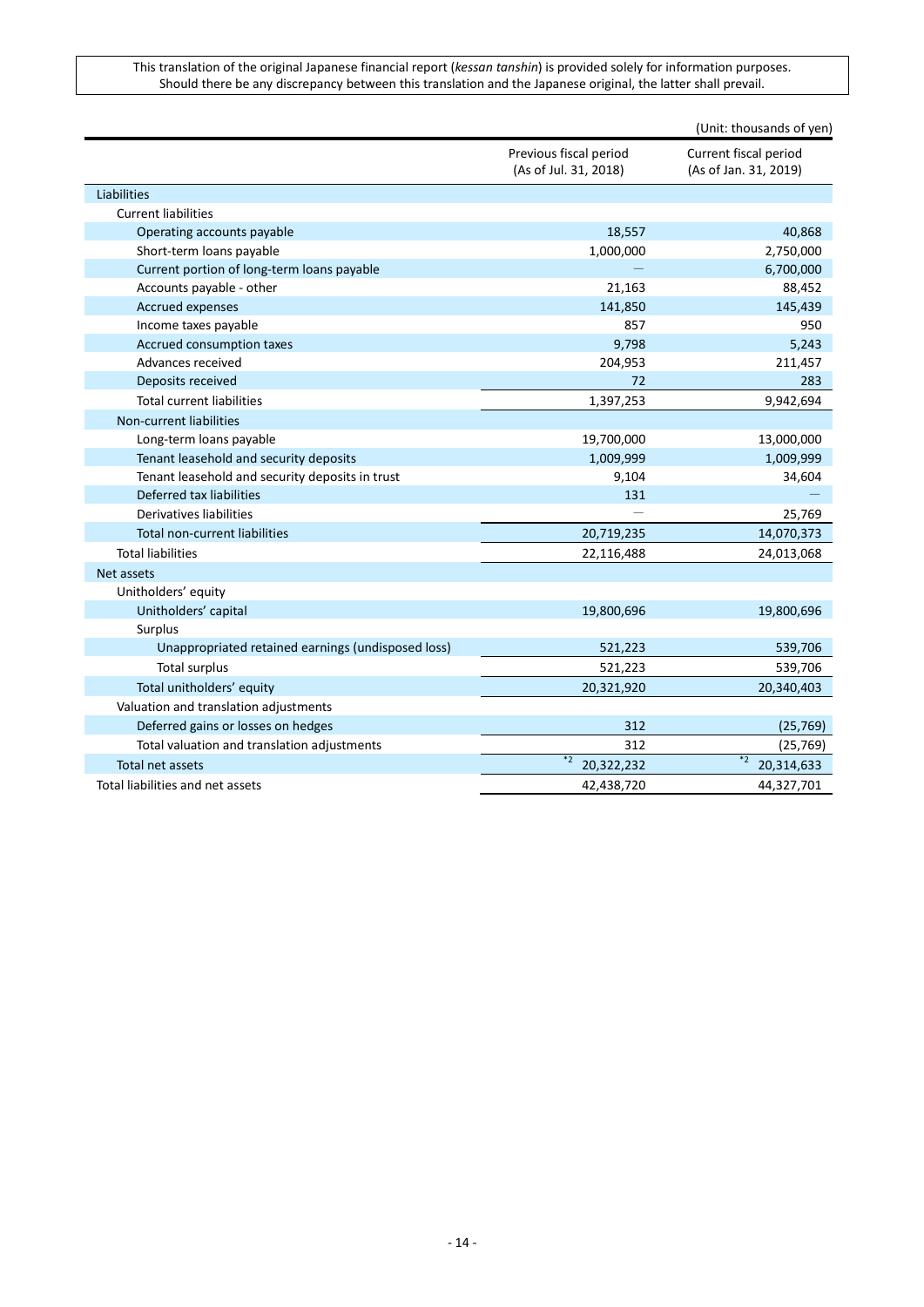This translation of the original Japanese financial report (*kessan tanshin*) is provided solely for information purposes. Should there be any discrepancy between this translation and the Japanese original, the latter shall prevail.

(Unit: thousands of yen)

| | Previous fiscal period (As of Jul. 31, 2018) | Current fiscal period (As of Jan. 31, 2019) |
|---|---|---|
| Liabilities | | |
| Current liabilities | | |
| Operating accounts payable | 18,557 | 40,868 |
| Short-term loans payable | 1,000,000 | 2,750,000 |
| Current portion of long-term loans payable | — | 6,700,000 |
| Accounts payable - other | 21,163 | 88,452 |
| Accrued expenses | 141,850 | 145,439 |
| Income taxes payable | 857 | 950 |
| Accrued consumption taxes | 9,798 | 5,243 |
| Advances received | 204,953 | 211,457 |
| Deposits received | 72 | 283 |
| Total current liabilities | 1,397,253 | 9,942,694 |
| Non-current liabilities | | |
| Long-term loans payable | 19,700,000 | 13,000,000 |
| Tenant leasehold and security deposits | 1,009,999 | 1,009,999 |
| Tenant leasehold and security deposits in trust | 9,104 | 34,604 |
| Deferred tax liabilities | 131 | — |
| Derivatives liabilities | — | 25,769 |
| Total non-current liabilities | 20,719,235 | 14,070,373 |
| Total liabilities | 22,116,488 | 24,013,068 |
| Net assets | | |
| Unitholders' equity | | |
| Unitholders' capital | 19,800,696 | 19,800,696 |
| Surplus | | |
| Unappropriated retained earnings (undisposed loss) | 521,223 | 539,706 |
| Total surplus | 521,223 | 539,706 |
| Total unitholders' equity | 20,321,920 | 20,340,403 |
| Valuation and translation adjustments | | |
| Deferred gains or losses on hedges | 312 | (25,769) |
| Total valuation and translation adjustments | 312 | (25,769) |
| Total net assets | *2 20,322,232 | *2 20,314,633 |
| Total liabilities and net assets | 42,438,720 | 44,327,701 |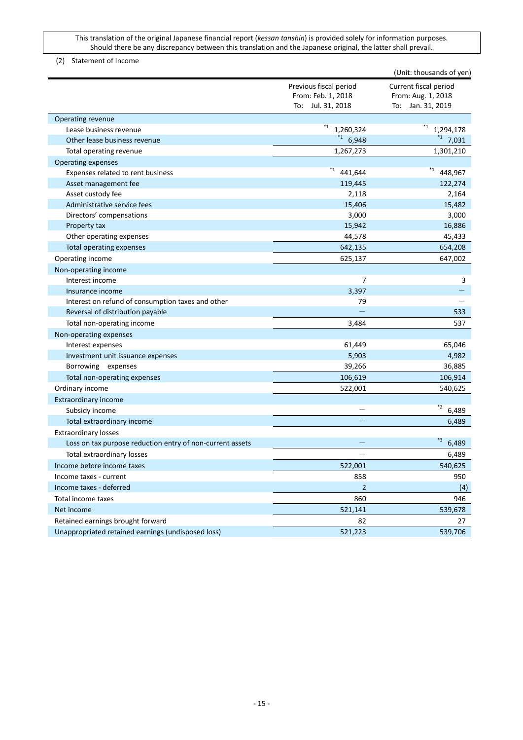This translation of the original Japanese financial report (*kessan tanshin*) is provided solely for information purposes. Should there be any discrepancy between this translation and the Japanese original, the latter shall prevail.

(2) Statement of Income

(Unit: thousands of yen)

| | Previous fiscal period From: Feb. 1, 2018 To: Jul. 31, 2018 | Current fiscal period From: Aug. 1, 2018 To: Jan. 31, 2019 |
|---|---|---|
| Operating revenue | | |
| Lease business revenue | *1 1,260,324 | *1 1,294,178 |
| Other lease business revenue | *1 6,948 | *1 7,031 |
| Total operating revenue | 1,267,273 | 1,301,210 |
| Operating expenses | | |
| Expenses related to rent business | *1 441,644 | *1 448,967 |
| Asset management fee | 119,445 | 122,274 |
| Asset custody fee | 2,118 | 2,164 |
| Administrative service fees | 15,406 | 15,482 |
| Directors' compensations | 3,000 | 3,000 |
| Property tax | 15,942 | 16,886 |
| Other operating expenses | 44,578 | 45,433 |
| Total operating expenses | 642,135 | 654,208 |
| Operating income | 625,137 | 647,002 |
| Non-operating income | | |
| Interest income | 7 | 3 |
| Insurance income | 3,397 | — |
| Interest on refund of consumption taxes and other | 79 | — |
| Reversal of distribution payable | — | 533 |
| Total non-operating income | 3,484 | 537 |
| Non-operating expenses | | |
| Interest expenses | 61,449 | 65,046 |
| Investment unit issuance expenses | 5,903 | 4,982 |
| Borrowing expenses | 39,266 | 36,885 |
| Total non-operating expenses | 106,619 | 106,914 |
| Ordinary income | 522,001 | 540,625 |
| Extraordinary income | | |
| Subsidy income | — | *2 6,489 |
| Total extraordinary income | — | 6,489 |
| Extraordinary losses | | |
| Loss on tax purpose reduction entry of non-current assets | — | *3 6,489 |
| Total extraordinary losses | — | 6,489 |
| Income before income taxes | 522,001 | 540,625 |
| Income taxes - current | 858 | 950 |
| Income taxes - deferred | 2 | (4) |
| Total income taxes | 860 | 946 |
| Net income | 521,141 | 539,678 |
| Retained earnings brought forward | 82 | 27 |
| Unappropriated retained earnings (undisposed loss) | 521,223 | 539,706 |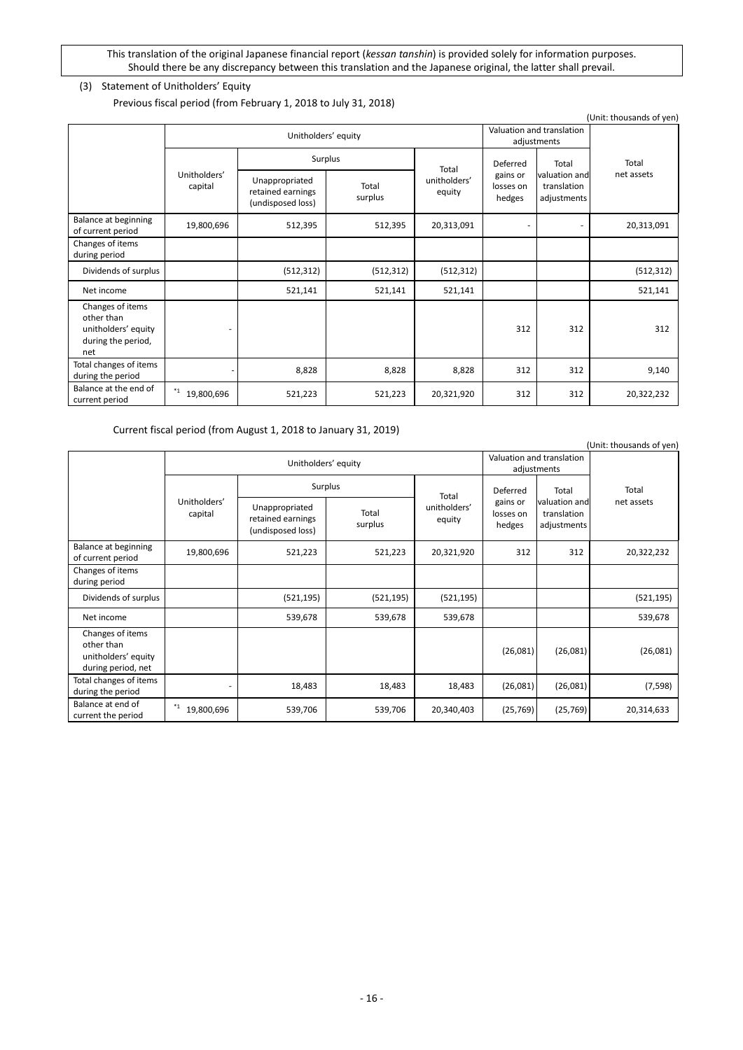This translation of the original Japanese financial report (*kessan tanshin*) is provided solely for information purposes. Should there be any discrepancy between this translation and the Japanese original, the latter shall prevail.

(3) Statement of Unitholders' Equity

Previous fiscal period (from February 1, 2018 to July 31, 2018)

(Unit: thousands of yen)

| | Unitholders' equity | | | | Valuation and translation adjustments | | Total net assets |
|---|---|---|---|---|---|---|---|
| | Unitholders' capital | Surplus | | Total unitholders' equity | Deferred gains or losses on hedges | Total valuation and translation adjustments | |
| | | Unappropriated retained earnings (undisposed loss) | Total surplus | | | | |
| Balance at beginning of current period | 19,800,696 | 512,395 | 512,395 | 20,313,091 | - | - | 20,313,091 |
| Changes of items during period | | | | | | | |
| Dividends of surplus | | (512,312) | (512,312) | (512,312) | | | (512,312) |
| Net income | | 521,141 | 521,141 | 521,141 | | | 521,141 |
| Changes of items other than unitholders' equity during the period, net | - | | | | 312 | 312 | 312 |
| Total changes of items during the period | - | 8,828 | 8,828 | 8,828 | 312 | 312 | 9,140 |
| Balance at the end of current period | *1 19,800,696 | 521,223 | 521,223 | 20,321,920 | 312 | 312 | 20,322,232 |

Current fiscal period (from August 1, 2018 to January 31, 2019)

(Unit: thousands of yen)

| | Unitholders' equity | | | | Valuation and translation adjustments | | Total net assets |
|---|---|---|---|---|---|---|---|
| | Unitholders' capital | Surplus | | Total unitholders' equity | Deferred gains or losses on hedges | Total valuation and translation adjustments | |
| | | Unappropriated retained earnings (undisposed loss) | Total surplus | | | | |
| Balance at beginning of current period | 19,800,696 | 521,223 | 521,223 | 20,321,920 | 312 | 312 | 20,322,232 |
| Changes of items during period | | | | | | | |
| Dividends of surplus | | (521,195) | (521,195) | (521,195) | | | (521,195) |
| Net income | | 539,678 | 539,678 | 539,678 | | | 539,678 |
| Changes of items other than unitholders' equity during period, net | | | | | (26,081) | (26,081) | (26,081) |
| Total changes of items during the period | - | 18,483 | 18,483 | 18,483 | (26,081) | (26,081) | (7,598) |
| Balance at end of current the period | *1 19,800,696 | 539,706 | 539,706 | 20,340,403 | (25,769) | (25,769) | 20,314,633 |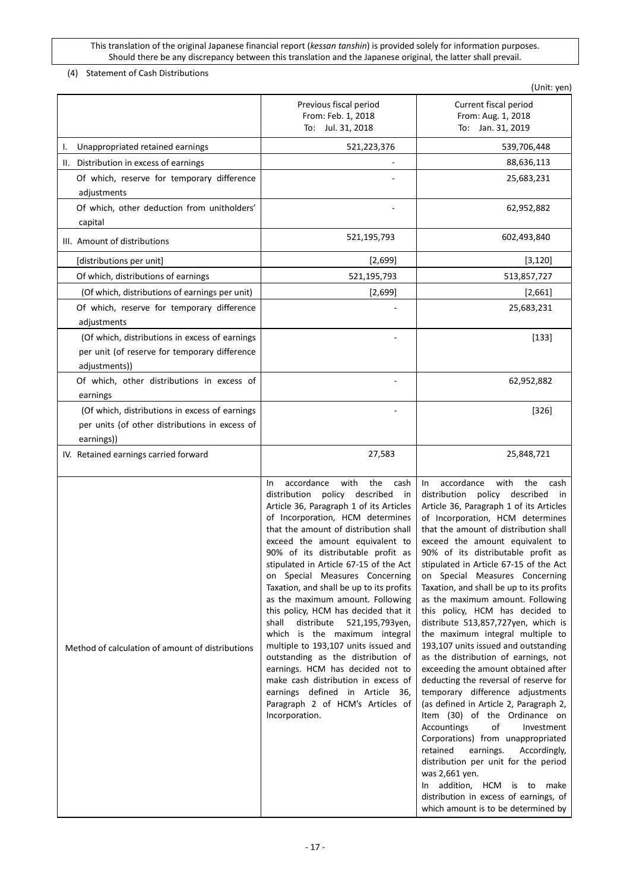This translation of the original Japanese financial report (*kessan tanshin*) is provided solely for information purposes. Should there be any discrepancy between this translation and the Japanese original, the latter shall prevail.

(4) Statement of Cash Distributions

(Unit: yen)

| | Previous fiscal period From: Feb. 1, 2018 To: Jul. 31, 2018 | Current fiscal period From: Aug. 1, 2018 To: Jan. 31, 2019 |
|---|---|---|
| I. Unappropriated retained earnings | 521,223,376 | 539,706,448 |
| II. Distribution in excess of earnings | - | 88,636,113 |
| Of which, reserve for temporary difference adjustments | - | 25,683,231 |
| Of which, other deduction from unitholders' capital | - | 62,952,882 |
| III. Amount of distributions | 521,195,793 | 602,493,840 |
| [distributions per unit] | [2,699] | [3,120] |
| Of which, distributions of earnings | 521,195,793 | 513,857,727 |
| (Of which, distributions of earnings per unit) | [2,699] | [2,661] |
| Of which, reserve for temporary difference adjustments | - | 25,683,231 |
| (Of which, distributions in excess of earnings per unit (of reserve for temporary difference adjustments)) | - | [133] |
| Of which, other distributions in excess of earnings | - | 62,952,882 |
| (Of which, distributions in excess of earnings per units (of other distributions in excess of earnings)) | - | [326] |
| IV. Retained earnings carried forward | 27,583 | 25,848,721 |
| Method of calculation of amount of distributions | In accordance with the cash distribution policy described in Article 36, Paragraph 1 of its Articles of Incorporation, HCM determines that the amount of distribution shall exceed the amount equivalent to 90% of its distributable profit as stipulated in Article 67-15 of the Act on Special Measures Concerning Taxation, and shall be up to its profits as the maximum amount. Following this policy, HCM has decided that it shall distribute 521,195,793yen, which is the maximum integral multiple to 193,107 units issued and outstanding as the distribution of earnings. HCM has decided not to make cash distribution in excess of earnings defined in Article 36, Paragraph 2 of HCM's Articles of Incorporation. | In accordance with the cash distribution policy described in Article 36, Paragraph 1 of its Articles of Incorporation, HCM determines that the amount of distribution shall exceed the amount equivalent to 90% of its distributable profit as stipulated in Article 67-15 of the Act on Special Measures Concerning Taxation, and shall be up to its profits as the maximum amount. Following this policy, HCM has decided to distribute 513,857,727yen, which is the maximum integral multiple to 193,107 units issued and outstanding as the distribution of earnings, not exceeding the amount obtained after deducting the reversal of reserve for temporary difference adjustments (as defined in Article 2, Paragraph 2, Item (30) of the Ordinance on Accountings of Investment Corporations) from unappropriated retained earnings. Accordingly, distribution per unit for the period was 2,661 yen. In addition, HCM is to make distribution in excess of earnings, of which amount is to be determined by |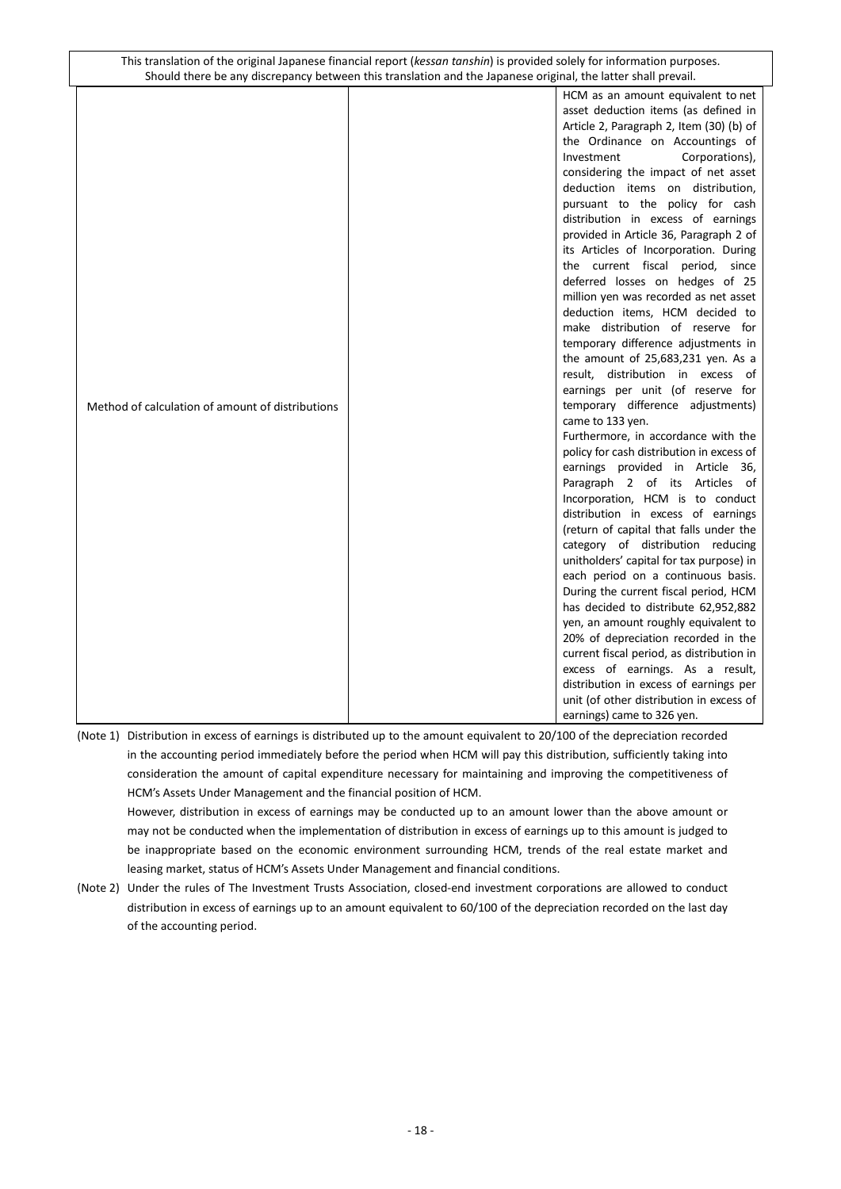| | | |
|---|---|---|
| Method of calculation of amount of distributions | | HCM as an amount equivalent to net asset deduction items (as defined in Article 2, Paragraph 2, Item (30) (b) of the Ordinance on Accountings of Investment Corporations), considering the impact of net asset deduction items on distribution, pursuant to the policy for cash distribution in excess of earnings provided in Article 36, Paragraph 2 of its Articles of Incorporation. During the current fiscal period, since deferred losses on hedges of 25 million yen was recorded as net asset deduction items, HCM decided to make distribution of reserve for temporary difference adjustments in the amount of 25,683,231 yen. As a result, distribution in excess of earnings per unit (of reserve for temporary difference adjustments) came to 133 yen.<br>Furthermore, in accordance with the policy for cash distribution in excess of earnings provided in Article 36, Paragraph 2 of its Articles of Incorporation, HCM is to conduct distribution in excess of earnings (return of capital that falls under the category of distribution reducing unitholders' capital for tax purpose) in each period on a continuous basis. During the current fiscal period, HCM has decided to distribute 62,952,882 yen, an amount roughly equivalent to 20% of depreciation recorded in the current fiscal period, as distribution in excess of earnings. As a result, distribution in excess of earnings per unit (of other distribution in excess of earnings) came to 326 yen. |

(Note 1) Distribution in excess of earnings is distributed up to the amount equivalent to 20/100 of the depreciation recorded in the accounting period immediately before the period when HCM will pay this distribution, sufficiently taking into consideration the amount of capital expenditure necessary for maintaining and improving the competitiveness of HCM's Assets Under Management and the financial position of HCM.

However, distribution in excess of earnings may be conducted up to an amount lower than the above amount or may not be conducted when the implementation of distribution in excess of earnings up to this amount is judged to be inappropriate based on the economic environment surrounding HCM, trends of the real estate market and leasing market, status of HCM's Assets Under Management and financial conditions.

(Note 2) Under the rules of The Investment Trusts Association, closed-end investment corporations are allowed to conduct distribution in excess of earnings up to an amount equivalent to 60/100 of the depreciation recorded on the last day of the accounting period.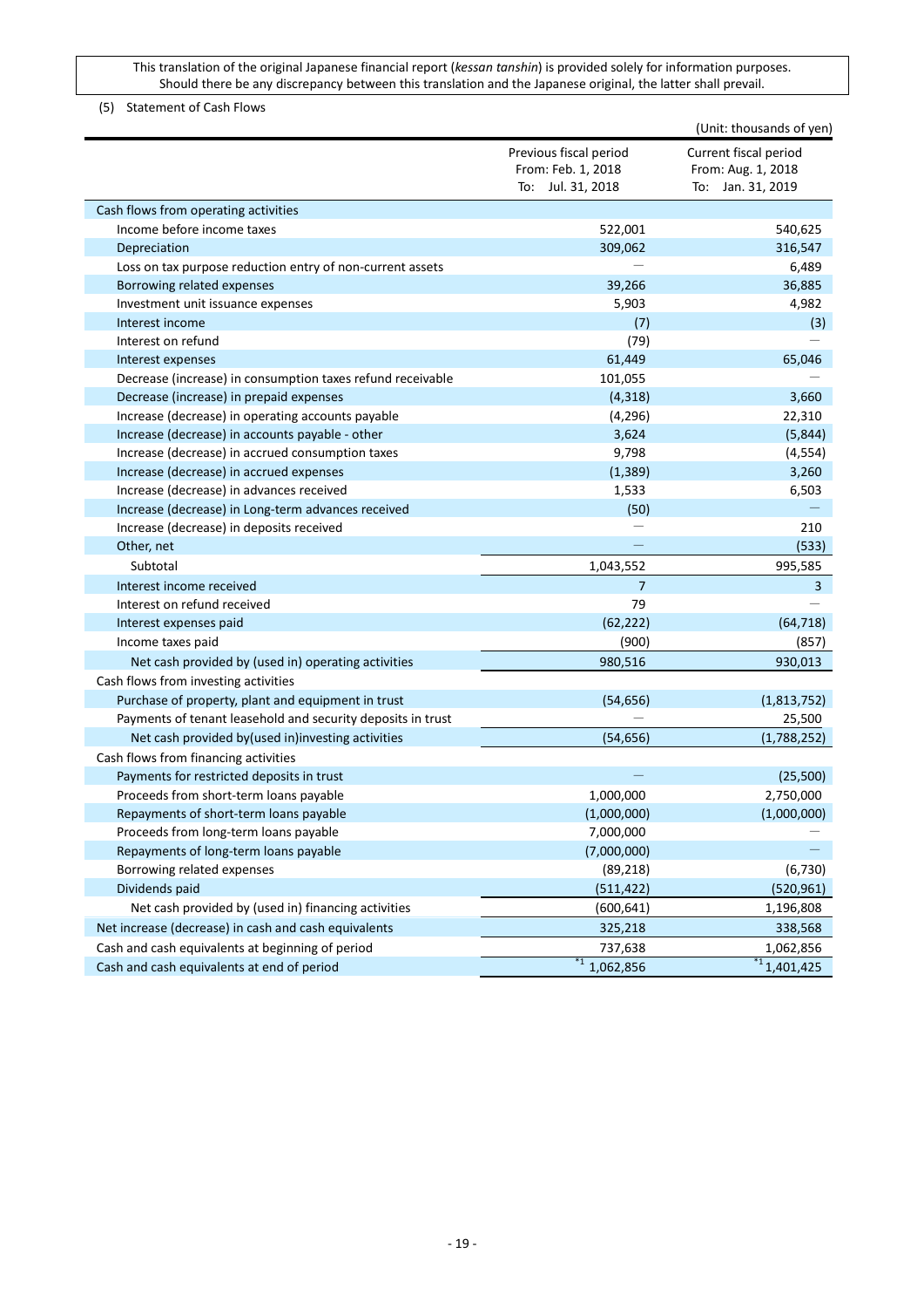This translation of the original Japanese financial report (*kessan tanshin*) is provided solely for information purposes. Should there be any discrepancy between this translation and the Japanese original, the latter shall prevail.

(5) Statement of Cash Flows

(Unit: thousands of yen)

| | Previous fiscal period From: Feb. 1, 2018 To: Jul. 31, 2018 | Current fiscal period From: Aug. 1, 2018 To: Jan. 31, 2019 |
|---|---|---|
| Cash flows from operating activities | | |
| Income before income taxes | 522,001 | 540,625 |
| Depreciation | 309,062 | 316,547 |
| Loss on tax purpose reduction entry of non-current assets | — | 6,489 |
| Borrowing related expenses | 39,266 | 36,885 |
| Investment unit issuance expenses | 5,903 | 4,982 |
| Interest income | (7) | (3) |
| Interest on refund | (79) | — |
| Interest expenses | 61,449 | 65,046 |
| Decrease (increase) in consumption taxes refund receivable | 101,055 | — |
| Decrease (increase) in prepaid expenses | (4,318) | 3,660 |
| Increase (decrease) in operating accounts payable | (4,296) | 22,310 |
| Increase (decrease) in accounts payable - other | 3,624 | (5,844) |
| Increase (decrease) in accrued consumption taxes | 9,798 | (4,554) |
| Increase (decrease) in accrued expenses | (1,389) | 3,260 |
| Increase (decrease) in advances received | 1,533 | 6,503 |
| Increase (decrease) in Long-term advances received | (50) | — |
| Increase (decrease) in deposits received | — | 210 |
| Other, net | — | (533) |
| Subtotal | 1,043,552 | 995,585 |
| Interest income received | 7 | 3 |
| Interest on refund received | 79 | — |
| Interest expenses paid | (62,222) | (64,718) |
| Income taxes paid | (900) | (857) |
| Net cash provided by (used in) operating activities | 980,516 | 930,013 |
| Cash flows from investing activities | | |
| Purchase of property, plant and equipment in trust | (54,656) | (1,813,752) |
| Payments of tenant leasehold and security deposits in trust | — | 25,500 |
| Net cash provided by(used in)investing activities | (54,656) | (1,788,252) |
| Cash flows from financing activities | | |
| Payments for restricted deposits in trust | — | (25,500) |
| Proceeds from short-term loans payable | 1,000,000 | 2,750,000 |
| Repayments of short-term loans payable | (1,000,000) | (1,000,000) |
| Proceeds from long-term loans payable | 7,000,000 | — |
| Repayments of long-term loans payable | (7,000,000) | — |
| Borrowing related expenses | (89,218) | (6,730) |
| Dividends paid | (511,422) | (520,961) |
| Net cash provided by (used in) financing activities | (600,641) | 1,196,808 |
| Net increase (decrease) in cash and cash equivalents | 325,218 | 338,568 |
| Cash and cash equivalents at beginning of period | 737,638 | 1,062,856 |
| Cash and cash equivalents at end of period | *1 1,062,856 | *1 1,401,425 |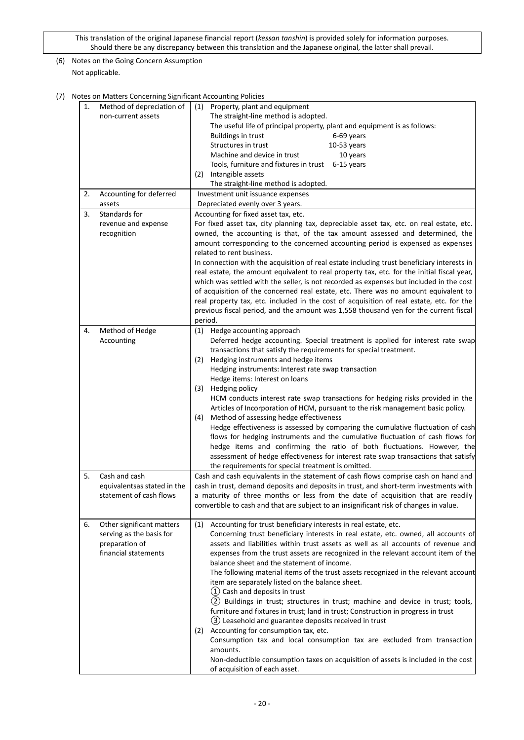This translation of the original Japanese financial report (*kessan tanshin*) is provided solely for information purposes. Should there be any discrepancy between this translation and the Japanese original, the latter shall prevail.

(6) Notes on the Going Concern Assumption

Not applicable.

(7) Notes on Matters Concerning Significant Accounting Policies

| | |
|---|---|
| 1. Method of depreciation of non-current assets | (1) Property, plant and equipment<br>The straight-line method is adopted.<br>The useful life of principal property, plant and equipment is as follows:<br>Buildings in trust 6-69 years<br>Structures in trust 10-53 years<br>Machine and device in trust 10 years<br>Tools, furniture and fixtures in trust 6-15 years<br>(2) Intangible assets<br>The straight-line method is adopted. |
| 2. Accounting for deferred assets | Investment unit issuance expenses<br>Depreciated evenly over 3 years. |
| 3. Standards for revenue and expense recognition | Accounting for fixed asset tax, etc.<br>For fixed asset tax, city planning tax, depreciable asset tax, etc. on real estate, etc. owned, the accounting is that, of the tax amount assessed and determined, the amount corresponding to the concerned accounting period is expensed as expenses related to rent business.<br>In connection with the acquisition of real estate including trust beneficiary interests in real estate, the amount equivalent to real property tax, etc. for the initial fiscal year, which was settled with the seller, is not recorded as expenses but included in the cost of acquisition of the concerned real estate, etc. There was no amount equivalent to real property tax, etc. included in the cost of acquisition of real estate, etc. for the previous fiscal period, and the amount was 1,558 thousand yen for the current fiscal period. |
| 4. Method of Hedge Accounting | (1) Hedge accounting approach<br>Deferred hedge accounting. Special treatment is applied for interest rate swap transactions that satisfy the requirements for special treatment.<br>(2) Hedging instruments and hedge items<br>Hedging instruments: Interest rate swap transaction<br>Hedge items: Interest on loans<br>(3) Hedging policy<br>HCM conducts interest rate swap transactions for hedging risks provided in the Articles of Incorporation of HCM, pursuant to the risk management basic policy.<br>(4) Method of assessing hedge effectiveness<br>Hedge effectiveness is assessed by comparing the cumulative fluctuation of cash flows for hedging instruments and the cumulative fluctuation of cash flows for hedge items and confirming the ratio of both fluctuations. However, the assessment of hedge effectiveness for interest rate swap transactions that satisfy the requirements for special treatment is omitted. |
| 5. Cash and cash equivalentsas stated in the statement of cash flows | Cash and cash equivalents in the statement of cash flows comprise cash on hand and cash in trust, demand deposits and deposits in trust, and short-term investments with a maturity of three months or less from the date of acquisition that are readily convertible to cash and that are subject to an insignificant risk of changes in value. |
| 6. Other significant matters serving as the basis for preparation of financial statements | (1) Accounting for trust beneficiary interests in real estate, etc.<br>Concerning trust beneficiary interests in real estate, etc. owned, all accounts of assets and liabilities within trust assets as well as all accounts of revenue and expenses from the trust assets are recognized in the relevant account item of the balance sheet and the statement of income.<br>The following material items of the trust assets recognized in the relevant account item are separately listed on the balance sheet.<br>① Cash and deposits in trust<br>② Buildings in trust; structures in trust; machine and device in trust; tools, furniture and fixtures in trust; land in trust; Construction in progress in trust<br>③ Leasehold and guarantee deposits received in trust<br>(2) Accounting for consumption tax, etc.<br>Consumption tax and local consumption tax are excluded from transaction amounts.<br>Non-deductible consumption taxes on acquisition of assets is included in the cost of acquisition of each asset. |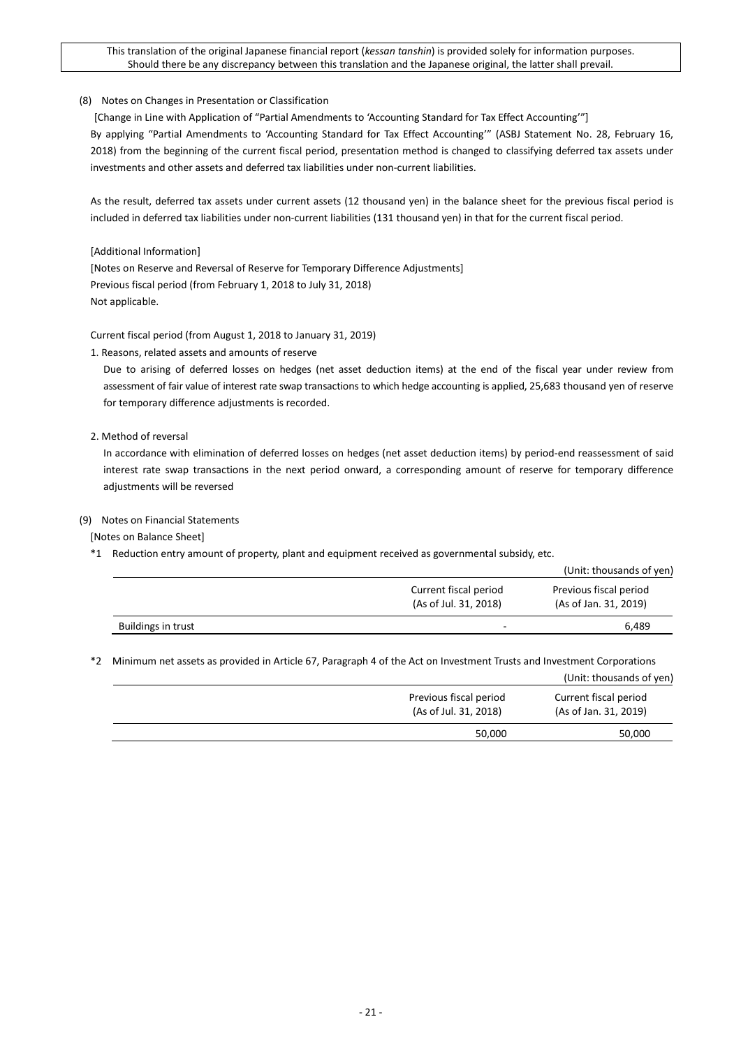This translation of the original Japanese financial report (*kessan tanshin*) is provided solely for information purposes. Should there be any discrepancy between this translation and the Japanese original, the latter shall prevail.

(8) Notes on Changes in Presentation or Classification

[Change in Line with Application of "Partial Amendments to 'Accounting Standard for Tax Effect Accounting'"]

By applying "Partial Amendments to 'Accounting Standard for Tax Effect Accounting'" (ASBJ Statement No. 28, February 16, 2018) from the beginning of the current fiscal period, presentation method is changed to classifying deferred tax assets under investments and other assets and deferred tax liabilities under non-current liabilities.

As the result, deferred tax assets under current assets (12 thousand yen) in the balance sheet for the previous fiscal period is included in deferred tax liabilities under non-current liabilities (131 thousand yen) in that for the current fiscal period.

[Additional Information]

[Notes on Reserve and Reversal of Reserve for Temporary Difference Adjustments]

Previous fiscal period (from February 1, 2018 to July 31, 2018)

Not applicable.

Current fiscal period (from August 1, 2018 to January 31, 2019)

1. Reasons, related assets and amounts of reserve

Due to arising of deferred losses on hedges (net asset deduction items) at the end of the fiscal year under review from assessment of fair value of interest rate swap transactions to which hedge accounting is applied, 25,683 thousand yen of reserve for temporary difference adjustments is recorded.

2. Method of reversal

In accordance with elimination of deferred losses on hedges (net asset deduction items) by period-end reassessment of said interest rate swap transactions in the next period onward, a corresponding amount of reserve for temporary difference adjustments will be reversed

(9) Notes on Financial Statements

[Notes on Balance Sheet]

*1 Reduction entry amount of property, plant and equipment received as governmental subsidy, etc.

(Unit: thousands of yen)

| | Current fiscal period (As of Jul. 31, 2018) | Previous fiscal period (As of Jan. 31, 2019) |
|---|---|---|
| Buildings in trust | - | 6,489 |

*2 Minimum net assets as provided in Article 67, Paragraph 4 of the Act on Investment Trusts and Investment Corporations

(Unit: thousands of yen)

| Previous fiscal period (As of Jul. 31, 2018) | Current fiscal period (As of Jan. 31, 2019) |
|---|---|
| 50,000 | 50,000 |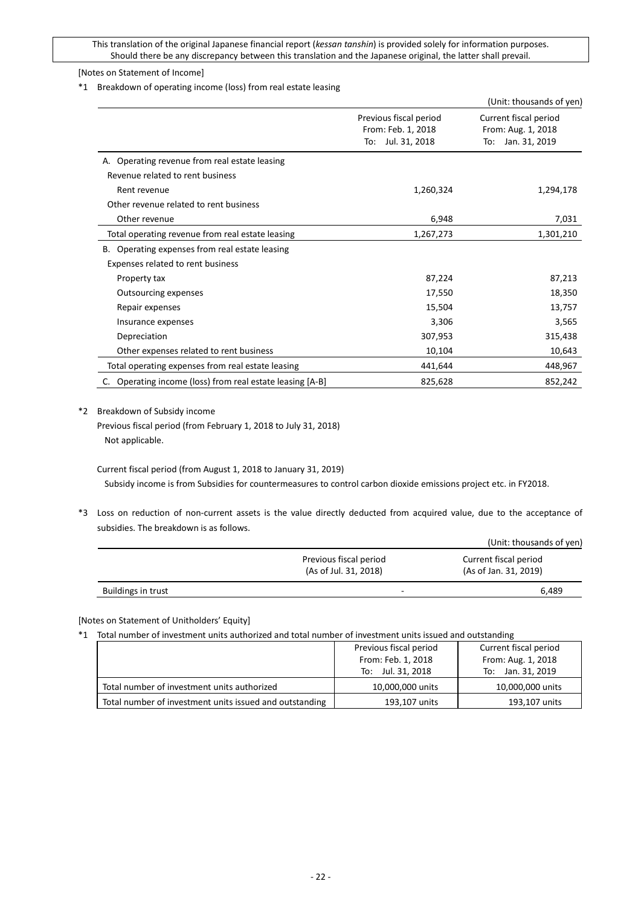This translation of the original Japanese financial report (*kessan tanshin*) is provided solely for information purposes. Should there be any discrepancy between this translation and the Japanese original, the latter shall prevail.

[Notes on Statement of Income]

*1 Breakdown of operating income (loss) from real estate leasing

(Unit: thousands of yen)

| | Previous fiscal period From: Feb. 1, 2018 To: Jul. 31, 2018 | Current fiscal period From: Aug. 1, 2018 To: Jan. 31, 2019 |
|---|---|---|
| A. Operating revenue from real estate leasing | | |
| Revenue related to rent business | | |
| Rent revenue | 1,260,324 | 1,294,178 |
| Other revenue related to rent business | | |
| Other revenue | 6,948 | 7,031 |
| Total operating revenue from real estate leasing | 1,267,273 | 1,301,210 |
| B. Operating expenses from real estate leasing | | |
| Expenses related to rent business | | |
| Property tax | 87,224 | 87,213 |
| Outsourcing expenses | 17,550 | 18,350 |
| Repair expenses | 15,504 | 13,757 |
| Insurance expenses | 3,306 | 3,565 |
| Depreciation | 307,953 | 315,438 |
| Other expenses related to rent business | 10,104 | 10,643 |
| Total operating expenses from real estate leasing | 441,644 | 448,967 |
| C. Operating income (loss) from real estate leasing [A-B] | 825,628 | 852,242 |

*2 Breakdown of Subsidy income

Previous fiscal period (from February 1, 2018 to July 31, 2018)

Not applicable.

Current fiscal period (from August 1, 2018 to January 31, 2019)

Subsidy income is from Subsidies for countermeasures to control carbon dioxide emissions project etc. in FY2018.

*3 Loss on reduction of non-current assets is the value directly deducted from acquired value, due to the acceptance of subsidies. The breakdown is as follows.

(Unit: thousands of yen)

| | Previous fiscal period (As of Jul. 31, 2018) | Current fiscal period (As of Jan. 31, 2019) |
|---|---|---|
| Buildings in trust | - | 6,489 |

[Notes on Statement of Unitholders' Equity]

*1 Total number of investment units authorized and total number of investment units issued and outstanding

| | Previous fiscal period From: Feb. 1, 2018 To: Jul. 31, 2018 | Current fiscal period From: Aug. 1, 2018 To: Jan. 31, 2019 |
|---|---|---|
| Total number of investment units authorized | 10,000,000 units | 10,000,000 units |
| Total number of investment units issued and outstanding | 193,107 units | 193,107 units |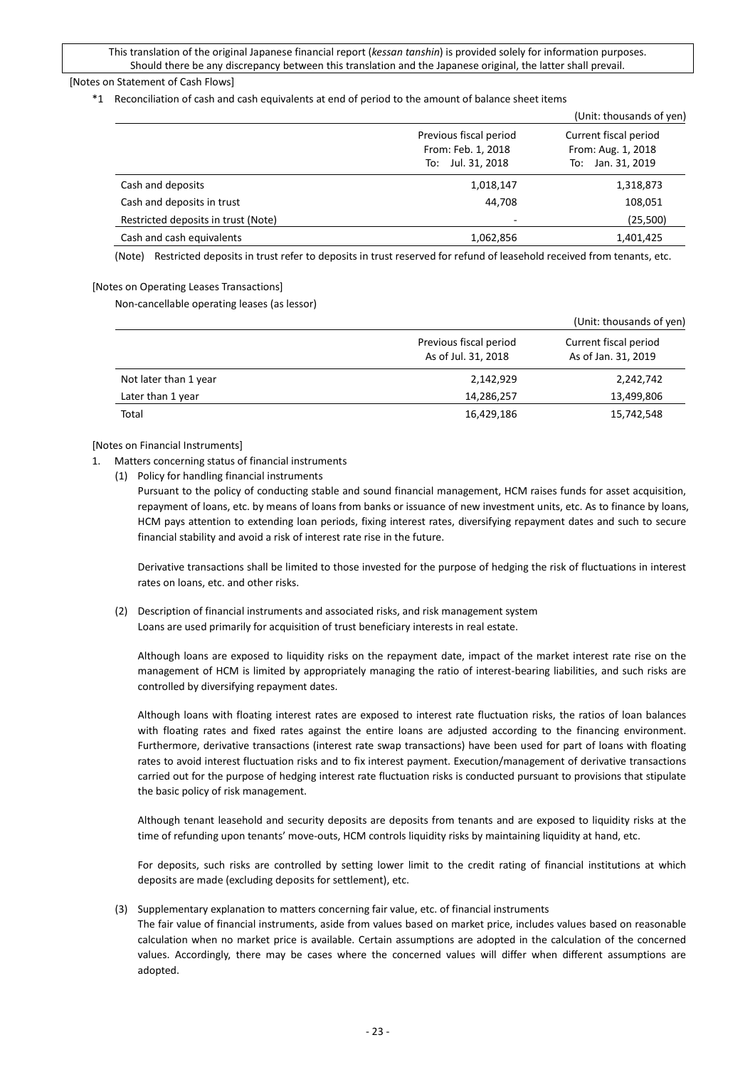This translation of the original Japanese financial report (*kessan tanshin*) is provided solely for information purposes. Should there be any discrepancy between this translation and the Japanese original, the latter shall prevail.

[Notes on Statement of Cash Flows]

*1 Reconciliation of cash and cash equivalents at end of period to the amount of balance sheet items

(Unit: thousands of yen)

| | Previous fiscal period From: Feb. 1, 2018 To: Jul. 31, 2018 | Current fiscal period From: Aug. 1, 2018 To: Jan. 31, 2019 |
|---|---|---|
| Cash and deposits | 1,018,147 | 1,318,873 |
| Cash and deposits in trust | 44,708 | 108,051 |
| Restricted deposits in trust (Note) | - | (25,500) |
| Cash and cash equivalents | 1,062,856 | 1,401,425 |

(Note) Restricted deposits in trust refer to deposits in trust reserved for refund of leasehold received from tenants, etc.

[Notes on Operating Leases Transactions]

Non-cancellable operating leases (as lessor)

(Unit: thousands of yen)

| | Previous fiscal period As of Jul. 31, 2018 | Current fiscal period As of Jan. 31, 2019 |
|---|---|---|
| Not later than 1 year | 2,142,929 | 2,242,742 |
| Later than 1 year | 14,286,257 | 13,499,806 |
| Total | 16,429,186 | 15,742,548 |

[Notes on Financial Instruments]

1. Matters concerning status of financial instruments
   (1) Policy for handling financial instruments

   Pursuant to the policy of conducting stable and sound financial management, HCM raises funds for asset acquisition, repayment of loans, etc. by means of loans from banks or issuance of new investment units, etc. As to finance by loans, HCM pays attention to extending loan periods, fixing interest rates, diversifying repayment dates and such to secure financial stability and avoid a risk of interest rate rise in the future.

   Derivative transactions shall be limited to those invested for the purpose of hedging the risk of fluctuations in interest rates on loans, etc. and other risks.

   (2) Description of financial instruments and associated risks, and risk management system

   Loans are used primarily for acquisition of trust beneficiary interests in real estate.

   Although loans are exposed to liquidity risks on the repayment date, impact of the market interest rate rise on the management of HCM is limited by appropriately managing the ratio of interest-bearing liabilities, and such risks are controlled by diversifying repayment dates.

   Although loans with floating interest rates are exposed to interest rate fluctuation risks, the ratios of loan balances with floating rates and fixed rates against the entire loans are adjusted according to the financing environment. Furthermore, derivative transactions (interest rate swap transactions) have been used for part of loans with floating rates to avoid interest fluctuation risks and to fix interest payment. Execution/management of derivative transactions carried out for the purpose of hedging interest rate fluctuation risks is conducted pursuant to provisions that stipulate the basic policy of risk management.

   Although tenant leasehold and security deposits are deposits from tenants and are exposed to liquidity risks at the time of refunding upon tenants' move-outs, HCM controls liquidity risks by maintaining liquidity at hand, etc.

   For deposits, such risks are controlled by setting lower limit to the credit rating of financial institutions at which deposits are made (excluding deposits for settlement), etc.

   (3) Supplementary explanation to matters concerning fair value, etc. of financial instruments

   The fair value of financial instruments, aside from values based on market price, includes values based on reasonable calculation when no market price is available. Certain assumptions are adopted in the calculation of the concerned values. Accordingly, there may be cases where the concerned values will differ when different assumptions are adopted.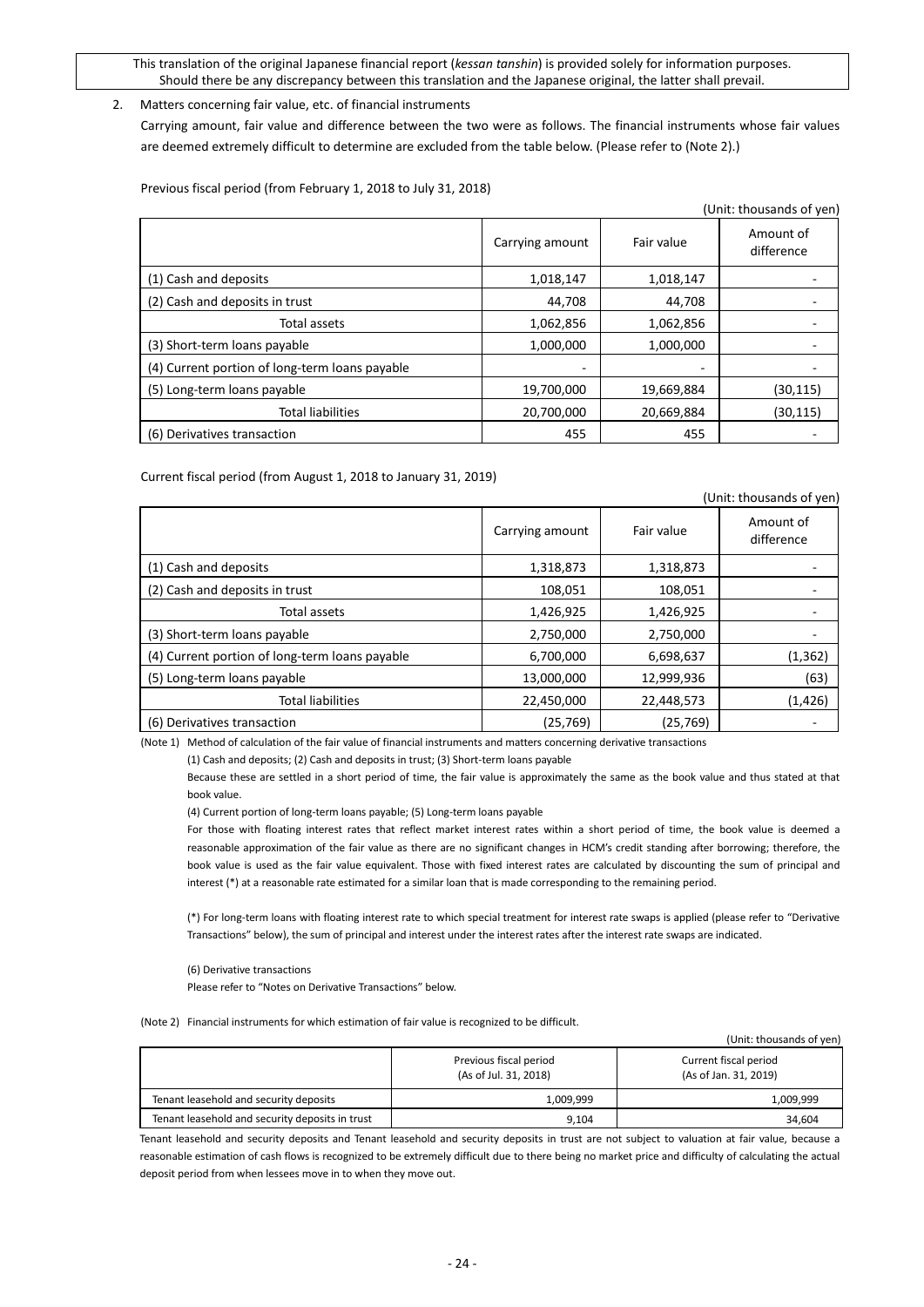This translation of the original Japanese financial report (*kessan tanshin*) is provided solely for information purposes. Should there be any discrepancy between this translation and the Japanese original, the latter shall prevail.

2. Matters concerning fair value, etc. of financial instruments

Carrying amount, fair value and difference between the two were as follows. The financial instruments whose fair values are deemed extremely difficult to determine are excluded from the table below. (Please refer to (Note 2).)

Previous fiscal period (from February 1, 2018 to July 31, 2018)

(Unit: thousands of yen)

| | Carrying amount | Fair value | Amount of difference |
|---|---|---|---|
| (1) Cash and deposits | 1,018,147 | 1,018,147 | - |
| (2) Cash and deposits in trust | 44,708 | 44,708 | - |
| Total assets | 1,062,856 | 1,062,856 | - |
| (3) Short-term loans payable | 1,000,000 | 1,000,000 | - |
| (4) Current portion of long-term loans payable | - | - | - |
| (5) Long-term loans payable | 19,700,000 | 19,669,884 | (30,115) |
| Total liabilities | 20,700,000 | 20,669,884 | (30,115) |
| (6) Derivatives transaction | 455 | 455 | - |

Current fiscal period (from August 1, 2018 to January 31, 2019)

(Unit: thousands of yen)

| | Carrying amount | Fair value | Amount of difference |
|---|---|---|---|
| (1) Cash and deposits | 1,318,873 | 1,318,873 | - |
| (2) Cash and deposits in trust | 108,051 | 108,051 | - |
| Total assets | 1,426,925 | 1,426,925 | - |
| (3) Short-term loans payable | 2,750,000 | 2,750,000 | - |
| (4) Current portion of long-term loans payable | 6,700,000 | 6,698,637 | (1,362) |
| (5) Long-term loans payable | 13,000,000 | 12,999,936 | (63) |
| Total liabilities | 22,450,000 | 22,448,573 | (1,426) |
| (6) Derivatives transaction | (25,769) | (25,769) | - |

(Note 1) Method of calculation of the fair value of financial instruments and matters concerning derivative transactions

(1) Cash and deposits; (2) Cash and deposits in trust; (3) Short-term loans payable

Because these are settled in a short period of time, the fair value is approximately the same as the book value and thus stated at that book value.

(4) Current portion of long-term loans payable; (5) Long-term loans payable

For those with floating interest rates that reflect market interest rates within a short period of time, the book value is deemed a reasonable approximation of the fair value as there are no significant changes in HCM's credit standing after borrowing; therefore, the book value is used as the fair value equivalent. Those with fixed interest rates are calculated by discounting the sum of principal and interest (*) at a reasonable rate estimated for a similar loan that is made corresponding to the remaining period.

(*) For long-term loans with floating interest rate to which special treatment for interest rate swaps is applied (please refer to "Derivative Transactions" below), the sum of principal and interest under the interest rates after the interest rate swaps are indicated.

(6) Derivative transactions

Please refer to "Notes on Derivative Transactions" below.

(Note 2) Financial instruments for which estimation of fair value is recognized to be difficult.

(Unit: thousands of yen)

| | Previous fiscal period (As of Jul. 31, 2018) | Current fiscal period (As of Jan. 31, 2019) |
|---|---|---|
| Tenant leasehold and security deposits | 1,009,999 | 1,009,999 |
| Tenant leasehold and security deposits in trust | 9,104 | 34,604 |

Tenant leasehold and security deposits and Tenant leasehold and security deposits in trust are not subject to valuation at fair value, because a reasonable estimation of cash flows is recognized to be extremely difficult due to there being no market price and difficulty of calculating the actual deposit period from when lessees move in to when they move out.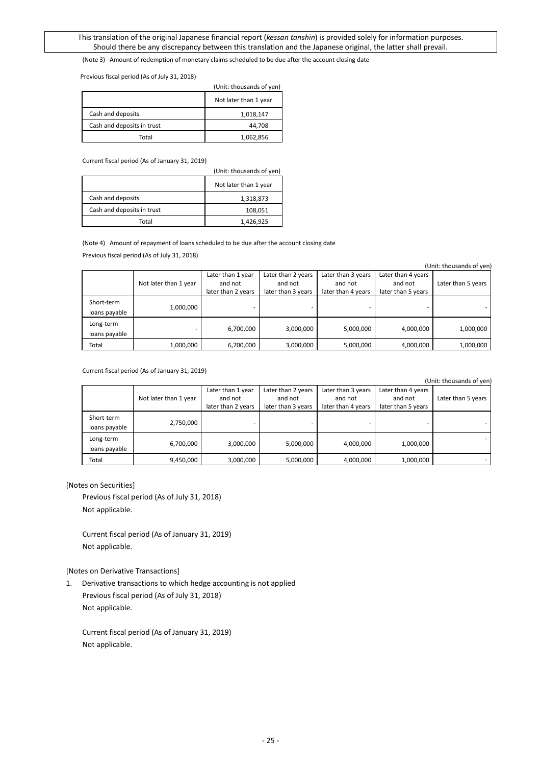This translation of the original Japanese financial report (*kessan tanshin*) is provided solely for information purposes. Should there be any discrepancy between this translation and the Japanese original, the latter shall prevail.

(Note 3) Amount of redemption of monetary claims scheduled to be due after the account closing date

Previous fiscal period (As of July 31, 2018)

(Unit: thousands of yen)

| | Not later than 1 year |
|---|---|
| Cash and deposits | 1,018,147 |
| Cash and deposits in trust | 44,708 |
| Total | 1,062,856 |

Current fiscal period (As of January 31, 2019)

(Unit: thousands of yen)

| | Not later than 1 year |
|---|---|
| Cash and deposits | 1,318,873 |
| Cash and deposits in trust | 108,051 |
| Total | 1,426,925 |

(Note 4) Amount of repayment of loans scheduled to be due after the account closing date

Previous fiscal period (As of July 31, 2018)

(Unit: thousands of yen)

| | Not later than 1 year | Later than 1 year and not later than 2 years | Later than 2 years and not later than 3 years | Later than 3 years and not later than 4 years | Later than 4 years and not later than 5 years | Later than 5 years |
|---|---|---|---|---|---|---|
| Short-term loans payable | 1,000,000 | - | - | - | - | - |
| Long-term loans payable | - | 6,700,000 | 3,000,000 | 5,000,000 | 4,000,000 | 1,000,000 |
| Total | 1,000,000 | 6,700,000 | 3,000,000 | 5,000,000 | 4,000,000 | 1,000,000 |

Current fiscal period (As of January 31, 2019)

(Unit: thousands of yen)

| | Not later than 1 year | Later than 1 year and not later than 2 years | Later than 2 years and not later than 3 years | Later than 3 years and not later than 4 years | Later than 4 years and not later than 5 years | Later than 5 years |
|---|---|---|---|---|---|---|
| Short-term loans payable | 2,750,000 | - | - | - | - | - |
| Long-term loans payable | 6,700,000 | 3,000,000 | 5,000,000 | 4,000,000 | 1,000,000 | - |
| Total | 9,450,000 | 3,000,000 | 5,000,000 | 4,000,000 | 1,000,000 | - |

[Notes on Securities]

Previous fiscal period (As of July 31, 2018)
Not applicable.

Current fiscal period (As of January 31, 2019)
Not applicable.

[Notes on Derivative Transactions]

1. Derivative transactions to which hedge accounting is not applied

Previous fiscal period (As of July 31, 2018)
Not applicable.

Current fiscal period (As of January 31, 2019)
Not applicable.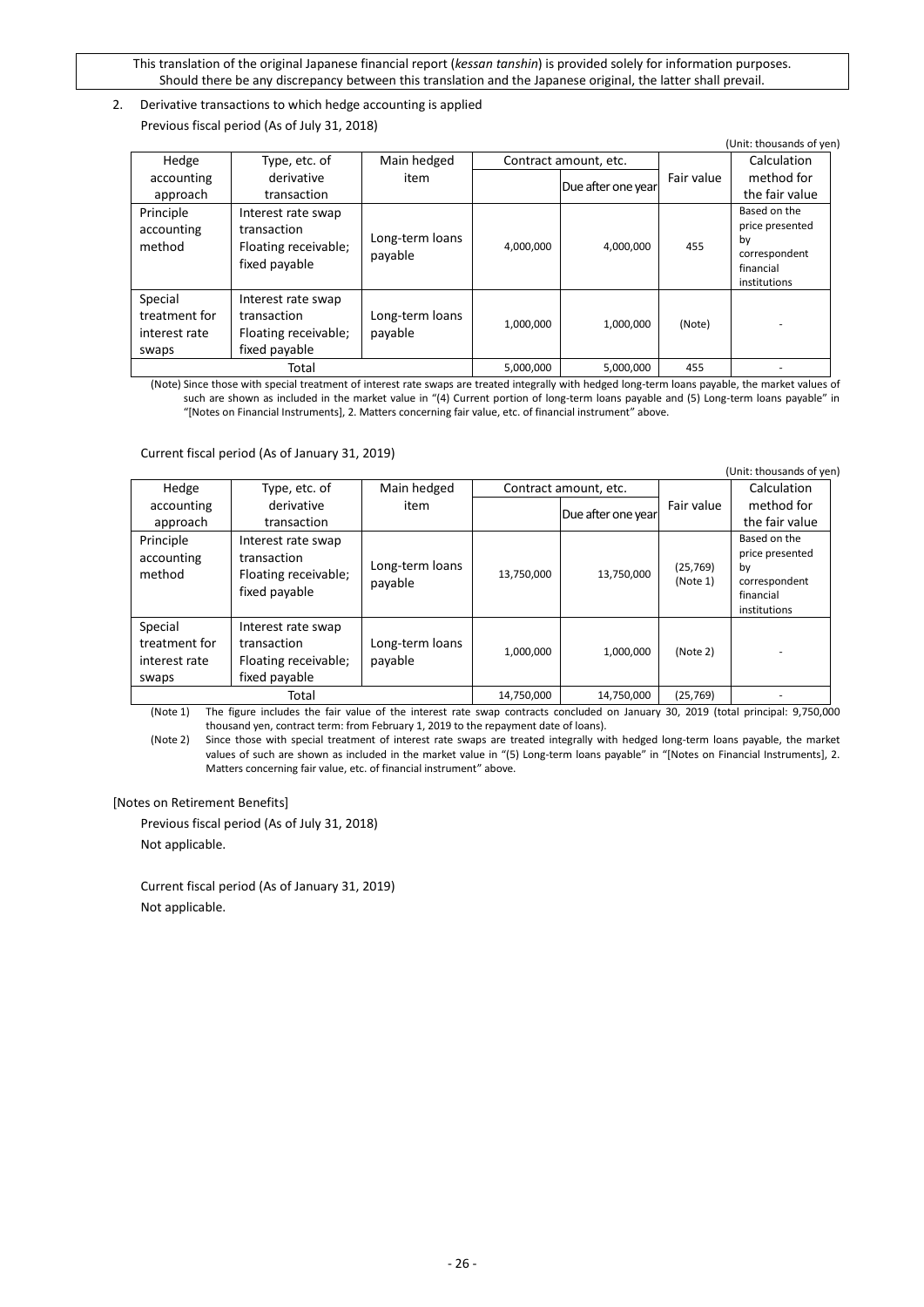This translation of the original Japanese financial report (*kessan tanshin*) is provided solely for information purposes. Should there be any discrepancy between this translation and the Japanese original, the latter shall prevail.

2. Derivative transactions to which hedge accounting is applied

Previous fiscal period (As of July 31, 2018)

(Unit: thousands of yen)

| Hedge accounting approach | Type, etc. of derivative transaction | Main hedged item | Contract amount, etc. | | Fair value | Calculation method for the fair value |
|---|---|---|---|---|---|---|
| | | | | Due after one year | | |
| Principle accounting method | Interest rate swap transaction Floating receivable; fixed payable | Long-term loans payable | 4,000,000 | 4,000,000 | 455 | Based on the price presented by correspondent financial institutions |
| Special treatment for interest rate swaps | Interest rate swap transaction Floating receivable; fixed payable | Long-term loans payable | 1,000,000 | 1,000,000 | (Note) | - |
| Total | | | 5,000,000 | 5,000,000 | 455 | - |

(Note) Since those with special treatment of interest rate swaps are treated integrally with hedged long-term loans payable, the market values of such are shown as included in the market value in "(4) Current portion of long-term loans payable and (5) Long-term loans payable" in "[Notes on Financial Instruments], 2. Matters concerning fair value, etc. of financial instrument" above.

Current fiscal period (As of January 31, 2019)

(Unit: thousands of yen)

| Hedge accounting approach | Type, etc. of derivative transaction | Main hedged item | Contract amount, etc. | | Fair value | Calculation method for the fair value |
|---|---|---|---|---|---|---|
| | | | | Due after one year | | |
| Principle accounting method | Interest rate swap transaction Floating receivable; fixed payable | Long-term loans payable | 13,750,000 | 13,750,000 | (25,769) (Note 1) | Based on the price presented by correspondent financial institutions |
| Special treatment for interest rate swaps | Interest rate swap transaction Floating receivable; fixed payable | Long-term loans payable | 1,000,000 | 1,000,000 | (Note 2) | - |
| Total | | | 14,750,000 | 14,750,000 | (25,769) | - |

(Note 1) The figure includes the fair value of the interest rate swap contracts concluded on January 30, 2019 (total principal: 9,750,000 thousand yen, contract term: from February 1, 2019 to the repayment date of loans).

(Note 2) Since those with special treatment of interest rate swaps are treated integrally with hedged long-term loans payable, the market values of such are shown as included in the market value in "(5) Long-term loans payable" in "[Notes on Financial Instruments], 2. Matters concerning fair value, etc. of financial instrument" above.

[Notes on Retirement Benefits]

Previous fiscal period (As of July 31, 2018)

Not applicable.

Current fiscal period (As of January 31, 2019)

Not applicable.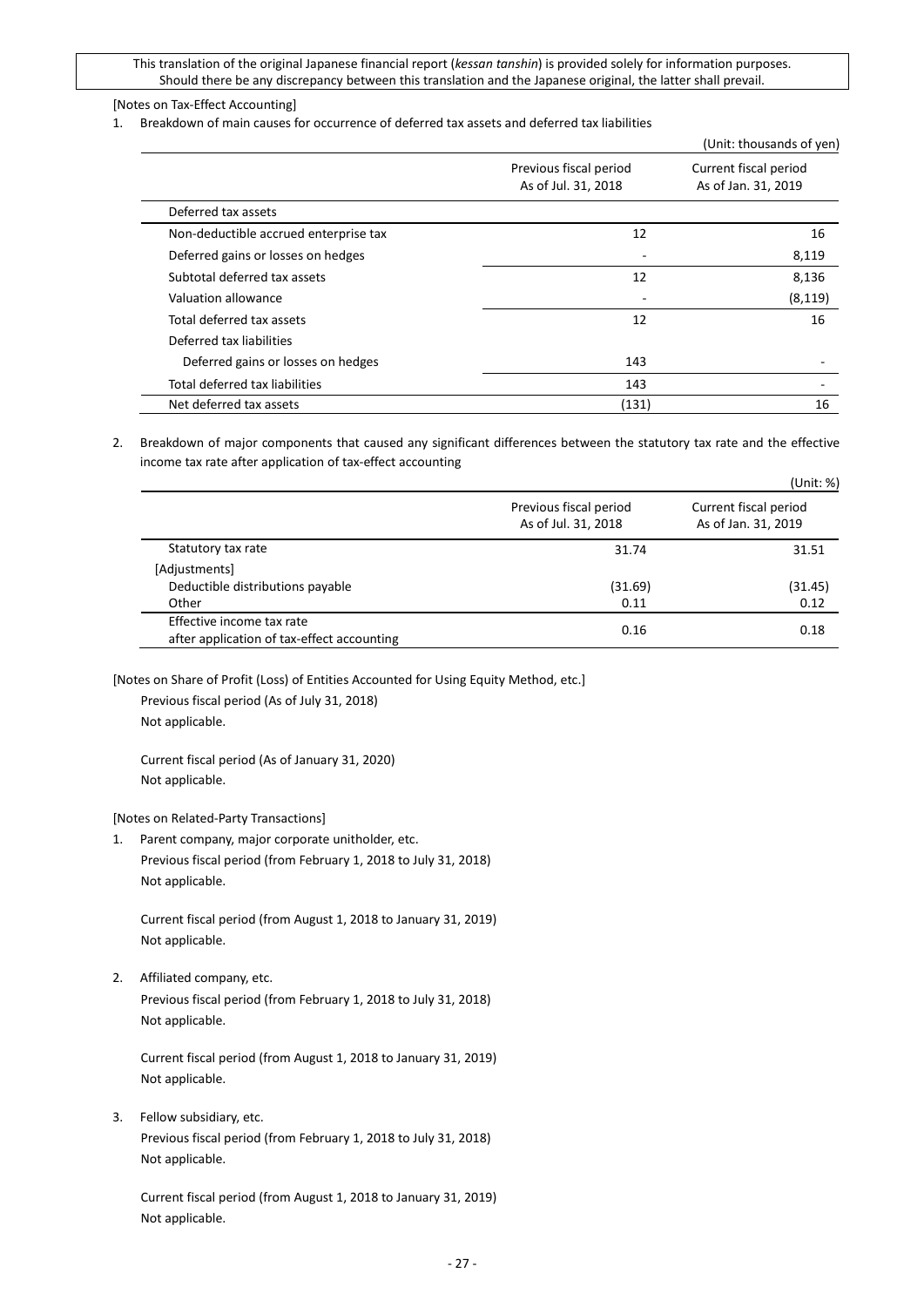This translation of the original Japanese financial report (*kessan tanshin*) is provided solely for information purposes. Should there be any discrepancy between this translation and the Japanese original, the latter shall prevail.

[Notes on Tax-Effect Accounting]

1. Breakdown of main causes for occurrence of deferred tax assets and deferred tax liabilities

(Unit: thousands of yen)

| | Previous fiscal period As of Jul. 31, 2018 | Current fiscal period As of Jan. 31, 2019 |
|---|---|---|
| Deferred tax assets | | |
| Non-deductible accrued enterprise tax | 12 | 16 |
| Deferred gains or losses on hedges | - | 8,119 |
| Subtotal deferred tax assets | 12 | 8,136 |
| Valuation allowance | - | (8,119) |
| Total deferred tax assets | 12 | 16 |
| Deferred tax liabilities | | |
| Deferred gains or losses on hedges | 143 | - |
| Total deferred tax liabilities | 143 | - |
| Net deferred tax assets | (131) | 16 |

2. Breakdown of major components that caused any significant differences between the statutory tax rate and the effective income tax rate after application of tax-effect accounting

(Unit: %)

| | Previous fiscal period As of Jul. 31, 2018 | Current fiscal period As of Jan. 31, 2019 |
|---|---|---|
| Statutory tax rate | 31.74 | 31.51 |
| [Adjustments] | | |
| Deductible distributions payable | (31.69) | (31.45) |
| Other | 0.11 | 0.12 |
| Effective income tax rate after application of tax-effect accounting | 0.16 | 0.18 |

[Notes on Share of Profit (Loss) of Entities Accounted for Using Equity Method, etc.]

Previous fiscal period (As of July 31, 2018)
Not applicable.

Current fiscal period (As of January 31, 2020)
Not applicable.

[Notes on Related-Party Transactions]

1. Parent company, major corporate unitholder, etc.

   Previous fiscal period (from February 1, 2018 to July 31, 2018)
   Not applicable.

   Current fiscal period (from August 1, 2018 to January 31, 2019)
   Not applicable.

2. Affiliated company, etc.

   Previous fiscal period (from February 1, 2018 to July 31, 2018)
   Not applicable.

   Current fiscal period (from August 1, 2018 to January 31, 2019)
   Not applicable.

3. Fellow subsidiary, etc.

   Previous fiscal period (from February 1, 2018 to July 31, 2018)
   Not applicable.

   Current fiscal period (from August 1, 2018 to January 31, 2019)
   Not applicable.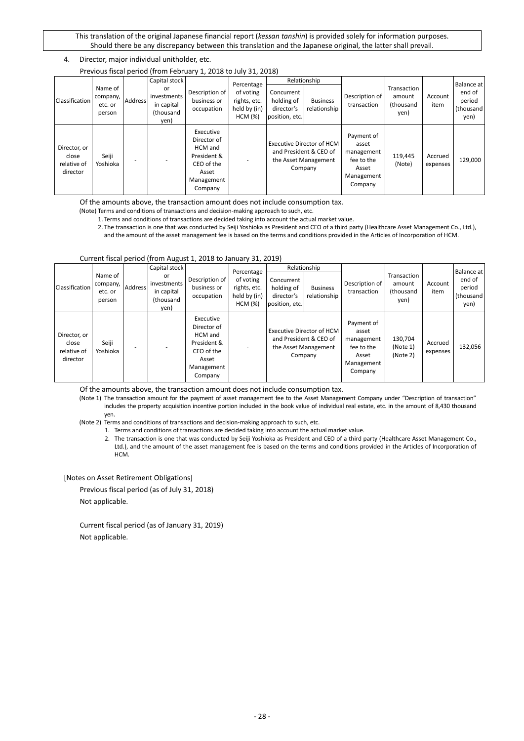This translation of the original Japanese financial report (*kessan tanshin*) is provided solely for information purposes. Should there be any discrepancy between this translation and the Japanese original, the latter shall prevail.

4. Director, major individual unitholder, etc.

Previous fiscal period (from February 1, 2018 to July 31, 2018)

| Classification | Name of company, etc. or person | Address | Capital stock or investments in capital (thousand yen) | Description of business or occupation | Percentage of voting rights, etc. held by (in) HCM (%) | Relationship | | Description of transaction | Transaction amount (thousand yen) | Account item | Balance at end of period (thousand yen) |
|---|---|---|---|---|---|---|---|---|---|---|---|
| | | | | | | Concurrent holding of director's position, etc. | Business relationship | | | | |
| Director, or close relative of director | Seiji Yoshioka | - | - | Executive Director of HCM and President & CEO of the Asset Management Company | - | Executive Director of HCM and President & CEO of the Asset Management Company | | Payment of asset management fee to the Asset Management Company | 119,445 (Note) | Accrued expenses | 129,000 |

Of the amounts above, the transaction amount does not include consumption tax.

(Note) Terms and conditions of transactions and decision-making approach to such, etc.

1. Terms and conditions of transactions are decided taking into account the actual market value.
2. The transaction is one that was conducted by Seiji Yoshioka as President and CEO of a third party (Healthcare Asset Management Co., Ltd.), and the amount of the asset management fee is based on the terms and conditions provided in the Articles of Incorporation of HCM.

Current fiscal period (from August 1, 2018 to January 31, 2019)

| Classification | Name of company, etc. or person | Address | Capital stock or investments in capital (thousand yen) | Description of business or occupation | Percentage of voting rights, etc. held by (in) HCM (%) | Relationship | | Description of transaction | Transaction amount (thousand yen) | Account item | Balance at end of period (thousand yen) |
|---|---|---|---|---|---|---|---|---|---|---|---|
| | | | | | | Concurrent holding of director's position, etc. | Business relationship | | | | |
| Director, or close relative of director | Seiji Yoshioka | - | - | Executive Director of HCM and President & CEO of the Asset Management Company | - | Executive Director of HCM and President & CEO of the Asset Management Company | | Payment of asset management fee to the Asset Management Company | 130,704 (Note 1) (Note 2) | Accrued expenses | 132,056 |

Of the amounts above, the transaction amount does not include consumption tax.

(Note 1) The transaction amount for the payment of asset management fee to the Asset Management Company under "Description of transaction" includes the property acquisition incentive portion included in the book value of individual real estate, etc. in the amount of 8,430 thousand yen.

(Note 2) Terms and conditions of transactions and decision-making approach to such, etc.

1. Terms and conditions of transactions are decided taking into account the actual market value.
2. The transaction is one that was conducted by Seiji Yoshioka as President and CEO of a third party (Healthcare Asset Management Co., Ltd.), and the amount of the asset management fee is based on the terms and conditions provided in the Articles of Incorporation of HCM.

[Notes on Asset Retirement Obligations]

Previous fiscal period (as of July 31, 2018)

Not applicable.

Current fiscal period (as of January 31, 2019)

Not applicable.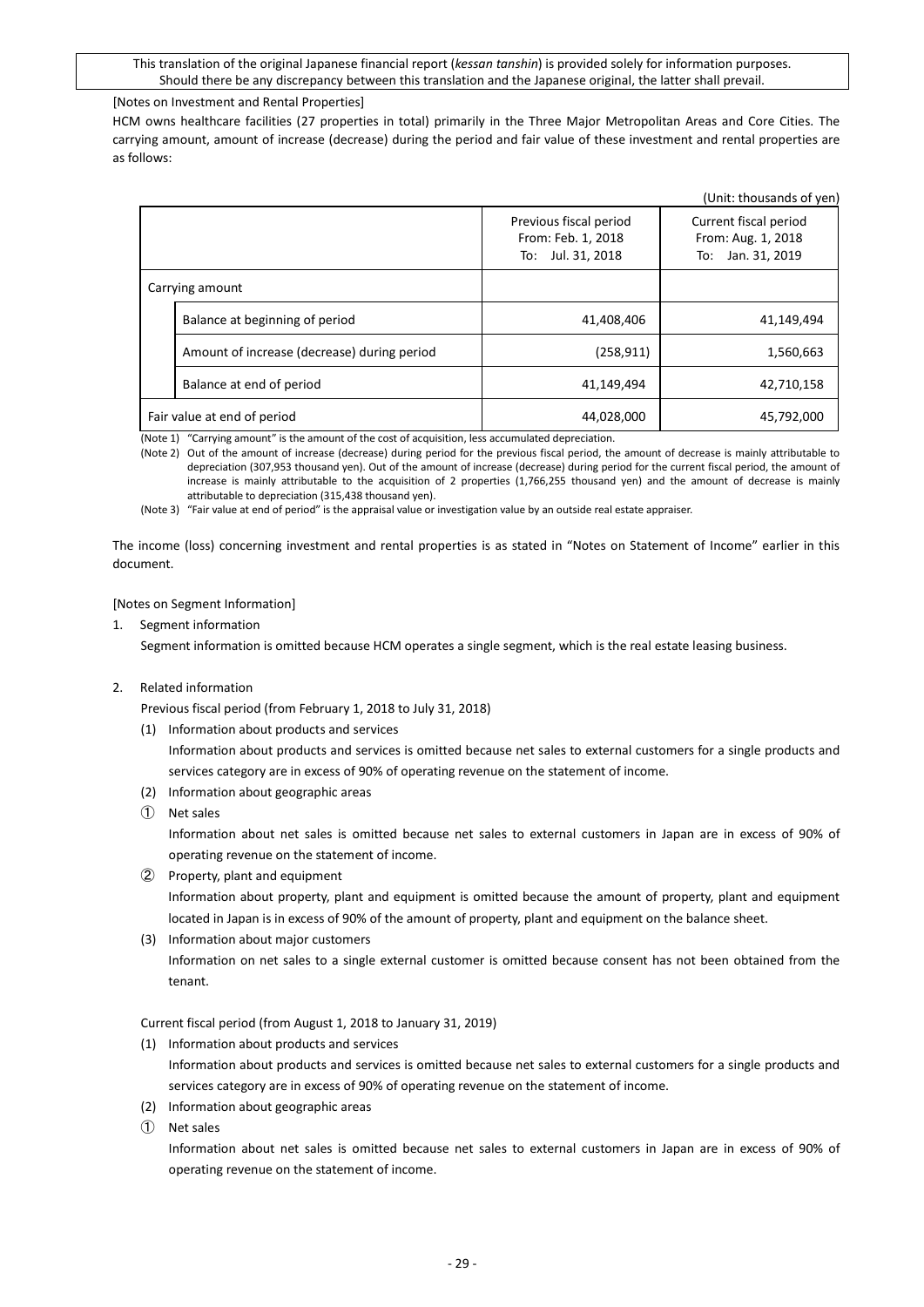This translation of the original Japanese financial report (*kessan tanshin*) is provided solely for information purposes. Should there be any discrepancy between this translation and the Japanese original, the latter shall prevail.

[Notes on Investment and Rental Properties]

HCM owns healthcare facilities (27 properties in total) primarily in the Three Major Metropolitan Areas and Core Cities. The carrying amount, amount of increase (decrease) during the period and fair value of these investment and rental properties are as follows:

(Unit: thousands of yen)

| | | Previous fiscal period From: Feb. 1, 2018 To: Jul. 31, 2018 | Current fiscal period From: Aug. 1, 2018 To: Jan. 31, 2019 |
|---|---|---|---|
| Carrying amount | | | |
| | Balance at beginning of period | 41,408,406 | 41,149,494 |
| | Amount of increase (decrease) during period | (258,911) | 1,560,663 |
| | Balance at end of period | 41,149,494 | 42,710,158 |
| Fair value at end of period | | 44,028,000 | 45,792,000 |

(Note 1) "Carrying amount" is the amount of the cost of acquisition, less accumulated depreciation.

(Note 2) Out of the amount of increase (decrease) during period for the previous fiscal period, the amount of decrease is mainly attributable to depreciation (307,953 thousand yen). Out of the amount of increase (decrease) during period for the current fiscal period, the amount of increase is mainly attributable to the acquisition of 2 properties (1,766,255 thousand yen) and the amount of decrease is mainly attributable to depreciation (315,438 thousand yen).

(Note 3) "Fair value at end of period" is the appraisal value or investigation value by an outside real estate appraiser.

The income (loss) concerning investment and rental properties is as stated in "Notes on Statement of Income" earlier in this document.

[Notes on Segment Information]

1. Segment information

   Segment information is omitted because HCM operates a single segment, which is the real estate leasing business.

2. Related information

   Previous fiscal period (from February 1, 2018 to July 31, 2018)

   (1) Information about products and services

   Information about products and services is omitted because net sales to external customers for a single products and services category are in excess of 90% of operating revenue on the statement of income.

   (2) Information about geographic areas

   ① Net sales

   Information about net sales is omitted because net sales to external customers in Japan are in excess of 90% of operating revenue on the statement of income.

   ② Property, plant and equipment

   Information about property, plant and equipment is omitted because the amount of property, plant and equipment located in Japan is in excess of 90% of the amount of property, plant and equipment on the balance sheet.

   (3) Information about major customers

   Information on net sales to a single external customer is omitted because consent has not been obtained from the tenant.

   Current fiscal period (from August 1, 2018 to January 31, 2019)

   (1) Information about products and services

   Information about products and services is omitted because net sales to external customers for a single products and services category are in excess of 90% of operating revenue on the statement of income.

   (2) Information about geographic areas

   ① Net sales

   Information about net sales is omitted because net sales to external customers in Japan are in excess of 90% of operating revenue on the statement of income.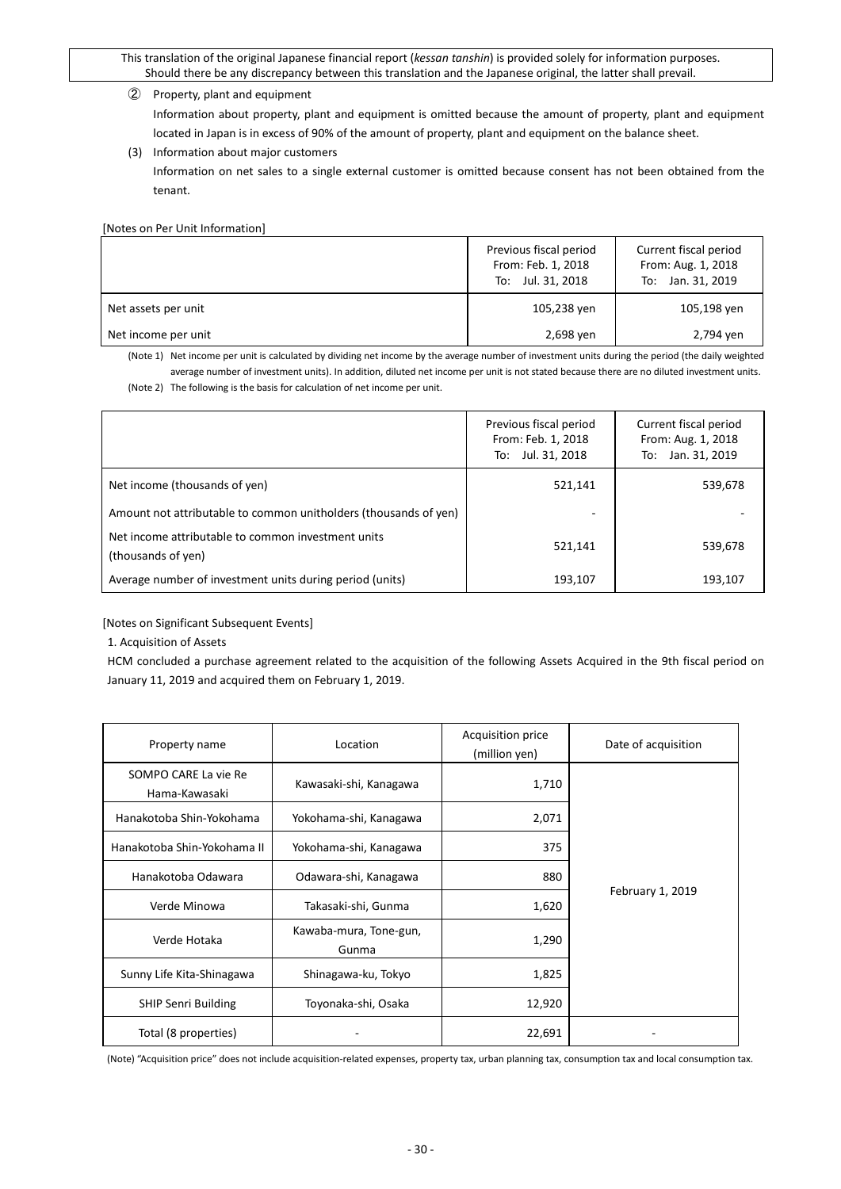This translation of the original Japanese financial report (*kessan tanshin*) is provided solely for information purposes. Should there be any discrepancy between this translation and the Japanese original, the latter shall prevail.

② Property, plant and equipment

Information about property, plant and equipment is omitted because the amount of property, plant and equipment located in Japan is in excess of 90% of the amount of property, plant and equipment on the balance sheet.

(3) Information about major customers

Information on net sales to a single external customer is omitted because consent has not been obtained from the tenant.

[Notes on Per Unit Information]

| | Previous fiscal period From: Feb. 1, 2018 To: Jul. 31, 2018 | Current fiscal period From: Aug. 1, 2018 To: Jan. 31, 2019 |
|---|---|---|
| Net assets per unit | 105,238 yen | 105,198 yen |
| Net income per unit | 2,698 yen | 2,794 yen |

(Note 1) Net income per unit is calculated by dividing net income by the average number of investment units during the period (the daily weighted average number of investment units). In addition, diluted net income per unit is not stated because there are no diluted investment units.

(Note 2) The following is the basis for calculation of net income per unit.

| | Previous fiscal period From: Feb. 1, 2018 To: Jul. 31, 2018 | Current fiscal period From: Aug. 1, 2018 To: Jan. 31, 2019 |
|---|---|---|
| Net income (thousands of yen) | 521,141 | 539,678 |
| Amount not attributable to common unitholders (thousands of yen) | - | - |
| Net income attributable to common investment units (thousands of yen) | 521,141 | 539,678 |
| Average number of investment units during period (units) | 193,107 | 193,107 |

[Notes on Significant Subsequent Events]

1. Acquisition of Assets

HCM concluded a purchase agreement related to the acquisition of the following Assets Acquired in the 9th fiscal period on January 11, 2019 and acquired them on February 1, 2019.

| Property name | Location | Acquisition price (million yen) | Date of acquisition |
|---|---|---|---|
| SOMPO CARE La vie Re Hama-Kawasaki | Kawasaki-shi, Kanagawa | 1,710 | February 1, 2019 |
| Hanakotoba Shin-Yokohama | Yokohama-shi, Kanagawa | 2,071 | |
| Hanakotoba Shin-Yokohama II | Yokohama-shi, Kanagawa | 375 | |
| Hanakotoba Odawara | Odawara-shi, Kanagawa | 880 | |
| Verde Minowa | Takasaki-shi, Gunma | 1,620 | |
| Verde Hotaka | Kawaba-mura, Tone-gun, Gunma | 1,290 | |
| Sunny Life Kita-Shinagawa | Shinagawa-ku, Tokyo | 1,825 | |
| SHIP Senri Building | Toyonaka-shi, Osaka | 12,920 | |
| Total (8 properties) | - | 22,691 | - |

(Note) "Acquisition price" does not include acquisition-related expenses, property tax, urban planning tax, consumption tax and local consumption tax.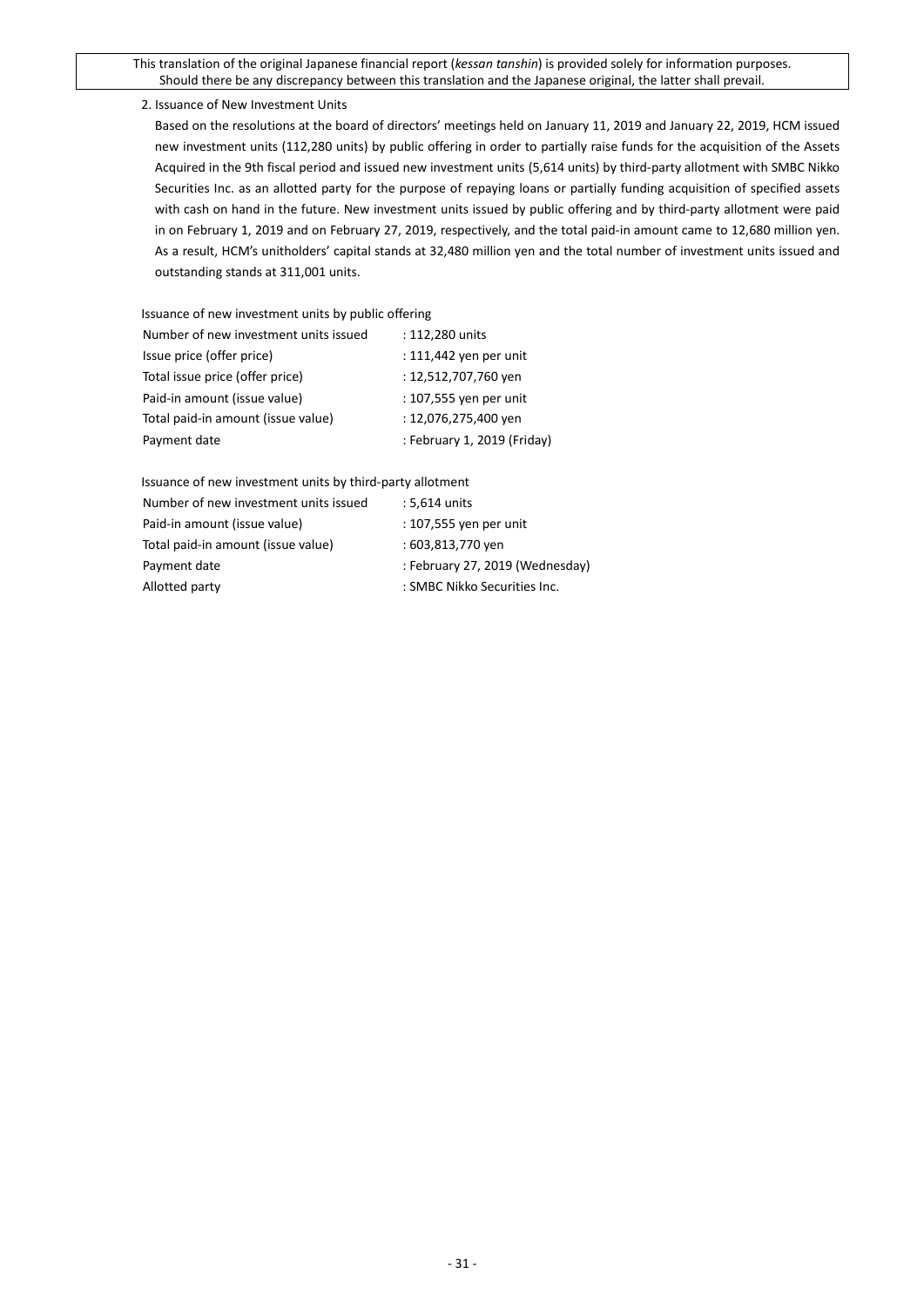This translation of the original Japanese financial report (*kessan tanshin*) is provided solely for information purposes. Should there be any discrepancy between this translation and the Japanese original, the latter shall prevail.

2. Issuance of New Investment Units

Based on the resolutions at the board of directors' meetings held on January 11, 2019 and January 22, 2019, HCM issued new investment units (112,280 units) by public offering in order to partially raise funds for the acquisition of the Assets Acquired in the 9th fiscal period and issued new investment units (5,614 units) by third-party allotment with SMBC Nikko Securities Inc. as an allotted party for the purpose of repaying loans or partially funding acquisition of specified assets with cash on hand in the future. New investment units issued by public offering and by third-party allotment were paid in on February 1, 2019 and on February 27, 2019, respectively, and the total paid-in amount came to 12,680 million yen. As a result, HCM's unitholders' capital stands at 32,480 million yen and the total number of investment units issued and outstanding stands at 311,001 units.

Issuance of new investment units by public offering

| | |
|---|---|
| Number of new investment units issued | : 112,280 units |
| Issue price (offer price) | : 111,442 yen per unit |
| Total issue price (offer price) | : 12,512,707,760 yen |
| Paid-in amount (issue value) | : 107,555 yen per unit |
| Total paid-in amount (issue value) | : 12,076,275,400 yen |
| Payment date | : February 1, 2019 (Friday) |

Issuance of new investment units by third-party allotment

| | |
|---|---|
| Number of new investment units issued | : 5,614 units |
| Paid-in amount (issue value) | : 107,555 yen per unit |
| Total paid-in amount (issue value) | : 603,813,770 yen |
| Payment date | : February 27, 2019 (Wednesday) |
| Allotted party | : SMBC Nikko Securities Inc. |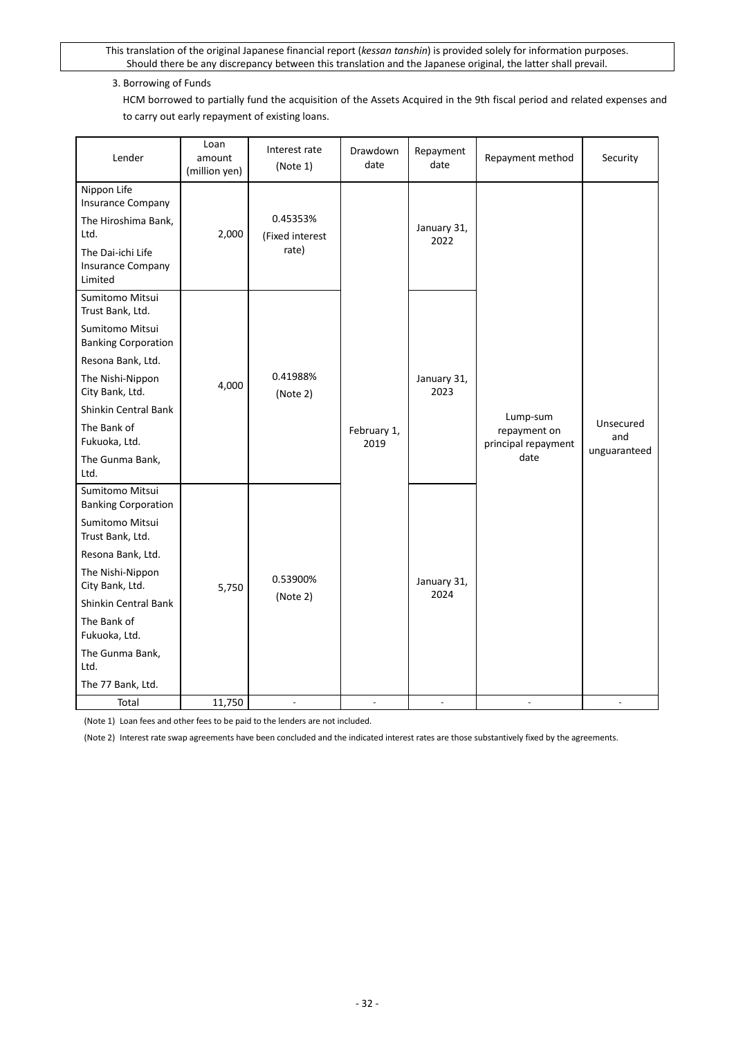This translation of the original Japanese financial report (*kessan tanshin*) is provided solely for information purposes. Should there be any discrepancy between this translation and the Japanese original, the latter shall prevail.

3. Borrowing of Funds

HCM borrowed to partially fund the acquisition of the Assets Acquired in the 9th fiscal period and related expenses and to carry out early repayment of existing loans.

| Lender | Loan amount (million yen) | Interest rate (Note 1) | Drawdown date | Repayment date | Repayment method | Security |
|---|---|---|---|---|---|---|
| Nippon Life Insurance Company<br>The Hiroshima Bank, Ltd.<br>The Dai-ichi Life Insurance Company Limited | 2,000 | 0.45353% (Fixed interest rate) | February 1, 2019 | January 31, 2022 | Lump-sum repayment on principal repayment date | Unsecured and unguaranteed |
| Sumitomo Mitsui Trust Bank, Ltd.<br>Sumitomo Mitsui Banking Corporation<br>Resona Bank, Ltd.<br>The Nishi-Nippon City Bank, Ltd.<br>Shinkin Central Bank<br>The Bank of Fukuoka, Ltd.<br>The Gunma Bank, Ltd. | 4,000 | 0.41988% (Note 2) | | January 31, 2023 | | |
| Sumitomo Mitsui Banking Corporation<br>Sumitomo Mitsui Trust Bank, Ltd.<br>Resona Bank, Ltd.<br>The Nishi-Nippon City Bank, Ltd.<br>Shinkin Central Bank<br>The Bank of Fukuoka, Ltd.<br>The Gunma Bank, Ltd.<br>The 77 Bank, Ltd. | 5,750 | 0.53900% (Note 2) | | January 31, 2024 | | |
| Total | 11,750 | - | - | - | - | - |

(Note 1) Loan fees and other fees to be paid to the lenders are not included.

(Note 2) Interest rate swap agreements have been concluded and the indicated interest rates are those substantively fixed by the agreements.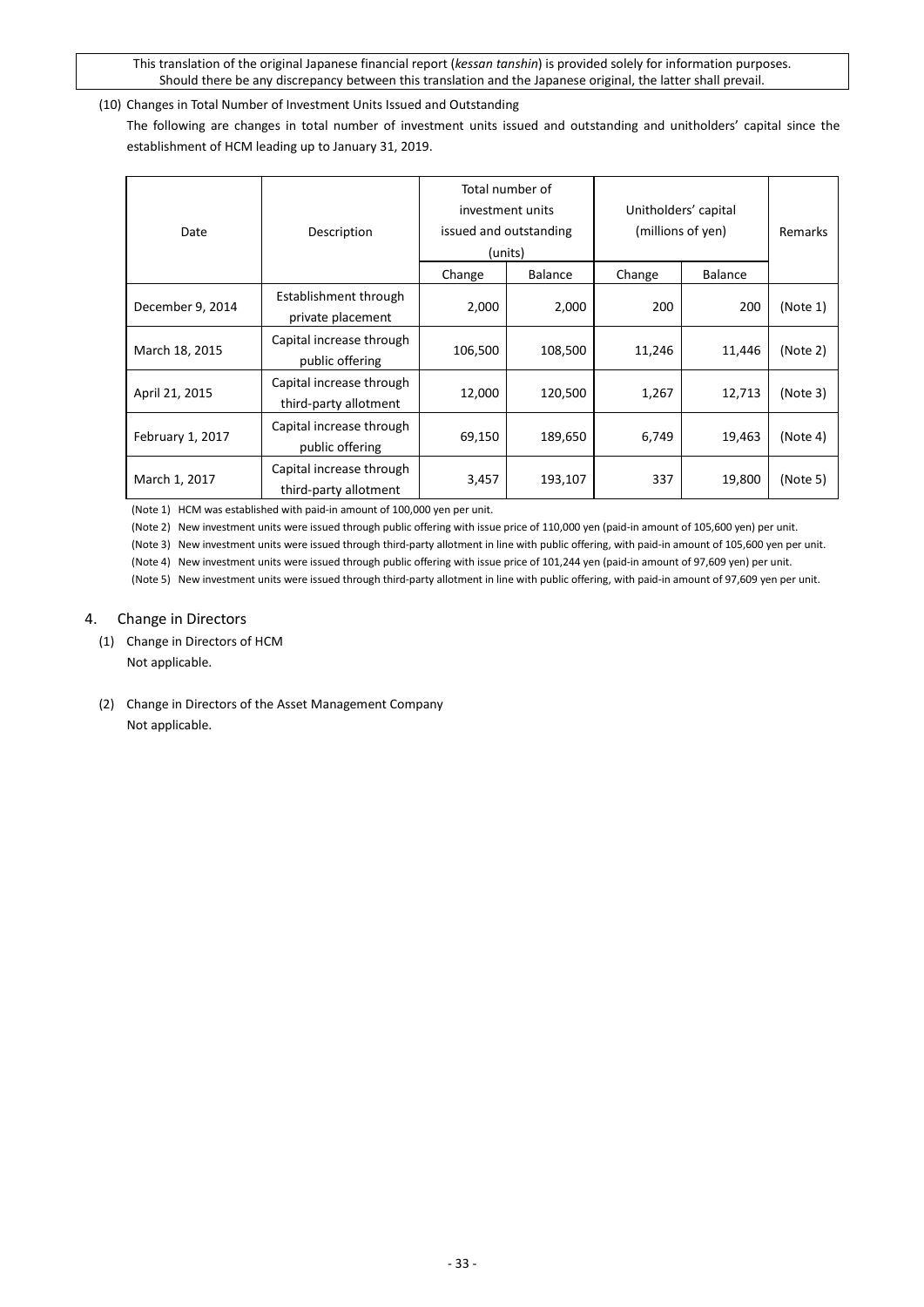(10) Changes in Total Number of Investment Units Issued and Outstanding

The following are changes in total number of investment units issued and outstanding and unitholders' capital since the establishment of HCM leading up to January 31, 2019.

| Date | Description | Total number of investment units issued and outstanding (units) | | Unitholders' capital (millions of yen) | | Remarks |
|---|---|---|---|---|---|---|
| | | Change | Balance | Change | Balance | |
| December 9, 2014 | Establishment through private placement | 2,000 | 2,000 | 200 | 200 | (Note 1) |
| March 18, 2015 | Capital increase through public offering | 106,500 | 108,500 | 11,246 | 11,446 | (Note 2) |
| April 21, 2015 | Capital increase through third-party allotment | 12,000 | 120,500 | 1,267 | 12,713 | (Note 3) |
| February 1, 2017 | Capital increase through public offering | 69,150 | 189,650 | 6,749 | 19,463 | (Note 4) |
| March 1, 2017 | Capital increase through third-party allotment | 3,457 | 193,107 | 337 | 19,800 | (Note 5) |

(Note 1) HCM was established with paid-in amount of 100,000 yen per unit.

(Note 2) New investment units were issued through public offering with issue price of 110,000 yen (paid-in amount of 105,600 yen) per unit.

(Note 3) New investment units were issued through third-party allotment in line with public offering, with paid-in amount of 105,600 yen per unit.

(Note 4) New investment units were issued through public offering with issue price of 101,244 yen (paid-in amount of 97,609 yen) per unit.

(Note 5) New investment units were issued through third-party allotment in line with public offering, with paid-in amount of 97,609 yen per unit.

## 4. Change in Directors

(1) Change in Directors of HCM

Not applicable.

(2) Change in Directors of the Asset Management Company

Not applicable.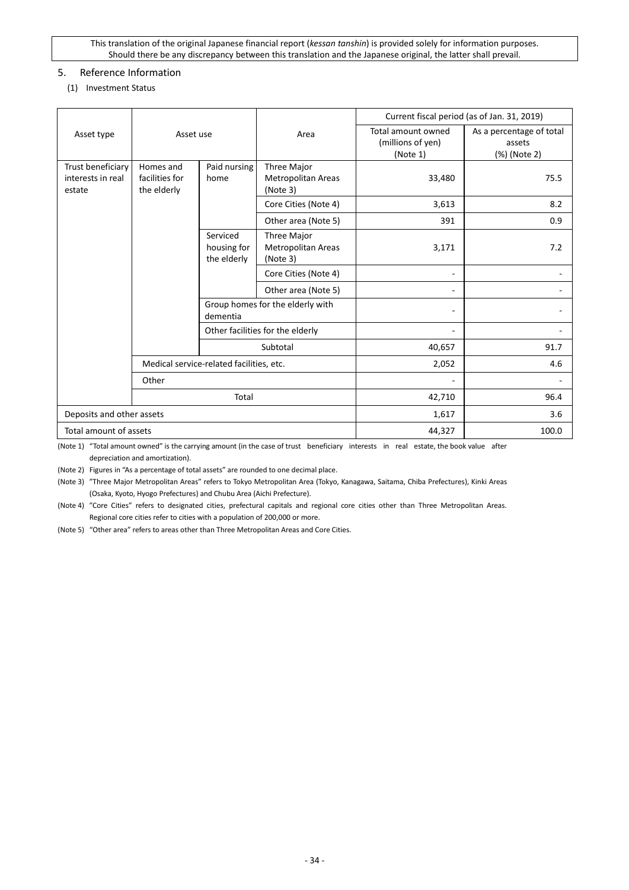This translation of the original Japanese financial report (*kessan tanshin*) is provided solely for information purposes. Should there be any discrepancy between this translation and the Japanese original, the latter shall prevail.

## 5. Reference Information

### (1) Investment Status

| Asset type | Asset use | | Area | Current fiscal period (as of Jan. 31, 2019) | |
|---|---|---|---|---|---|
| | | | | Total amount owned (millions of yen) (Note 1) | As a percentage of total assets (%) (Note 2) |
| Trust beneficiary interests in real estate | Homes and facilities for the elderly | Paid nursing home | Three Major Metropolitan Areas (Note 3) | 33,480 | 75.5 |
| | | | Core Cities (Note 4) | 3,613 | 8.2 |
| | | | Other area (Note 5) | 391 | 0.9 |
| | | Serviced housing for the elderly | Three Major Metropolitan Areas (Note 3) | 3,171 | 7.2 |
| | | | Core Cities (Note 4) | - | - |
| | | | Other area (Note 5) | - | - |
| | | Group homes for the elderly with dementia | | - | - |
| | | Other facilities for the elderly | | - | - |
| | | Subtotal | | 40,657 | 91.7 |
| | Medical service-related facilities, etc. | | | 2,052 | 4.6 |
| | Other | | | - | - |
| | Total | | | 42,710 | 96.4 |
| Deposits and other assets | | | | 1,617 | 3.6 |
| Total amount of assets | | | | 44,327 | 100.0 |

(Note 1) "Total amount owned" is the carrying amount (in the case of trust beneficiary interests in real estate, the book value after depreciation and amortization).

(Note 2) Figures in "As a percentage of total assets" are rounded to one decimal place.

(Note 3) "Three Major Metropolitan Areas" refers to Tokyo Metropolitan Area (Tokyo, Kanagawa, Saitama, Chiba Prefectures), Kinki Areas (Osaka, Kyoto, Hyogo Prefectures) and Chubu Area (Aichi Prefecture).

(Note 4) "Core Cities" refers to designated cities, prefectural capitals and regional core cities other than Three Metropolitan Areas. Regional core cities refer to cities with a population of 200,000 or more.

(Note 5) "Other area" refers to areas other than Three Metropolitan Areas and Core Cities.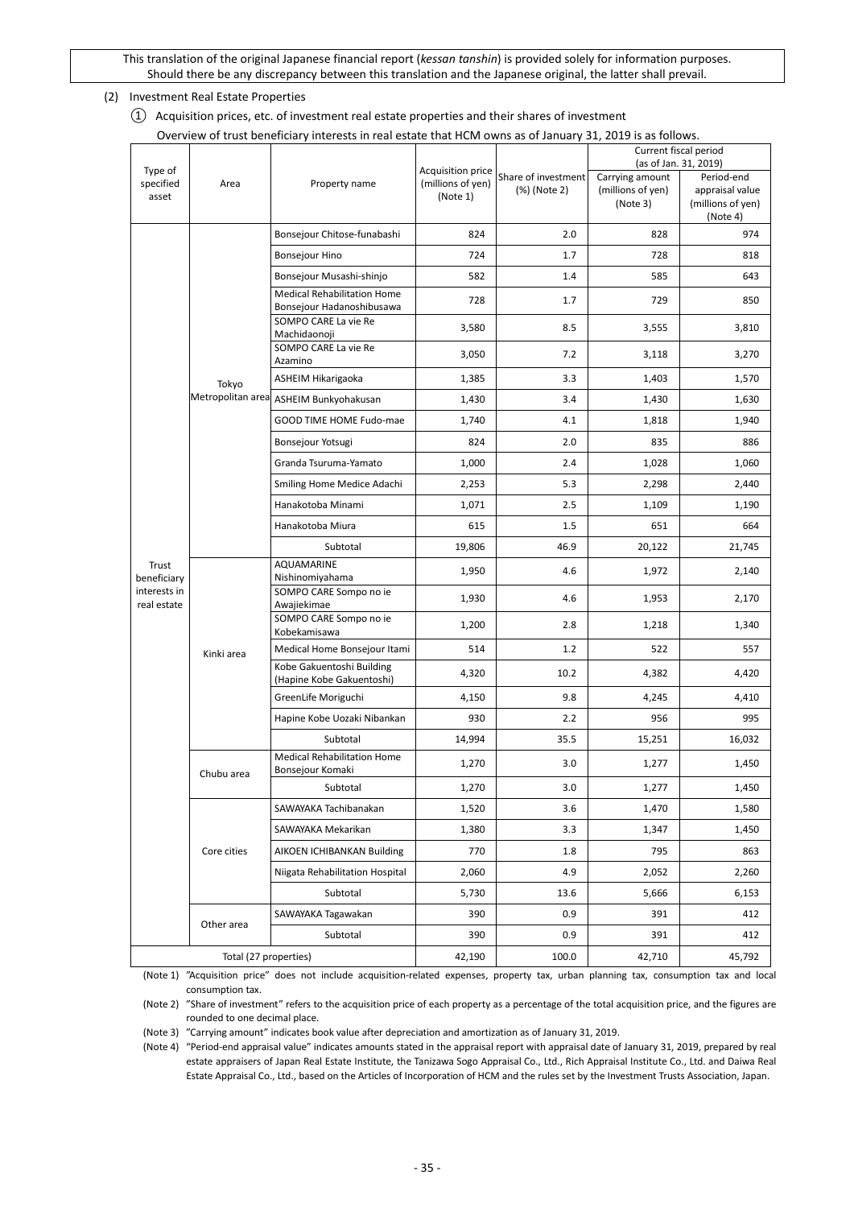This translation of the original Japanese financial report (*kessan tanshin*) is provided solely for information purposes. Should there be any discrepancy between this translation and the Japanese original, the latter shall prevail.

(2) Investment Real Estate Properties

① Acquisition prices, etc. of investment real estate properties and their shares of investment

Overview of trust beneficiary interests in real estate that HCM owns as of January 31, 2019 is as follows.

| Type of specified asset | Area | Property name | Acquisition price (millions of yen) (Note 1) | Share of investment (%) (Note 2) | Current fiscal period (as of Jan. 31, 2019) | |
|---|---|---|---|---|---|---|
| | | | | | Carrying amount (millions of yen) (Note 3) | Period-end appraisal value (millions of yen) (Note 4) |
| Trust beneficiary interests in real estate | Tokyo Metropolitan area | Bonsejour Chitose-funabashi | 824 | 2.0 | 828 | 974 |
| | | Bonsejour Hino | 724 | 1.7 | 728 | 818 |
| | | Bonsejour Musashi-shinjo | 582 | 1.4 | 585 | 643 |
| | | Medical Rehabilitation Home Bonsejour Hadanoshibusawa | 728 | 1.7 | 729 | 850 |
| | | SOMPO CARE La vie Re Machidaonoji | 3,580 | 8.5 | 3,555 | 3,810 |
| | | SOMPO CARE La vie Re Azamino | 3,050 | 7.2 | 3,118 | 3,270 |
| | | ASHEIM Hikarigaoka | 1,385 | 3.3 | 1,403 | 1,570 |
| | | ASHEIM Bunkyohakusan | 1,430 | 3.4 | 1,430 | 1,630 |
| | | GOOD TIME HOME Fudo-mae | 1,740 | 4.1 | 1,818 | 1,940 |
| | | Bonsejour Yotsugi | 824 | 2.0 | 835 | 886 |
| | | Granda Tsuruma-Yamato | 1,000 | 2.4 | 1,028 | 1,060 |
| | | Smiling Home Medice Adachi | 2,253 | 5.3 | 2,298 | 2,440 |
| | | Hanakotoba Minami | 1,071 | 2.5 | 1,109 | 1,190 |
| | | Hanakotoba Miura | 615 | 1.5 | 651 | 664 |
| | | Subtotal | 19,806 | 46.9 | 20,122 | 21,745 |
| | Kinki area | AQUAMARINE Nishinomiyahama | 1,950 | 4.6 | 1,972 | 2,140 |
| | | SOMPO CARE Sompo no ie Awajiekimae | 1,930 | 4.6 | 1,953 | 2,170 |
| | | SOMPO CARE Sompo no ie Kobekamisawa | 1,200 | 2.8 | 1,218 | 1,340 |
| | | Medical Home Bonsejour Itami | 514 | 1.2 | 522 | 557 |
| | | Kobe Gakuentoshi Building (Hapine Kobe Gakuentoshi) | 4,320 | 10.2 | 4,382 | 4,420 |
| | | GreenLife Moriguchi | 4,150 | 9.8 | 4,245 | 4,410 |
| | | Hapine Kobe Uozaki Nibankan | 930 | 2.2 | 956 | 995 |
| | | Subtotal | 14,994 | 35.5 | 15,251 | 16,032 |
| | Chubu area | Medical Rehabilitation Home Bonsejour Komaki | 1,270 | 3.0 | 1,277 | 1,450 |
| | | Subtotal | 1,270 | 3.0 | 1,277 | 1,450 |
| | Core cities | SAWAYAKA Tachibanakan | 1,520 | 3.6 | 1,470 | 1,580 |
| | | SAWAYAKA Mekarikan | 1,380 | 3.3 | 1,347 | 1,450 |
| | | AIKOEN ICHIBANKAN Building | 770 | 1.8 | 795 | 863 |
| | | Niigata Rehabilitation Hospital | 2,060 | 4.9 | 2,052 | 2,260 |
| | | Subtotal | 5,730 | 13.6 | 5,666 | 6,153 |
| | Other area | SAWAYAKA Tagawakan | 390 | 0.9 | 391 | 412 |
| | | Subtotal | 390 | 0.9 | 391 | 412 |
| Total (27 properties) | | | 42,190 | 100.0 | 42,710 | 45,792 |

(Note 1) "Acquisition price" does not include acquisition-related expenses, property tax, urban planning tax, consumption tax and local consumption tax.

(Note 2) "Share of investment" refers to the acquisition price of each property as a percentage of the total acquisition price, and the figures are rounded to one decimal place.

(Note 3) "Carrying amount" indicates book value after depreciation and amortization as of January 31, 2019.

(Note 4) "Period-end appraisal value" indicates amounts stated in the appraisal report with appraisal date of January 31, 2019, prepared by real estate appraisers of Japan Real Estate Institute, the Tanizawa Sogo Appraisal Co., Ltd., Rich Appraisal Institute Co., Ltd. and Daiwa Real Estate Appraisal Co., Ltd., based on the Articles of Incorporation of HCM and the rules set by the Investment Trusts Association, Japan.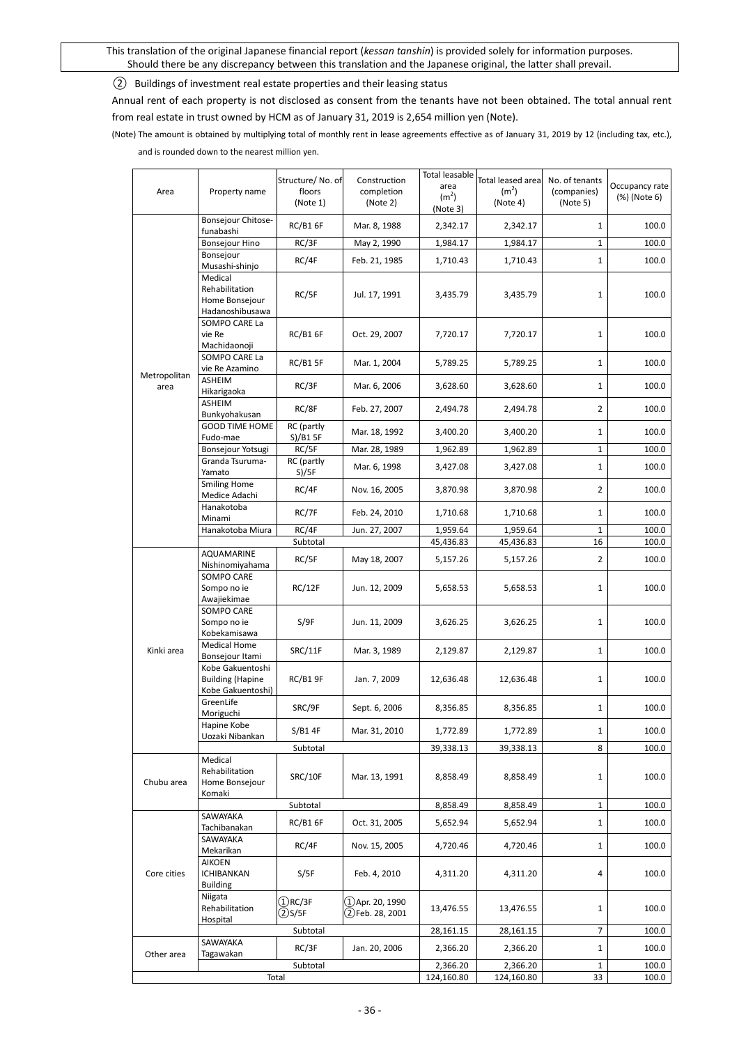This translation of the original Japanese financial report (*kessan tanshin*) is provided solely for information purposes. Should there be any discrepancy between this translation and the Japanese original, the latter shall prevail.

② Buildings of investment real estate properties and their leasing status

Annual rent of each property is not disclosed as consent from the tenants have not been obtained. The total annual rent from real estate in trust owned by HCM as of January 31, 2019 is 2,654 million yen (Note).

(Note) The amount is obtained by multiplying total of monthly rent in lease agreements effective as of January 31, 2019 by 12 (including tax, etc.), and is rounded down to the nearest million yen.

| Area | Property name | Structure/ No. of floors (Note 1) | Construction completion (Note 2) | Total leasable area ($m^2$) (Note 3) | Total leased area ($m^2$) (Note 4) | No. of tenants (companies) (Note 5) | Occupancy rate (%) (Note 6) |
|---|---|---|---|---|---|---|---|
| Metropolitan area | Bonsejour Chitose-funabashi | RC/B1 6F | Mar. 8, 1988 | 2,342.17 | 2,342.17 | 1 | 100.0 |
| | Bonsejour Hino | RC/3F | May 2, 1990 | 1,984.17 | 1,984.17 | 1 | 100.0 |
| | Bonsejour Musashi-shinjo | RC/4F | Feb. 21, 1985 | 1,710.43 | 1,710.43 | 1 | 100.0 |
| | Medical Rehabilitation Home Bonsejour Hadanoshibusawa | RC/5F | Jul. 17, 1991 | 3,435.79 | 3,435.79 | 1 | 100.0 |
| | SOMPO CARE La vie Re Machidaonoji | RC/B1 6F | Oct. 29, 2007 | 7,720.17 | 7,720.17 | 1 | 100.0 |
| | SOMPO CARE La vie Re Azamino | RC/B1 5F | Mar. 1, 2004 | 5,789.25 | 5,789.25 | 1 | 100.0 |
| | ASHEIM Hikarigaoka | RC/3F | Mar. 6, 2006 | 3,628.60 | 3,628.60 | 1 | 100.0 |
| | ASHEIM Bunkyohakusan | RC/8F | Feb. 27, 2007 | 2,494.78 | 2,494.78 | 2 | 100.0 |
| | GOOD TIME HOME Fudo-mae | RC (partly S)/B1 5F | Mar. 18, 1992 | 3,400.20 | 3,400.20 | 1 | 100.0 |
| | Bonsejour Yotsugi | RC/5F | Mar. 28, 1989 | 1,962.89 | 1,962.89 | 1 | 100.0 |
| | Granda Tsuruma-Yamato | RC (partly S)/5F | Mar. 6, 1998 | 3,427.08 | 3,427.08 | 1 | 100.0 |
| | Smiling Home Medice Adachi | RC/4F | Nov. 16, 2005 | 3,870.98 | 3,870.98 | 2 | 100.0 |
| | Hanakotoba Minami | RC/7F | Feb. 24, 2010 | 1,710.68 | 1,710.68 | 1 | 100.0 |
| | Hanakotoba Miura | RC/4F | Jun. 27, 2007 | 1,959.64 | 1,959.64 | 1 | 100.0 |
| | Subtotal | | | 45,436.83 | 45,436.83 | 16 | 100.0 |
| Kinki area | AQUAMARINE Nishinomiyahama | RC/5F | May 18, 2007 | 5,157.26 | 5,157.26 | 2 | 100.0 |
| | SOMPO CARE Sompo no ie Awajiekimae | RC/12F | Jun. 12, 2009 | 5,658.53 | 5,658.53 | 1 | 100.0 |
| | SOMPO CARE Sompo no ie Kobekamisawa | S/9F | Jun. 11, 2009 | 3,626.25 | 3,626.25 | 1 | 100.0 |
| | Medical Home Bonsejour Itami | SRC/11F | Mar. 3, 1989 | 2,129.87 | 2,129.87 | 1 | 100.0 |
| | Kobe Gakuentoshi Building (Hapine Kobe Gakuentoshi) | RC/B1 9F | Jan. 7, 2009 | 12,636.48 | 12,636.48 | 1 | 100.0 |
| | GreenLife Moriguchi | SRC/9F | Sept. 6, 2006 | 8,356.85 | 8,356.85 | 1 | 100.0 |
| | Hapine Kobe Uozaki Nibankan | S/B1 4F | Mar. 31, 2010 | 1,772.89 | 1,772.89 | 1 | 100.0 |
| | Subtotal | | | 39,338.13 | 39,338.13 | 8 | 100.0 |
| Chubu area | Medical Rehabilitation Home Bonsejour Komaki | SRC/10F | Mar. 13, 1991 | 8,858.49 | 8,858.49 | 1 | 100.0 |
| | Subtotal | | | 8,858.49 | 8,858.49 | 1 | 100.0 |
| Core cities | SAWAYAKA Tachibanakan | RC/B1 6F | Oct. 31, 2005 | 5,652.94 | 5,652.94 | 1 | 100.0 |
| | SAWAYAKA Mekarikan | RC/4F | Nov. 15, 2005 | 4,720.46 | 4,720.46 | 1 | 100.0 |
| | AIKOEN ICHIBANKAN Building | S/5F | Feb. 4, 2010 | 4,311.20 | 4,311.20 | 4 | 100.0 |
| | Niigata Rehabilitation Hospital | ①RC/3F ②S/5F | ①Apr. 20, 1990 ②Feb. 28, 2001 | 13,476.55 | 13,476.55 | 1 | 100.0 |
| | Subtotal | | | 28,161.15 | 28,161.15 | 7 | 100.0 |
| Other area | SAWAYAKA Tagawakan | RC/3F | Jan. 20, 2006 | 2,366.20 | 2,366.20 | 1 | 100.0 |
| | Subtotal | | | 2,366.20 | 2,366.20 | 1 | 100.0 |
| Total | | | | 124,160.80 | 124,160.80 | 33 | 100.0 |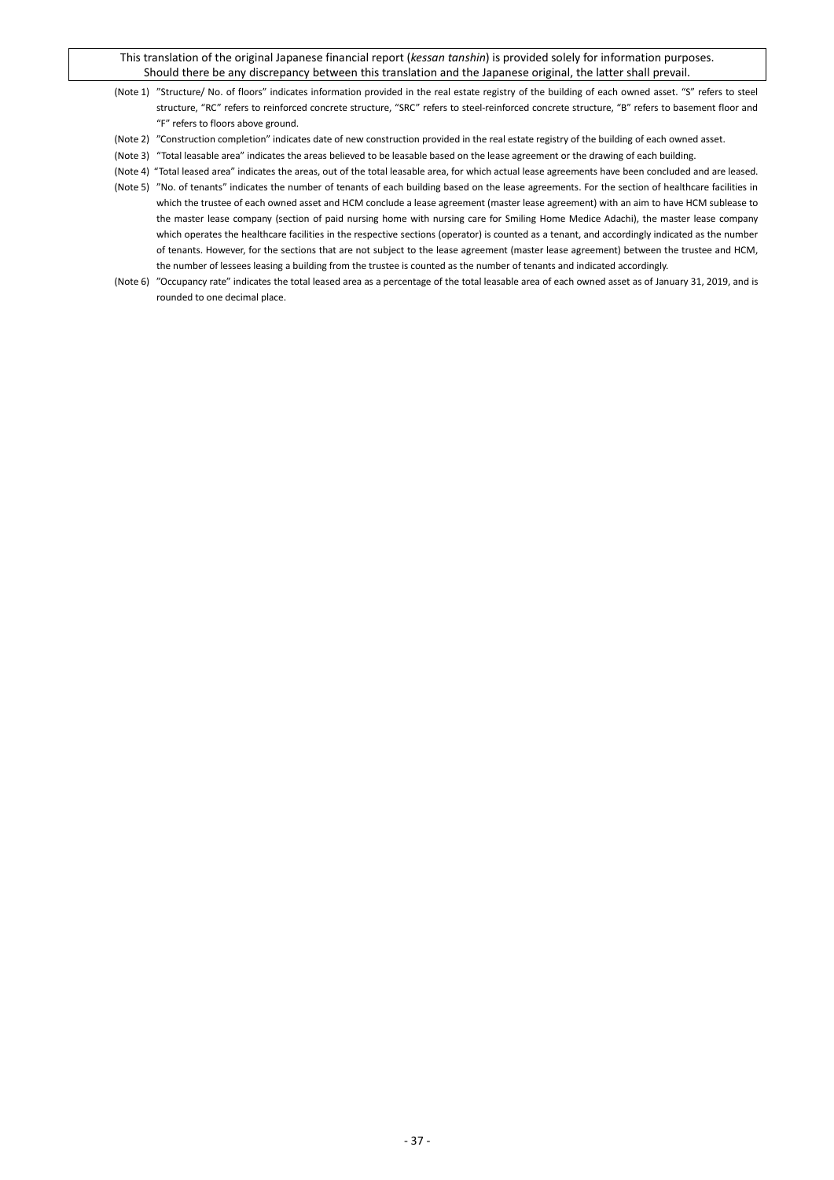(Note 1) "Structure/ No. of floors" indicates information provided in the real estate registry of the building of each owned asset. "S" refers to steel structure, "RC" refers to reinforced concrete structure, "SRC" refers to steel-reinforced concrete structure, "B" refers to basement floor and "F" refers to floors above ground.

(Note 2) "Construction completion" indicates date of new construction provided in the real estate registry of the building of each owned asset.

(Note 3) "Total leasable area" indicates the areas believed to be leasable based on the lease agreement or the drawing of each building.

(Note 4) "Total leased area" indicates the areas, out of the total leasable area, for which actual lease agreements have been concluded and are leased.

(Note 5) "No. of tenants" indicates the number of tenants of each building based on the lease agreements. For the section of healthcare facilities in which the trustee of each owned asset and HCM conclude a lease agreement (master lease agreement) with an aim to have HCM sublease to the master lease company (section of paid nursing home with nursing care for Smiling Home Medice Adachi), the master lease company which operates the healthcare facilities in the respective sections (operator) is counted as a tenant, and accordingly indicated as the number of tenants. However, for the sections that are not subject to the lease agreement (master lease agreement) between the trustee and HCM, the number of lessees leasing a building from the trustee is counted as the number of tenants and indicated accordingly.

(Note 6) "Occupancy rate" indicates the total leased area as a percentage of the total leasable area of each owned asset as of January 31, 2019, and is rounded to one decimal place.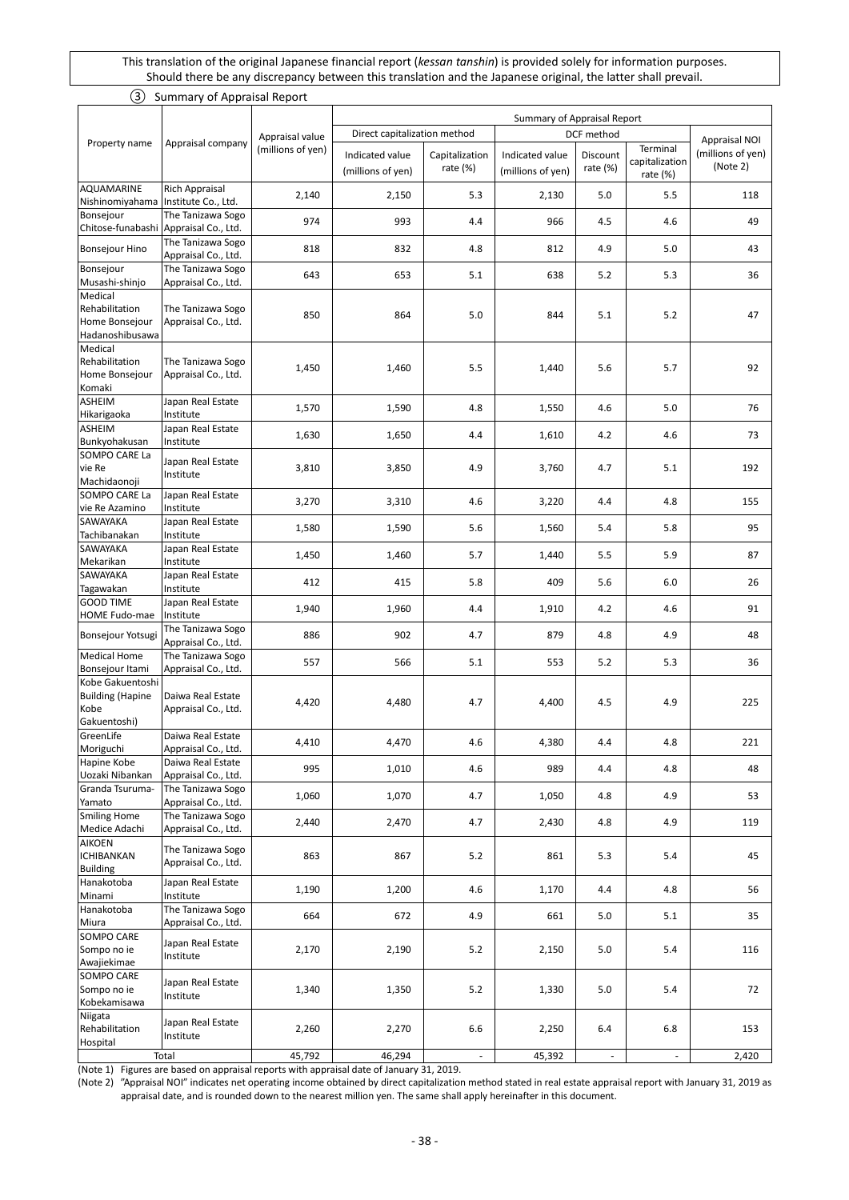This translation of the original Japanese financial report (*kessan tanshin*) is provided solely for information purposes. Should there be any discrepancy between this translation and the Japanese original, the latter shall prevail.

③ Summary of Appraisal Report

| Property name | Appraisal company | Appraisal value (millions of yen) | Summary of Appraisal Report | | | | | Appraisal NOI (millions of yen) (Note 2) |
|---|---|---|---|---|---|---|---|---|
| | | | Direct capitalization method | | DCF method | | | |
| | | | Indicated value (millions of yen) | Capitalization rate (%) | Indicated value (millions of yen) | Discount rate (%) | Terminal capitalization rate (%) | |
| AQUAMARINE Nishinomiyahama | Rich Appraisal Institute Co., Ltd. | 2,140 | 2,150 | 5.3 | 2,130 | 5.0 | 5.5 | 118 |
| Bonsejour Chitose-funabashi | The Tanizawa Sogo Appraisal Co., Ltd. | 974 | 993 | 4.4 | 966 | 4.5 | 4.6 | 49 |
| Bonsejour Hino | The Tanizawa Sogo Appraisal Co., Ltd. | 818 | 832 | 4.8 | 812 | 4.9 | 5.0 | 43 |
| Bonsejour Musashi-shinjo | The Tanizawa Sogo Appraisal Co., Ltd. | 643 | 653 | 5.1 | 638 | 5.2 | 5.3 | 36 |
| Medical Rehabilitation Home Bonsejour Hadanoshibusawa | The Tanizawa Sogo Appraisal Co., Ltd. | 850 | 864 | 5.0 | 844 | 5.1 | 5.2 | 47 |
| Medical Rehabilitation Home Bonsejour Komaki | The Tanizawa Sogo Appraisal Co., Ltd. | 1,450 | 1,460 | 5.5 | 1,440 | 5.6 | 5.7 | 92 |
| ASHEIM Hikarigaoka | Japan Real Estate Institute | 1,570 | 1,590 | 4.8 | 1,550 | 4.6 | 5.0 | 76 |
| ASHEIM Bunkyohakusan | Japan Real Estate Institute | 1,630 | 1,650 | 4.4 | 1,610 | 4.2 | 4.6 | 73 |
| SOMPO CARE La vie Re Machidaonoji | Japan Real Estate Institute | 3,810 | 3,850 | 4.9 | 3,760 | 4.7 | 5.1 | 192 |
| SOMPO CARE La vie Re Azamino | Japan Real Estate Institute | 3,270 | 3,310 | 4.6 | 3,220 | 4.4 | 4.8 | 155 |
| SAWAYAKA Tachibanakan | Japan Real Estate Institute | 1,580 | 1,590 | 5.6 | 1,560 | 5.4 | 5.8 | 95 |
| SAWAYAKA Mekarikan | Japan Real Estate Institute | 1,450 | 1,460 | 5.7 | 1,440 | 5.5 | 5.9 | 87 |
| SAWAYAKA Tagawakan | Japan Real Estate Institute | 412 | 415 | 5.8 | 409 | 5.6 | 6.0 | 26 |
| GOOD TIME HOME Fudo-mae | Japan Real Estate Institute | 1,940 | 1,960 | 4.4 | 1,910 | 4.2 | 4.6 | 91 |
| Bonsejour Yotsugi | The Tanizawa Sogo Appraisal Co., Ltd. | 886 | 902 | 4.7 | 879 | 4.8 | 4.9 | 48 |
| Medical Home Bonsejour Itami | The Tanizawa Sogo Appraisal Co., Ltd. | 557 | 566 | 5.1 | 553 | 5.2 | 5.3 | 36 |
| Kobe Gakuentoshi Building (Hapine Kobe Gakuentoshi) | Daiwa Real Estate Appraisal Co., Ltd. | 4,420 | 4,480 | 4.7 | 4,400 | 4.5 | 4.9 | 225 |
| GreenLife Moriguchi | Daiwa Real Estate Appraisal Co., Ltd. | 4,410 | 4,470 | 4.6 | 4,380 | 4.4 | 4.8 | 221 |
| Hapine Kobe Uozaki Nibankan | Daiwa Real Estate Appraisal Co., Ltd. | 995 | 1,010 | 4.6 | 989 | 4.4 | 4.8 | 48 |
| Granda Tsuruma-Yamato | The Tanizawa Sogo Appraisal Co., Ltd. | 1,060 | 1,070 | 4.7 | 1,050 | 4.8 | 4.9 | 53 |
| Smiling Home Medice Adachi | The Tanizawa Sogo Appraisal Co., Ltd. | 2,440 | 2,470 | 4.7 | 2,430 | 4.8 | 4.9 | 119 |
| AIKOEN ICHIBANKAN Building | The Tanizawa Sogo Appraisal Co., Ltd. | 863 | 867 | 5.2 | 861 | 5.3 | 5.4 | 45 |
| Hanakotoba Minami | Japan Real Estate Institute | 1,190 | 1,200 | 4.6 | 1,170 | 4.4 | 4.8 | 56 |
| Hanakotoba Miura | The Tanizawa Sogo Appraisal Co., Ltd. | 664 | 672 | 4.9 | 661 | 5.0 | 5.1 | 35 |
| SOMPO CARE Sompo no ie Awajiekimae | Japan Real Estate Institute | 2,170 | 2,190 | 5.2 | 2,150 | 5.0 | 5.4 | 116 |
| SOMPO CARE Sompo no ie Kobekamisawa | Japan Real Estate Institute | 1,340 | 1,350 | 5.2 | 1,330 | 5.0 | 5.4 | 72 |
| Niigata Rehabilitation Hospital | Japan Real Estate Institute | 2,260 | 2,270 | 6.6 | 2,250 | 6.4 | 6.8 | 153 |
| Total | | 45,792 | 46,294 | - | 45,392 | - | - | 2,420 |

(Note 1) Figures are based on appraisal reports with appraisal date of January 31, 2019.

(Note 2) "Appraisal NOI" indicates net operating income obtained by direct capitalization method stated in real estate appraisal report with January 31, 2019 as appraisal date, and is rounded down to the nearest million yen. The same shall apply hereinafter in this document.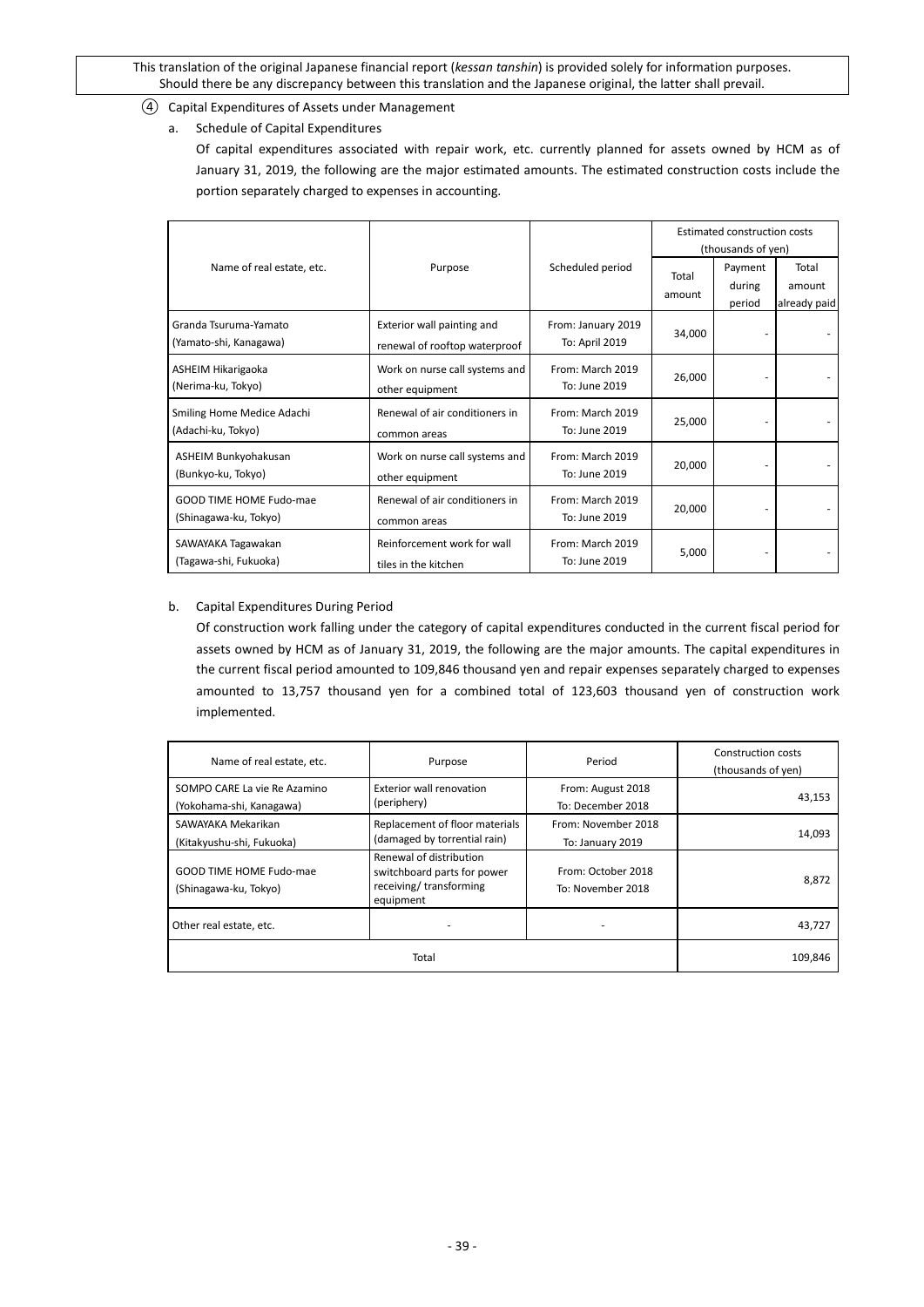This translation of the original Japanese financial report (*kessan tanshin*) is provided solely for information purposes. Should there be any discrepancy between this translation and the Japanese original, the latter shall prevail.

④ Capital Expenditures of Assets under Management

a. Schedule of Capital Expenditures

Of capital expenditures associated with repair work, etc. currently planned for assets owned by HCM as of January 31, 2019, the following are the major estimated amounts. The estimated construction costs include the portion separately charged to expenses in accounting.

| Name of real estate, etc. | Purpose | Scheduled period | Estimated construction costs (thousands of yen) | | |
|---|---|---|---|---|---|
| | | | Total amount | Payment during period | Total amount already paid |
| Granda Tsuruma-Yamato (Yamato-shi, Kanagawa) | Exterior wall painting and renewal of rooftop waterproof | From: January 2019 To: April 2019 | 34,000 | - | - |
| ASHEIM Hikarigaoka (Nerima-ku, Tokyo) | Work on nurse call systems and other equipment | From: March 2019 To: June 2019 | 26,000 | - | - |
| Smiling Home Medice Adachi (Adachi-ku, Tokyo) | Renewal of air conditioners in common areas | From: March 2019 To: June 2019 | 25,000 | - | - |
| ASHEIM Bunkyohakusan (Bunkyo-ku, Tokyo) | Work on nurse call systems and other equipment | From: March 2019 To: June 2019 | 20,000 | - | - |
| GOOD TIME HOME Fudo-mae (Shinagawa-ku, Tokyo) | Renewal of air conditioners in common areas | From: March 2019 To: June 2019 | 20,000 | - | - |
| SAWAYAKA Tagawakan (Tagawa-shi, Fukuoka) | Reinforcement work for wall tiles in the kitchen | From: March 2019 To: June 2019 | 5,000 | - | - |

b. Capital Expenditures During Period

Of construction work falling under the category of capital expenditures conducted in the current fiscal period for assets owned by HCM as of January 31, 2019, the following are the major amounts. The capital expenditures in the current fiscal period amounted to 109,846 thousand yen and repair expenses separately charged to expenses amounted to 13,757 thousand yen for a combined total of 123,603 thousand yen of construction work implemented.

| Name of real estate, etc. | Purpose | Period | Construction costs (thousands of yen) |
|---|---|---|---|
| SOMPO CARE La vie Re Azamino (Yokohama-shi, Kanagawa) | Exterior wall renovation (periphery) | From: August 2018 To: December 2018 | 43,153 |
| SAWAYAKA Mekarikan (Kitakyushu-shi, Fukuoka) | Replacement of floor materials (damaged by torrential rain) | From: November 2018 To: January 2019 | 14,093 |
| GOOD TIME HOME Fudo-mae (Shinagawa-ku, Tokyo) | Renewal of distribution switchboard parts for power receiving/ transforming equipment | From: October 2018 To: November 2018 | 8,872 |
| Other real estate, etc. | - | - | 43,727 |
| Total | | | 109,846 |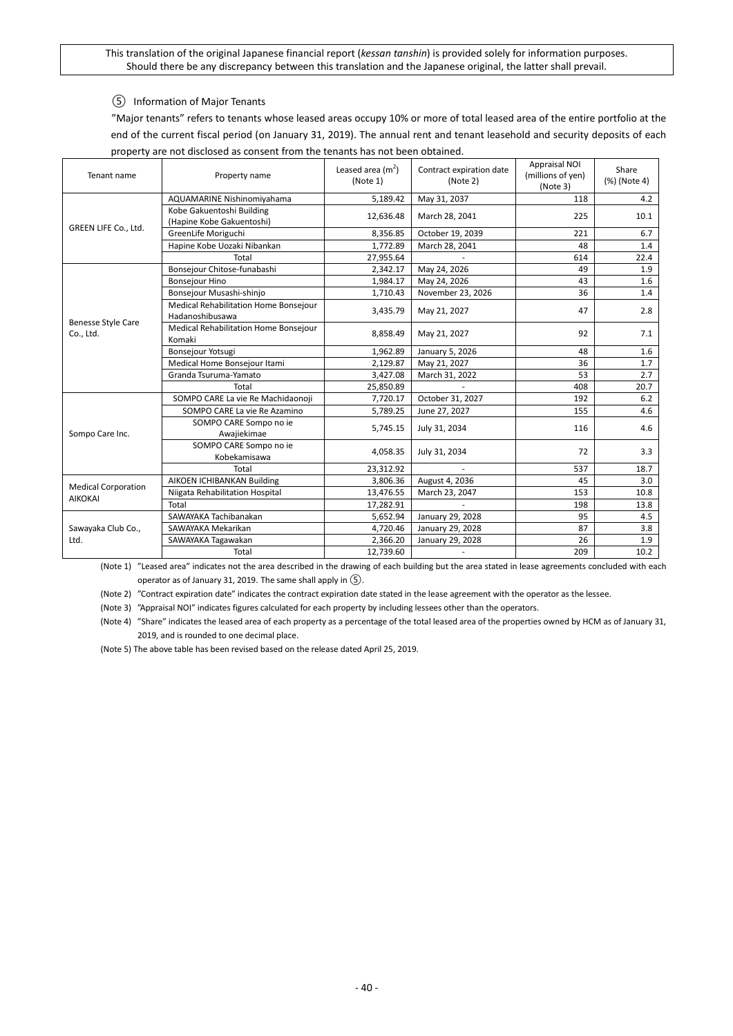This translation of the original Japanese financial report (*kessan tanshin*) is provided solely for information purposes. Should there be any discrepancy between this translation and the Japanese original, the latter shall prevail.

⑤ Information of Major Tenants

"Major tenants" refers to tenants whose leased areas occupy 10% or more of total leased area of the entire portfolio at the end of the current fiscal period (on January 31, 2019). The annual rent and tenant leasehold and security deposits of each property are not disclosed as consent from the tenants has not been obtained.

| Tenant name | Property name | Leased area ($m^2$) (Note 1) | Contract expiration date (Note 2) | Appraisal NOI (millions of yen) (Note 3) | Share (%) (Note 4) |
|---|---|---|---|---|---|
| GREEN LIFE Co., Ltd. | AQUAMARINE Nishinomiyahama | 5,189.42 | May 31, 2037 | 118 | 4.2 |
| | Kobe Gakuentoshi Building (Hapine Kobe Gakuentoshi) | 12,636.48 | March 28, 2041 | 225 | 10.1 |
| | GreenLife Moriguchi | 8,356.85 | October 19, 2039 | 221 | 6.7 |
| | Hapine Kobe Uozaki Nibankan | 1,772.89 | March 28, 2041 | 48 | 1.4 |
| | Total | 27,955.64 | - | 614 | 22.4 |
| Benesse Style Care Co., Ltd. | Bonsejour Chitose-funabashi | 2,342.17 | May 24, 2026 | 49 | 1.9 |
| | Bonsejour Hino | 1,984.17 | May 24, 2026 | 43 | 1.6 |
| | Bonsejour Musashi-shinjo | 1,710.43 | November 23, 2026 | 36 | 1.4 |
| | Medical Rehabilitation Home Bonsejour Hadanoshibusawa | 3,435.79 | May 21, 2027 | 47 | 2.8 |
| | Medical Rehabilitation Home Bonsejour Komaki | 8,858.49 | May 21, 2027 | 92 | 7.1 |
| | Bonsejour Yotsugi | 1,962.89 | January 5, 2026 | 48 | 1.6 |
| | Medical Home Bonsejour Itami | 2,129.87 | May 21, 2027 | 36 | 1.7 |
| | Granda Tsuruma-Yamato | 3,427.08 | March 31, 2022 | 53 | 2.7 |
| | Total | 25,850.89 | - | 408 | 20.7 |
| Sompo Care Inc. | SOMPO CARE La vie Re Machidaonoji | 7,720.17 | October 31, 2027 | 192 | 6.2 |
| | SOMPO CARE La vie Re Azamino | 5,789.25 | June 27, 2027 | 155 | 4.6 |
| | SOMPO CARE Sompo no ie Awajiekimae | 5,745.15 | July 31, 2034 | 116 | 4.6 |
| | SOMPO CARE Sompo no ie Kobekamisawa | 4,058.35 | July 31, 2034 | 72 | 3.3 |
| | Total | 23,312.92 | - | 537 | 18.7 |
| Medical Corporation AIKOKAI | AIKOEN ICHIBANKAN Building | 3,806.36 | August 4, 2036 | 45 | 3.0 |
| | Niigata Rehabilitation Hospital | 13,476.55 | March 23, 2047 | 153 | 10.8 |
| | Total | 17,282.91 | - | 198 | 13.8 |
| Sawayaka Club Co., Ltd. | SAWAYAKA Tachibanakan | 5,652.94 | January 29, 2028 | 95 | 4.5 |
| | SAWAYAKA Mekarikan | 4,720.46 | January 29, 2028 | 87 | 3.8 |
| | SAWAYAKA Tagawakan | 2,366.20 | January 29, 2028 | 26 | 1.9 |
| | Total | 12,739.60 | - | 209 | 10.2 |

(Note 1) "Leased area" indicates not the area described in the drawing of each building but the area stated in lease agreements concluded with each operator as of January 31, 2019. The same shall apply in ⑤.

(Note 2) "Contract expiration date" indicates the contract expiration date stated in the lease agreement with the operator as the lessee.

(Note 3) "Appraisal NOI" indicates figures calculated for each property by including lessees other than the operators.

(Note 4) "Share" indicates the leased area of each property as a percentage of the total leased area of the properties owned by HCM as of January 31, 2019, and is rounded to one decimal place.

(Note 5) The above table has been revised based on the release dated April 25, 2019.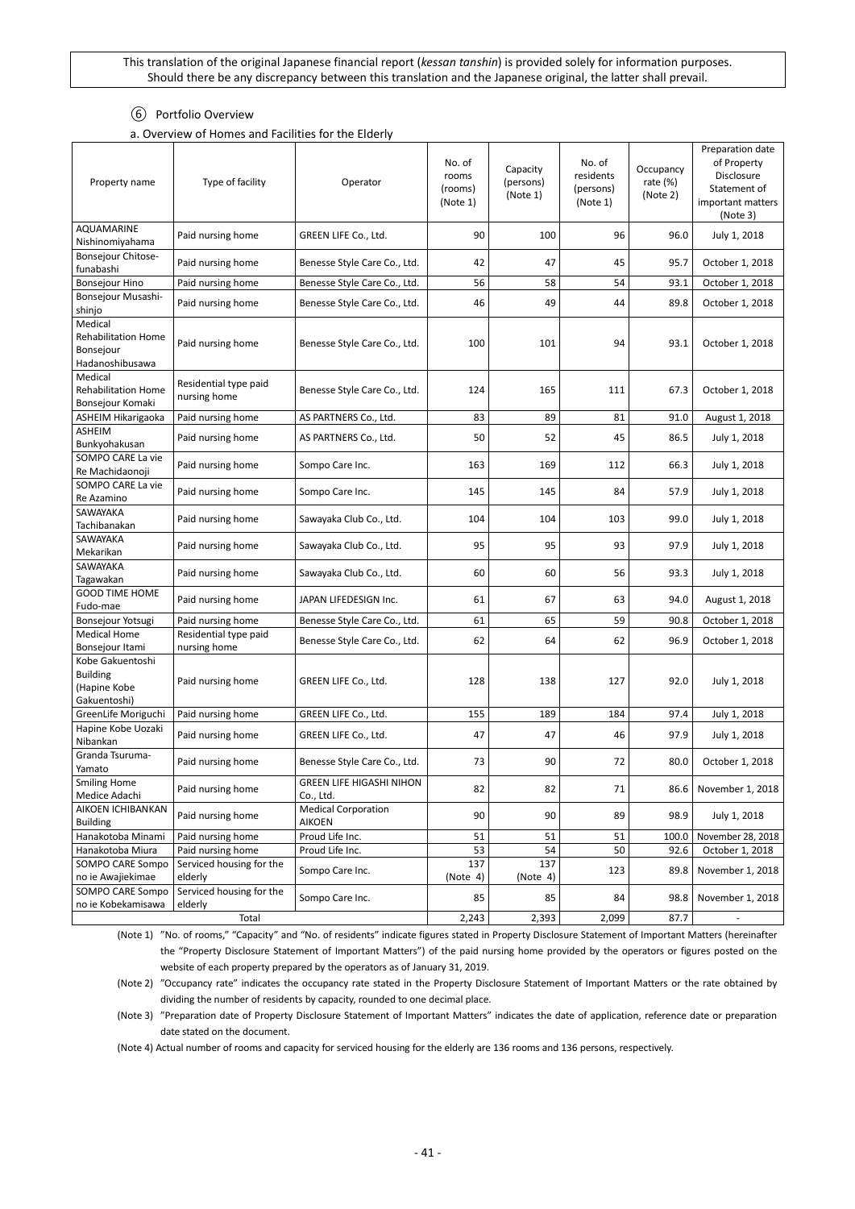This translation of the original Japanese financial report (*kessan tanshin*) is provided solely for information purposes. Should there be any discrepancy between this translation and the Japanese original, the latter shall prevail.

⑥ Portfolio Overview

a. Overview of Homes and Facilities for the Elderly

| Property name | Type of facility | Operator | No. of rooms (rooms) (Note 1) | Capacity (persons) (Note 1) | No. of residents (persons) (Note 1) | Occupancy rate (%) (Note 2) | Preparation date of Property Disclosure Statement of important matters (Note 3) |
|---|---|---|---|---|---|---|---|
| AQUAMARINE Nishinomiyahama | Paid nursing home | GREEN LIFE Co., Ltd. | 90 | 100 | 96 | 96.0 | July 1, 2018 |
| Bonsejour Chitose-funabashi | Paid nursing home | Benesse Style Care Co., Ltd. | 42 | 47 | 45 | 95.7 | October 1, 2018 |
| Bonsejour Hino | Paid nursing home | Benesse Style Care Co., Ltd. | 56 | 58 | 54 | 93.1 | October 1, 2018 |
| Bonsejour Musashi-shinjo | Paid nursing home | Benesse Style Care Co., Ltd. | 46 | 49 | 44 | 89.8 | October 1, 2018 |
| Medical Rehabilitation Home Bonsejour Hadanoshibusawa | Paid nursing home | Benesse Style Care Co., Ltd. | 100 | 101 | 94 | 93.1 | October 1, 2018 |
| Medical Rehabilitation Home Bonsejour Komaki | Residential type paid nursing home | Benesse Style Care Co., Ltd. | 124 | 165 | 111 | 67.3 | October 1, 2018 |
| ASHEIM Hikarigaoka | Paid nursing home | AS PARTNERS Co., Ltd. | 83 | 89 | 81 | 91.0 | August 1, 2018 |
| ASHEIM Bunkyohakusan | Paid nursing home | AS PARTNERS Co., Ltd. | 50 | 52 | 45 | 86.5 | July 1, 2018 |
| SOMPO CARE La vie Re Machidaonoji | Paid nursing home | Sompo Care Inc. | 163 | 169 | 112 | 66.3 | July 1, 2018 |
| SOMPO CARE La vie Re Azamino | Paid nursing home | Sompo Care Inc. | 145 | 145 | 84 | 57.9 | July 1, 2018 |
| SAWAYAKA Tachibanakan | Paid nursing home | Sawayaka Club Co., Ltd. | 104 | 104 | 103 | 99.0 | July 1, 2018 |
| SAWAYAKA Mekarikan | Paid nursing home | Sawayaka Club Co., Ltd. | 95 | 95 | 93 | 97.9 | July 1, 2018 |
| SAWAYAKA Tagawakan | Paid nursing home | Sawayaka Club Co., Ltd. | 60 | 60 | 56 | 93.3 | July 1, 2018 |
| GOOD TIME HOME Fudo-mae | Paid nursing home | JAPAN LIFEDESIGN Inc. | 61 | 67 | 63 | 94.0 | August 1, 2018 |
| Bonsejour Yotsugi | Paid nursing home | Benesse Style Care Co., Ltd. | 61 | 65 | 59 | 90.8 | October 1, 2018 |
| Medical Home Bonsejour Itami | Residential type paid nursing home | Benesse Style Care Co., Ltd. | 62 | 64 | 62 | 96.9 | October 1, 2018 |
| Kobe Gakuentoshi Building (Hapine Kobe Gakuentoshi) | Paid nursing home | GREEN LIFE Co., Ltd. | 128 | 138 | 127 | 92.0 | July 1, 2018 |
| GreenLife Moriguchi | Paid nursing home | GREEN LIFE Co., Ltd. | 155 | 189 | 184 | 97.4 | July 1, 2018 |
| Hapine Kobe Uozaki Nibankan | Paid nursing home | GREEN LIFE Co., Ltd. | 47 | 47 | 46 | 97.9 | July 1, 2018 |
| Granda Tsuruma-Yamato | Paid nursing home | Benesse Style Care Co., Ltd. | 73 | 90 | 72 | 80.0 | October 1, 2018 |
| Smiling Home Medice Adachi | Paid nursing home | GREEN LIFE HIGASHI NIHON Co., Ltd. | 82 | 82 | 71 | 86.6 | November 1, 2018 |
| AIKOEN ICHIBANKAN Building | Paid nursing home | Medical Corporation AIKOEN | 90 | 90 | 89 | 98.9 | July 1, 2018 |
| Hanakotoba Minami | Paid nursing home | Proud Life Inc. | 51 | 51 | 51 | 100.0 | November 28, 2018 |
| Hanakotoba Miura | Paid nursing home | Proud Life Inc. | 53 | 54 | 50 | 92.6 | October 1, 2018 |
| SOMPO CARE Sompo no ie Awajiekimae | Serviced housing for the elderly | Sompo Care Inc. | 137 (Note 4) | 137 (Note 4) | 123 | 89.8 | November 1, 2018 |
| SOMPO CARE Sompo no ie Kobekamisawa | Serviced housing for the elderly | Sompo Care Inc. | 85 | 85 | 84 | 98.8 | November 1, 2018 |
| Total | | | 2,243 | 2,393 | 2,099 | 87.7 | - |

(Note 1) "No. of rooms," "Capacity" and "No. of residents" indicate figures stated in Property Disclosure Statement of Important Matters (hereinafter the "Property Disclosure Statement of Important Matters") of the paid nursing home provided by the operators or figures posted on the website of each property prepared by the operators as of January 31, 2019.

(Note 2) "Occupancy rate" indicates the occupancy rate stated in the Property Disclosure Statement of Important Matters or the rate obtained by dividing the number of residents by capacity, rounded to one decimal place.

(Note 3) "Preparation date of Property Disclosure Statement of Important Matters" indicates the date of application, reference date or preparation date stated on the document.

(Note 4) Actual number of rooms and capacity for serviced housing for the elderly are 136 rooms and 136 persons, respectively.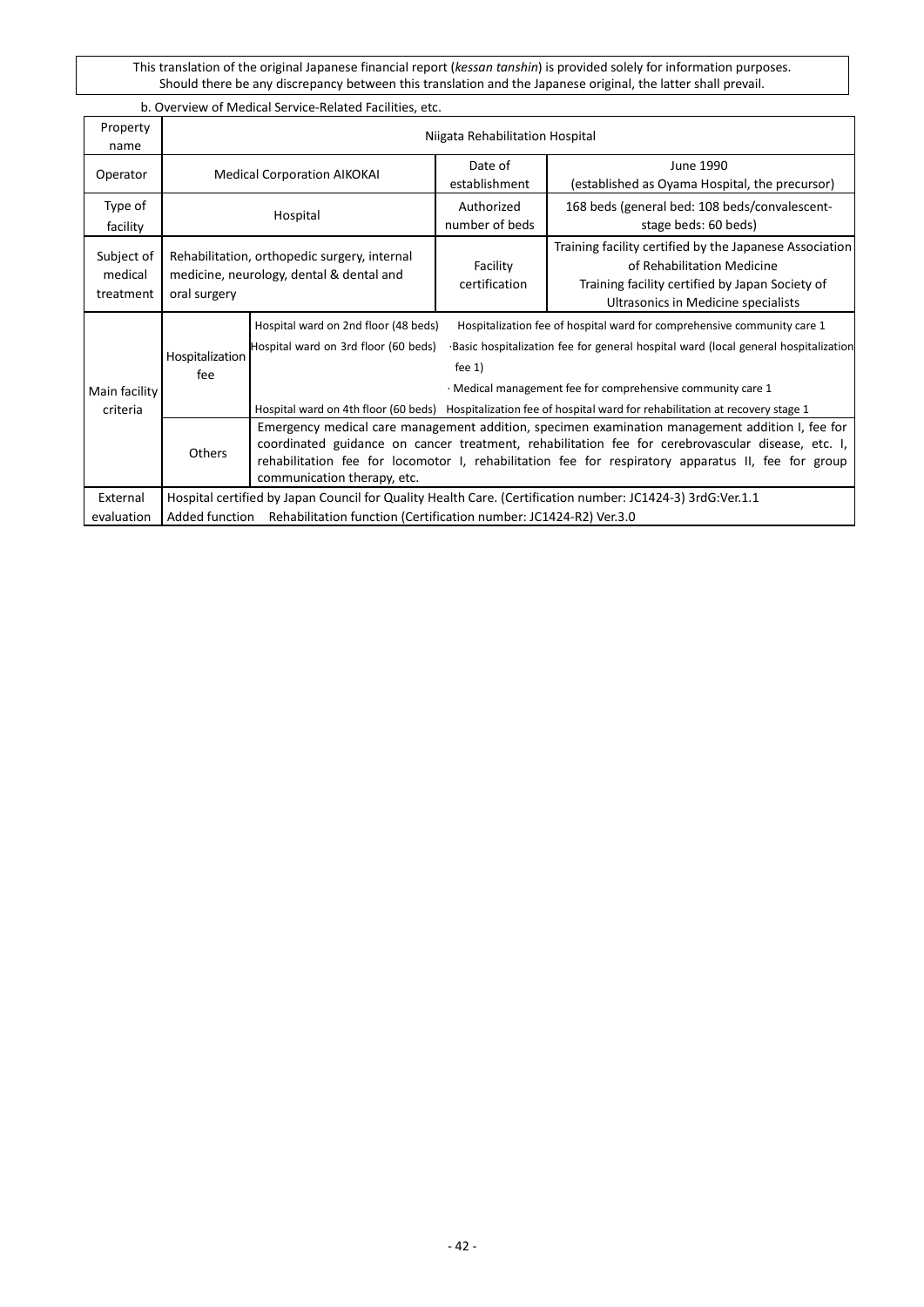This translation of the original Japanese financial report (*kessan tanshin*) is provided solely for information purposes. Should there be any discrepancy between this translation and the Japanese original, the latter shall prevail.

b. Overview of Medical Service-Related Facilities, etc.

| Property name | Niigata Rehabilitation Hospital | | | |
|---|---|---|---|---|
| Operator | Medical Corporation AIKOKAI | | Date of establishment | June 1990 (established as Oyama Hospital, the precursor) |
| Type of facility | Hospital | | Authorized number of beds | 168 beds (general bed: 108 beds/convalescent-stage beds: 60 beds) |
| Subject of medical treatment | Rehabilitation, orthopedic surgery, internal medicine, neurology, dental & dental and oral surgery | | Facility certification | Training facility certified by the Japanese Association of Rehabilitation Medicine<br>Training facility certified by Japan Society of Ultrasonics in Medicine specialists |
| Main facility criteria | Hospitalization fee | Hospital ward on 2nd floor (48 beds) | Hospitalization fee of hospital ward for comprehensive community care 1 | |
| | | Hospital ward on 3rd floor (60 beds) | ·Basic hospitalization fee for general hospital ward (local general hospitalization fee 1)<br>· Medical management fee for comprehensive community care 1 | |
| | | Hospital ward on 4th floor (60 beds) | Hospitalization fee of hospital ward for rehabilitation at recovery stage 1 | |
| | Others | Emergency medical care management addition, specimen examination management addition I, fee for coordinated guidance on cancer treatment, rehabilitation fee for cerebrovascular disease, etc. I, rehabilitation fee for locomotor I, rehabilitation fee for respiratory apparatus II, fee for group communication therapy, etc. | | |
| External evaluation | Hospital certified by Japan Council for Quality Health Care. (Certification number: JC1424-3) 3rdG:Ver.1.1<br>Added function Rehabilitation function (Certification number: JC1424-R2) Ver.3.0 | | | |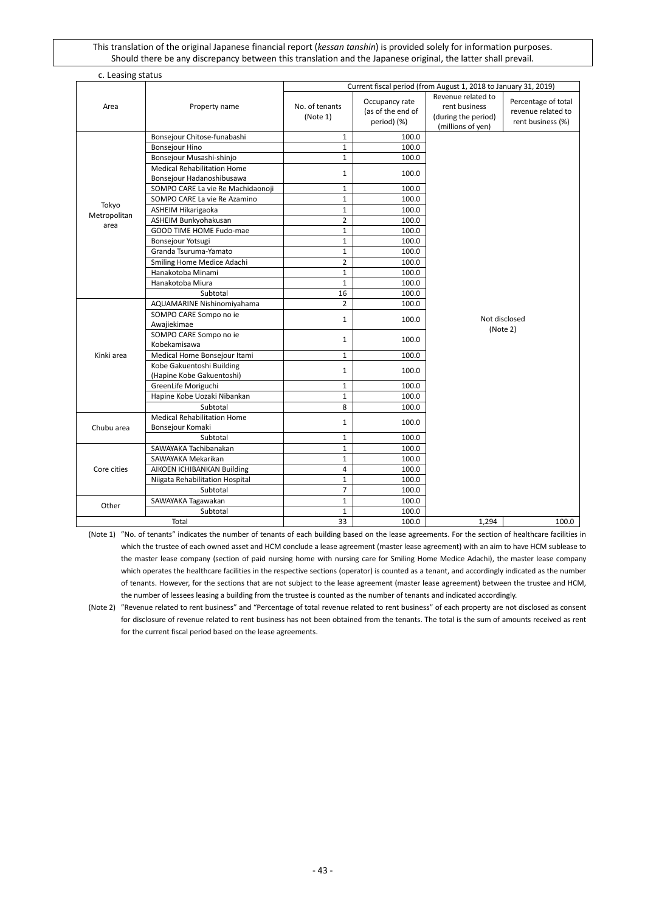This translation of the original Japanese financial report (*kessan tanshin*) is provided solely for information purposes. Should there be any discrepancy between this translation and the Japanese original, the latter shall prevail.

c. Leasing status

| Area | Property name | Current fiscal period (from August 1, 2018 to January 31, 2019) | | | |
|---|---|---|---|---|---|
| | | No. of tenants (Note 1) | Occupancy rate (as of the end of period) (%) | Revenue related to rent business (during the period) (millions of yen) | Percentage of total revenue related to rent business (%) |
| Tokyo Metropolitan area | Bonsejour Chitose-funabashi | 1 | 100.0 | Not disclosed (Note 2) | |
| | Bonsejour Hino | 1 | 100.0 | | |
| | Bonsejour Musashi-shinjo | 1 | 100.0 | | |
| | Medical Rehabilitation Home Bonsejour Hadanoshibusawa | 1 | 100.0 | | |
| | SOMPO CARE La vie Re Machidaonoji | 1 | 100.0 | | |
| | SOMPO CARE La vie Re Azamino | 1 | 100.0 | | |
| | ASHEIM Hikarigaoka | 1 | 100.0 | | |
| | ASHEIM Bunkyohakusan | 2 | 100.0 | | |
| | GOOD TIME HOME Fudo-mae | 1 | 100.0 | | |
| | Bonsejour Yotsugi | 1 | 100.0 | | |
| | Granda Tsuruma-Yamato | 1 | 100.0 | | |
| | Smiling Home Medice Adachi | 2 | 100.0 | | |
| | Hanakotoba Minami | 1 | 100.0 | | |
| | Hanakotoba Miura | 1 | 100.0 | | |
| | Subtotal | 16 | 100.0 | | |
| Kinki area | AQUAMARINE Nishinomiyahama | 2 | 100.0 | | |
| | SOMPO CARE Sompo no ie Awajiekimae | 1 | 100.0 | | |
| | SOMPO CARE Sompo no ie Kobekamisawa | 1 | 100.0 | | |
| | Medical Home Bonsejour Itami | 1 | 100.0 | | |
| | Kobe Gakuentoshi Building (Hapine Kobe Gakuentoshi) | 1 | 100.0 | | |
| | GreenLife Moriguchi | 1 | 100.0 | | |
| | Hapine Kobe Uozaki Nibankan | 1 | 100.0 | | |
| | Subtotal | 8 | 100.0 | | |
| Chubu area | Medical Rehabilitation Home Bonsejour Komaki | 1 | 100.0 | | |
| | Subtotal | 1 | 100.0 | | |
| Core cities | SAWAYAKA Tachibanakan | 1 | 100.0 | | |
| | SAWAYAKA Mekarikan | 1 | 100.0 | | |
| | AIKOEN ICHIBANKAN Building | 4 | 100.0 | | |
| | Niigata Rehabilitation Hospital | 1 | 100.0 | | |
| | Subtotal | 7 | 100.0 | | |
| Other | SAWAYAKA Tagawakan | 1 | 100.0 | | |
| | Subtotal | 1 | 100.0 | | |
| Total | | 33 | 100.0 | 1,294 | 100.0 |

(Note 1) "No. of tenants" indicates the number of tenants of each building based on the lease agreements. For the section of healthcare facilities in which the trustee of each owned asset and HCM conclude a lease agreement (master lease agreement) with an aim to have HCM sublease to the master lease company (section of paid nursing home with nursing care for Smiling Home Medice Adachi), the master lease company which operates the healthcare facilities in the respective sections (operator) is counted as a tenant, and accordingly indicated as the number of tenants. However, for the sections that are not subject to the lease agreement (master lease agreement) between the trustee and HCM, the number of lessees leasing a building from the trustee is counted as the number of tenants and indicated accordingly.

(Note 2) "Revenue related to rent business" and "Percentage of total revenue related to rent business" of each property are not disclosed as consent for disclosure of revenue related to rent business has not been obtained from the tenants. The total is the sum of amounts received as rent for the current fiscal period based on the lease agreements.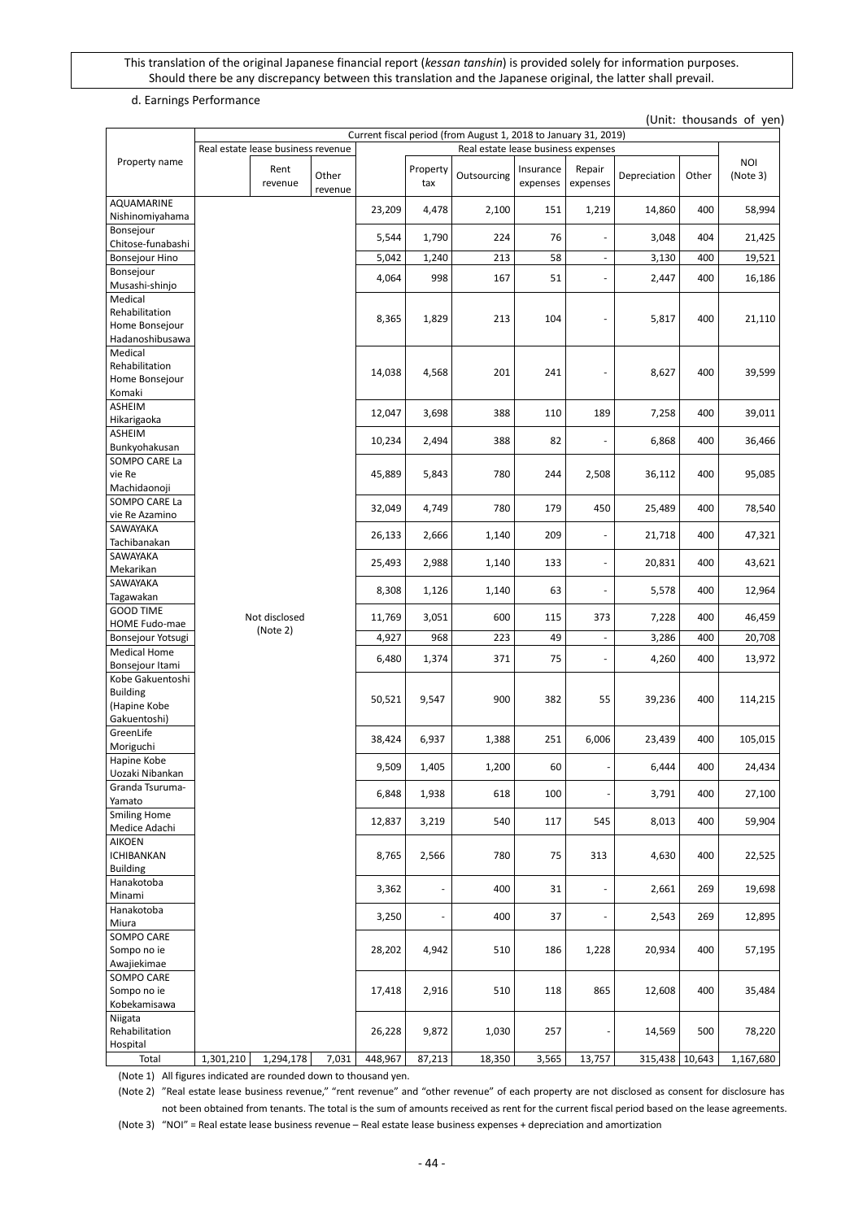This translation of the original Japanese financial report (*kessan tanshin*) is provided solely for information purposes. Should there be any discrepancy between this translation and the Japanese original, the latter shall prevail.

d. Earnings Performance

(Unit: thousands of yen)

| Property name | Current fiscal period (from August 1, 2018 to January 31, 2019) | | | | | | | | | | | |
|---|---|---|---|---|---|---|---|---|---|---|---|---|
| | Real estate lease business revenue | | | Real estate lease business expenses | | | | | | | | NOI (Note 3) |
| | | Rent revenue | Other revenue | | Property tax | Outsourcing | Insurance expenses | Repair expenses | Depreciation | Other | | |
| AQUAMARINE Nishinomiyahama | Not disclosed (Note 2) | | | 23,209 | 4,478 | 2,100 | 151 | 1,219 | 14,860 | 400 | 58,994 |
| Bonsejour Chitose-funabashi | | | | 5,544 | 1,790 | 224 | 76 | - | 3,048 | 404 | 21,425 |
| Bonsejour Hino | | | | 5,042 | 1,240 | 213 | 58 | - | 3,130 | 400 | 19,521 |
| Bonsejour Musashi-shinjo | | | | 4,064 | 998 | 167 | 51 | - | 2,447 | 400 | 16,186 |
| Medical Rehabilitation Home Bonsejour Hadanoshibusawa | | | | 8,365 | 1,829 | 213 | 104 | - | 5,817 | 400 | 21,110 |
| Medical Rehabilitation Home Bonsejour Komaki | | | | 14,038 | 4,568 | 201 | 241 | - | 8,627 | 400 | 39,599 |
| ASHEIM Hikarigaoka | | | | 12,047 | 3,698 | 388 | 110 | 189 | 7,258 | 400 | 39,011 |
| ASHEIM Bunkyohakusan | | | | 10,234 | 2,494 | 388 | 82 | - | 6,868 | 400 | 36,466 |
| SOMPO CARE La vie Re Machidaonoji | | | | 45,889 | 5,843 | 780 | 244 | 2,508 | 36,112 | 400 | 95,085 |
| SOMPO CARE La vie Re Azamino | | | | 32,049 | 4,749 | 780 | 179 | 450 | 25,489 | 400 | 78,540 |
| SAWAYAKA Tachibanakan | | | | 26,133 | 2,666 | 1,140 | 209 | - | 21,718 | 400 | 47,321 |
| SAWAYAKA Mekarikan | | | | 25,493 | 2,988 | 1,140 | 133 | - | 20,831 | 400 | 43,621 |
| SAWAYAKA Tagawakan | | | | 8,308 | 1,126 | 1,140 | 63 | - | 5,578 | 400 | 12,964 |
| GOOD TIME HOME Fudo-mae | | | | 11,769 | 3,051 | 600 | 115 | 373 | 7,228 | 400 | 46,459 |
| Bonsejour Yotsugi | | | | 4,927 | 968 | 223 | 49 | - | 3,286 | 400 | 20,708 |
| Medical Home Bonsejour Itami | | | | 6,480 | 1,374 | 371 | 75 | - | 4,260 | 400 | 13,972 |
| Kobe Gakuentoshi Building (Hapine Kobe Gakuentoshi) | | | | 50,521 | 9,547 | 900 | 382 | 55 | 39,236 | 400 | 114,215 |
| GreenLife Moriguchi | | | | 38,424 | 6,937 | 1,388 | 251 | 6,006 | 23,439 | 400 | 105,015 |
| Hapine Kobe Uozaki Nibankan | | | | 9,509 | 1,405 | 1,200 | 60 | - | 6,444 | 400 | 24,434 |
| Granda Tsuruma-Yamato | | | | 6,848 | 1,938 | 618 | 100 | - | 3,791 | 400 | 27,100 |
| Smiling Home Medice Adachi | | | | 12,837 | 3,219 | 540 | 117 | 545 | 8,013 | 400 | 59,904 |
| AIKOEN ICHIBANKAN Building | | | | 8,765 | 2,566 | 780 | 75 | 313 | 4,630 | 400 | 22,525 |
| Hanakotoba Minami | | | | 3,362 | - | 400 | 31 | - | 2,661 | 269 | 19,698 |
| Hanakotoba Miura | | | | 3,250 | - | 400 | 37 | - | 2,543 | 269 | 12,895 |
| SOMPO CARE Sompo no ie Awajiekimae | | | | 28,202 | 4,942 | 510 | 186 | 1,228 | 20,934 | 400 | 57,195 |
| SOMPO CARE Sompo no ie Kobekamisawa | | | | 17,418 | 2,916 | 510 | 118 | 865 | 12,608 | 400 | 35,484 |
| Niigata Rehabilitation Hospital | | | | 26,228 | 9,872 | 1,030 | 257 | - | 14,569 | 500 | 78,220 |
| Total | 1,301,210 | 1,294,178 | 7,031 | 448,967 | 87,213 | 18,350 | 3,565 | 13,757 | 315,438 | 10,643 | 1,167,680 |

(Note 1) All figures indicated are rounded down to thousand yen.

(Note 2) "Real estate lease business revenue," "rent revenue" and "other revenue" of each property are not disclosed as consent for disclosure has not been obtained from tenants. The total is the sum of amounts received as rent for the current fiscal period based on the lease agreements.

(Note 3) "NOI" = Real estate lease business revenue – Real estate lease business expenses + depreciation and amortization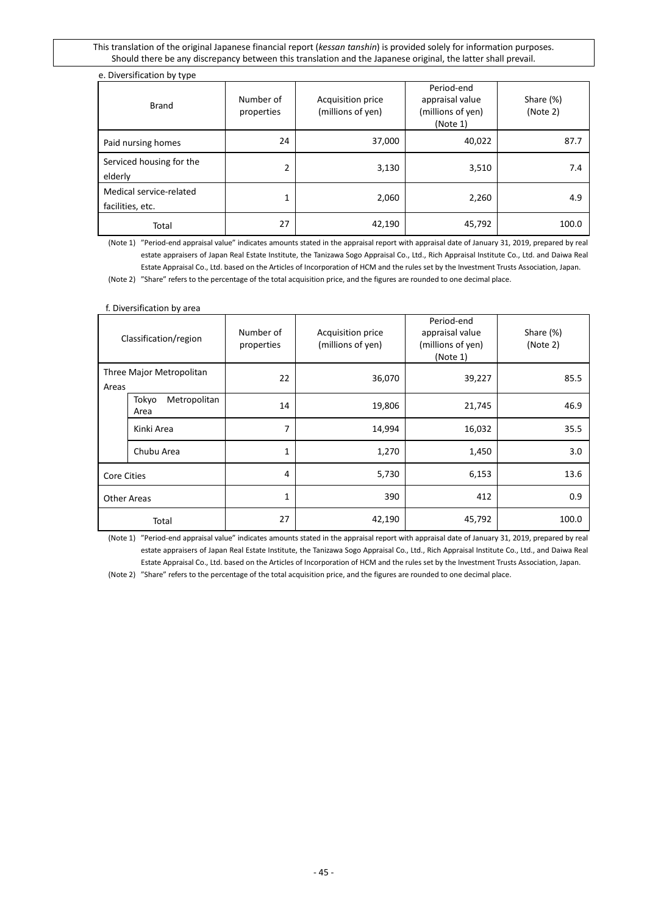This translation of the original Japanese financial report (*kessan tanshin*) is provided solely for information purposes. Should there be any discrepancy between this translation and the Japanese original, the latter shall prevail.

e. Diversification by type

| Brand | Number of properties | Acquisition price (millions of yen) | Period-end appraisal value (millions of yen) (Note 1) | Share (%) (Note 2) |
|---|---|---|---|---|
| Paid nursing homes | 24 | 37,000 | 40,022 | 87.7 |
| Serviced housing for the elderly | 2 | 3,130 | 3,510 | 7.4 |
| Medical service-related facilities, etc. | 1 | 2,060 | 2,260 | 4.9 |
| Total | 27 | 42,190 | 45,792 | 100.0 |

(Note 1) "Period-end appraisal value" indicates amounts stated in the appraisal report with appraisal date of January 31, 2019, prepared by real estate appraisers of Japan Real Estate Institute, the Tanizawa Sogo Appraisal Co., Ltd., Rich Appraisal Institute Co., Ltd. and Daiwa Real Estate Appraisal Co., Ltd. based on the Articles of Incorporation of HCM and the rules set by the Investment Trusts Association, Japan.

(Note 2) "Share" refers to the percentage of the total acquisition price, and the figures are rounded to one decimal place.

f. Diversification by area

| Classification/region | | Number of properties | Acquisition price (millions of yen) | Period-end appraisal value (millions of yen) (Note 1) | Share (%) (Note 2) |
|---|---|---|---|---|---|
| Three Major Metropolitan Areas | | 22 | 36,070 | 39,227 | 85.5 |
| | Tokyo Metropolitan Area | 14 | 19,806 | 21,745 | 46.9 |
| | Kinki Area | 7 | 14,994 | 16,032 | 35.5 |
| | Chubu Area | 1 | 1,270 | 1,450 | 3.0 |
| Core Cities | | 4 | 5,730 | 6,153 | 13.6 |
| Other Areas | | 1 | 390 | 412 | 0.9 |
| Total | | 27 | 42,190 | 45,792 | 100.0 |

(Note 1) "Period-end appraisal value" indicates amounts stated in the appraisal report with appraisal date of January 31, 2019, prepared by real estate appraisers of Japan Real Estate Institute, the Tanizawa Sogo Appraisal Co., Ltd., Rich Appraisal Institute Co., Ltd., and Daiwa Real Estate Appraisal Co., Ltd. based on the Articles of Incorporation of HCM and the rules set by the Investment Trusts Association, Japan.

(Note 2) "Share" refers to the percentage of the total acquisition price, and the figures are rounded to one decimal place.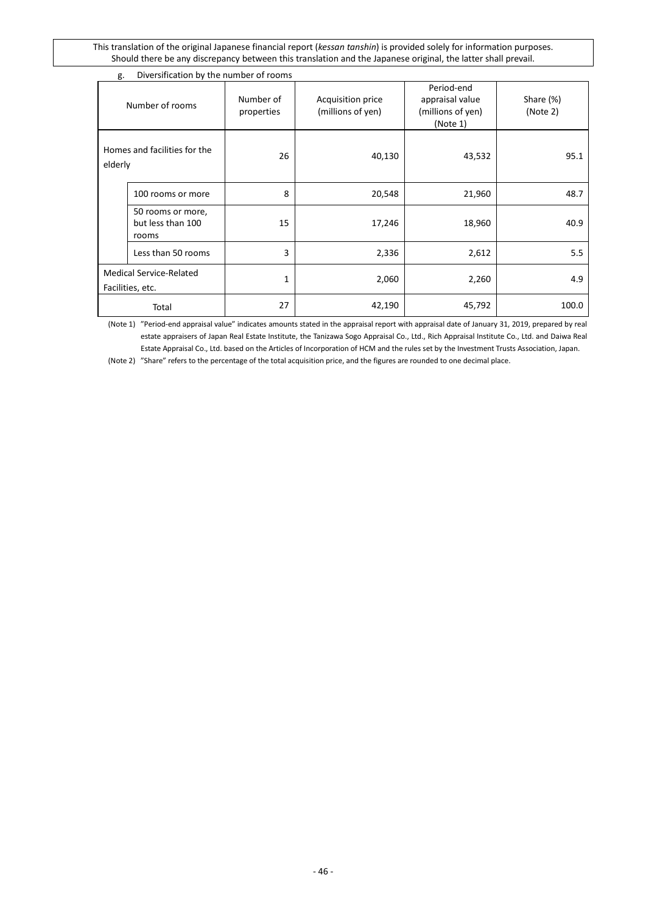This translation of the original Japanese financial report (*kessan tanshin*) is provided solely for information purposes. Should there be any discrepancy between this translation and the Japanese original, the latter shall prevail.

g. Diversification by the number of rooms

| Number of rooms | | Number of properties | Acquisition price (millions of yen) | Period-end appraisal value (millions of yen) (Note 1) | Share (%) (Note 2) |
|---|---|---|---|---|---|
| Homes and facilities for the elderly | | 26 | 40,130 | 43,532 | 95.1 |
| | 100 rooms or more | 8 | 20,548 | 21,960 | 48.7 |
| | 50 rooms or more, but less than 100 rooms | 15 | 17,246 | 18,960 | 40.9 |
| | Less than 50 rooms | 3 | 2,336 | 2,612 | 5.5 |
| Medical Service-Related Facilities, etc. | | 1 | 2,060 | 2,260 | 4.9 |
| Total | | 27 | 42,190 | 45,792 | 100.0 |

(Note 1) "Period-end appraisal value" indicates amounts stated in the appraisal report with appraisal date of January 31, 2019, prepared by real estate appraisers of Japan Real Estate Institute, the Tanizawa Sogo Appraisal Co., Ltd., Rich Appraisal Institute Co., Ltd. and Daiwa Real Estate Appraisal Co., Ltd. based on the Articles of Incorporation of HCM and the rules set by the Investment Trusts Association, Japan.

(Note 2) "Share" refers to the percentage of the total acquisition price, and the figures are rounded to one decimal place.